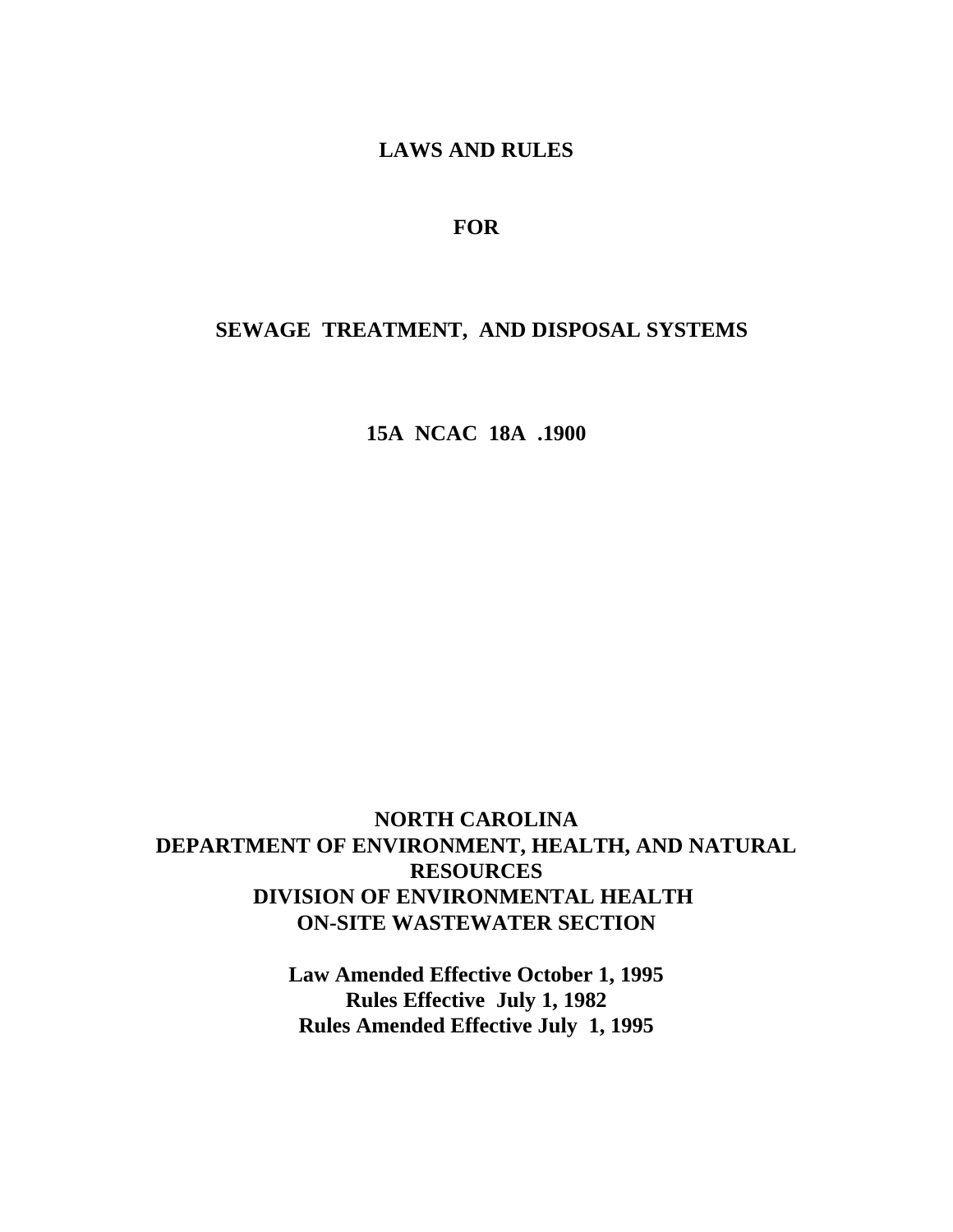# LAWS AND RULES

# FOR

# SEWAGE TREATMENT, AND DISPOSAL SYSTEMS

# 15A NCAC 18A .1900

**NORTH CAROLINA**
**DEPARTMENT OF ENVIRONMENT, HEALTH, AND NATURAL RESOURCES**
**DIVISION OF ENVIRONMENTAL HEALTH**
**ON-SITE WASTEWATER SECTION**

**Law Amended Effective October 1, 1995**
**Rules Effective July 1, 1982**
**Rules Amended Effective July 1, 1995**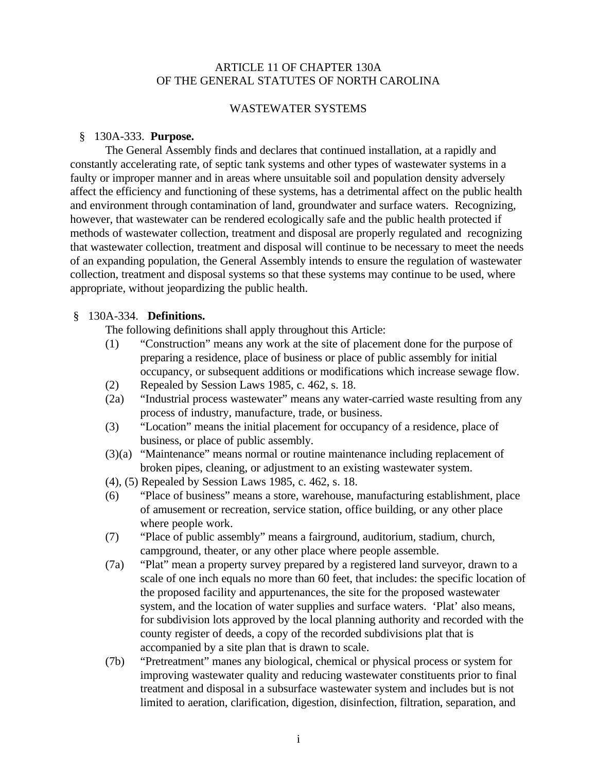ARTICLE 11 OF CHAPTER 130A
OF THE GENERAL STATUTES OF NORTH CAROLINA

WASTEWATER SYSTEMS

§ 130A-333. **Purpose.**

The General Assembly finds and declares that continued installation, at a rapidly and constantly accelerating rate, of septic tank systems and other types of wastewater systems in a faulty or improper manner and in areas where unsuitable soil and population density adversely affect the efficiency and functioning of these systems, has a detrimental affect on the public health and environment through contamination of land, groundwater and surface waters. Recognizing, however, that wastewater can be rendered ecologically safe and the public health protected if methods of wastewater collection, treatment and disposal are properly regulated and recognizing that wastewater collection, treatment and disposal will continue to be necessary to meet the needs of an expanding population, the General Assembly intends to ensure the regulation of wastewater collection, treatment and disposal systems so that these systems may continue to be used, where appropriate, without jeopardizing the public health.

§ 130A-334. **Definitions.**

The following definitions shall apply throughout this Article:

(1) "Construction" means any work at the site of placement done for the purpose of preparing a residence, place of business or place of public assembly for initial occupancy, or subsequent additions or modifications which increase sewage flow.

(2) Repealed by Session Laws 1985, c. 462, s. 18.

(2a) "Industrial process wastewater" means any water-carried waste resulting from any process of industry, manufacture, trade, or business.

(3) "Location" means the initial placement for occupancy of a residence, place of business, or place of public assembly.

(3)(a) "Maintenance" means normal or routine maintenance including replacement of broken pipes, cleaning, or adjustment to an existing wastewater system.

(4), (5) Repealed by Session Laws 1985, c. 462, s. 18.

(6) "Place of business" means a store, warehouse, manufacturing establishment, place of amusement or recreation, service station, office building, or any other place where people work.

(7) "Place of public assembly" means a fairground, auditorium, stadium, church, campground, theater, or any other place where people assemble.

(7a) "Plat" mean a property survey prepared by a registered land surveyor, drawn to a scale of one inch equals no more than 60 feet, that includes: the specific location of the proposed facility and appurtenances, the site for the proposed wastewater system, and the location of water supplies and surface waters. 'Plat' also means, for subdivision lots approved by the local planning authority and recorded with the county register of deeds, a copy of the recorded subdivisions plat that is accompanied by a site plan that is drawn to scale.

(7b) "Pretreatment" manes any biological, chemical or physical process or system for improving wastewater quality and reducing wastewater constituents prior to final treatment and disposal in a subsurface wastewater system and includes but is not limited to aeration, clarification, digestion, disinfection, filtration, separation, and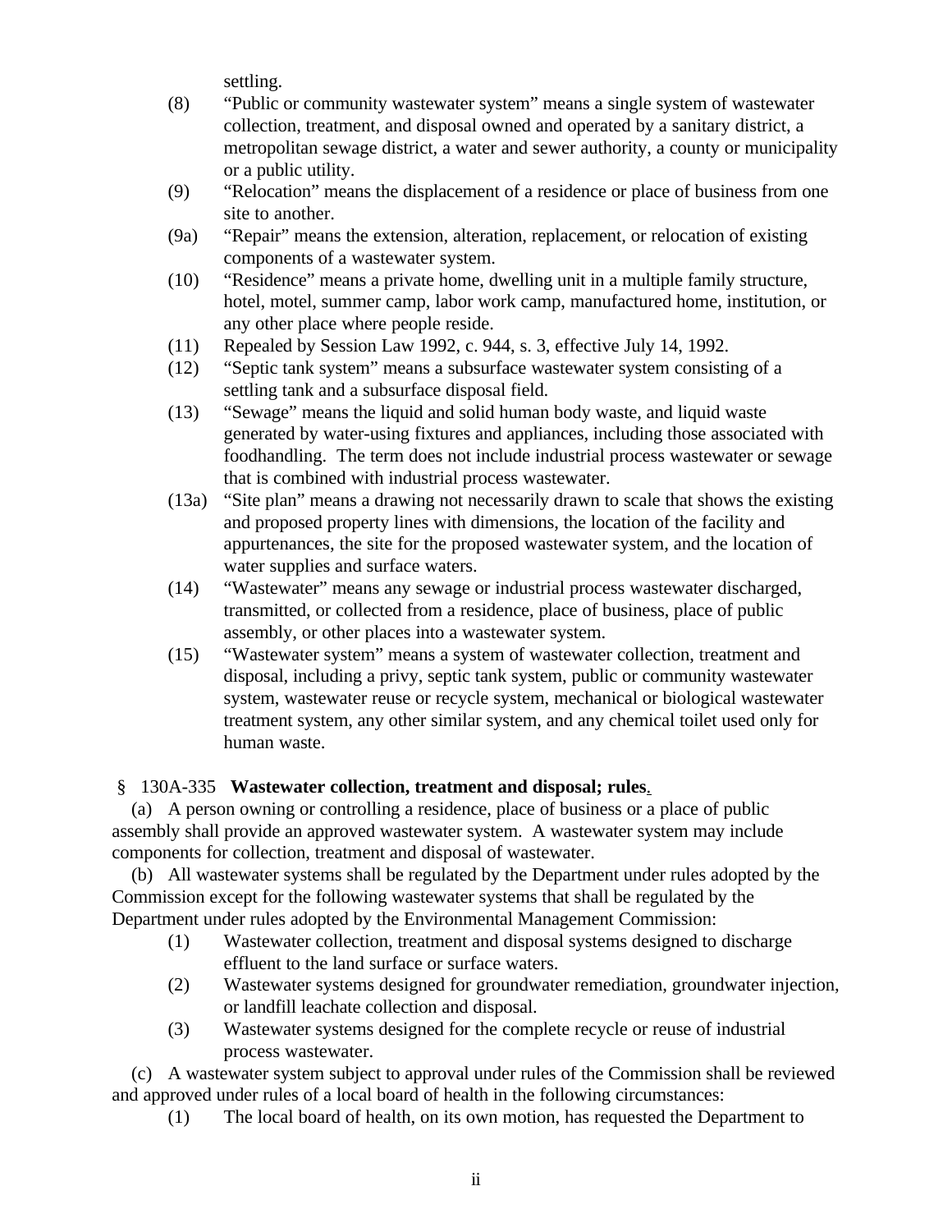settling.

(8) "Public or community wastewater system" means a single system of wastewater collection, treatment, and disposal owned and operated by a sanitary district, a metropolitan sewage district, a water and sewer authority, a county or municipality or a public utility.

(9) "Relocation" means the displacement of a residence or place of business from one site to another.

(9a) "Repair" means the extension, alteration, replacement, or relocation of existing components of a wastewater system.

(10) "Residence" means a private home, dwelling unit in a multiple family structure, hotel, motel, summer camp, labor work camp, manufactured home, institution, or any other place where people reside.

(11) Repealed by Session Law 1992, c. 944, s. 3, effective July 14, 1992.

(12) "Septic tank system" means a subsurface wastewater system consisting of a settling tank and a subsurface disposal field.

(13) "Sewage" means the liquid and solid human body waste, and liquid waste generated by water-using fixtures and appliances, including those associated with foodhandling. The term does not include industrial process wastewater or sewage that is combined with industrial process wastewater.

(13a) "Site plan" means a drawing not necessarily drawn to scale that shows the existing and proposed property lines with dimensions, the location of the facility and appurtenances, the site for the proposed wastewater system, and the location of water supplies and surface waters.

(14) "Wastewater" means any sewage or industrial process wastewater discharged, transmitted, or collected from a residence, place of business, place of public assembly, or other places into a wastewater system.

(15) "Wastewater system" means a system of wastewater collection, treatment and disposal, including a privy, septic tank system, public or community wastewater system, wastewater reuse or recycle system, mechanical or biological wastewater treatment system, any other similar system, and any chemical toilet used only for human waste.

### § 130A-335 **Wastewater collection, treatment and disposal; rules.**

(a) A person owning or controlling a residence, place of business or a place of public assembly shall provide an approved wastewater system. A wastewater system may include components for collection, treatment and disposal of wastewater.

(b) All wastewater systems shall be regulated by the Department under rules adopted by the Commission except for the following wastewater systems that shall be regulated by the Department under rules adopted by the Environmental Management Commission:

(1) Wastewater collection, treatment and disposal systems designed to discharge effluent to the land surface or surface waters.

(2) Wastewater systems designed for groundwater remediation, groundwater injection, or landfill leachate collection and disposal.

(3) Wastewater systems designed for the complete recycle or reuse of industrial process wastewater.

(c) A wastewater system subject to approval under rules of the Commission shall be reviewed and approved under rules of a local board of health in the following circumstances:

(1) The local board of health, on its own motion, has requested the Department to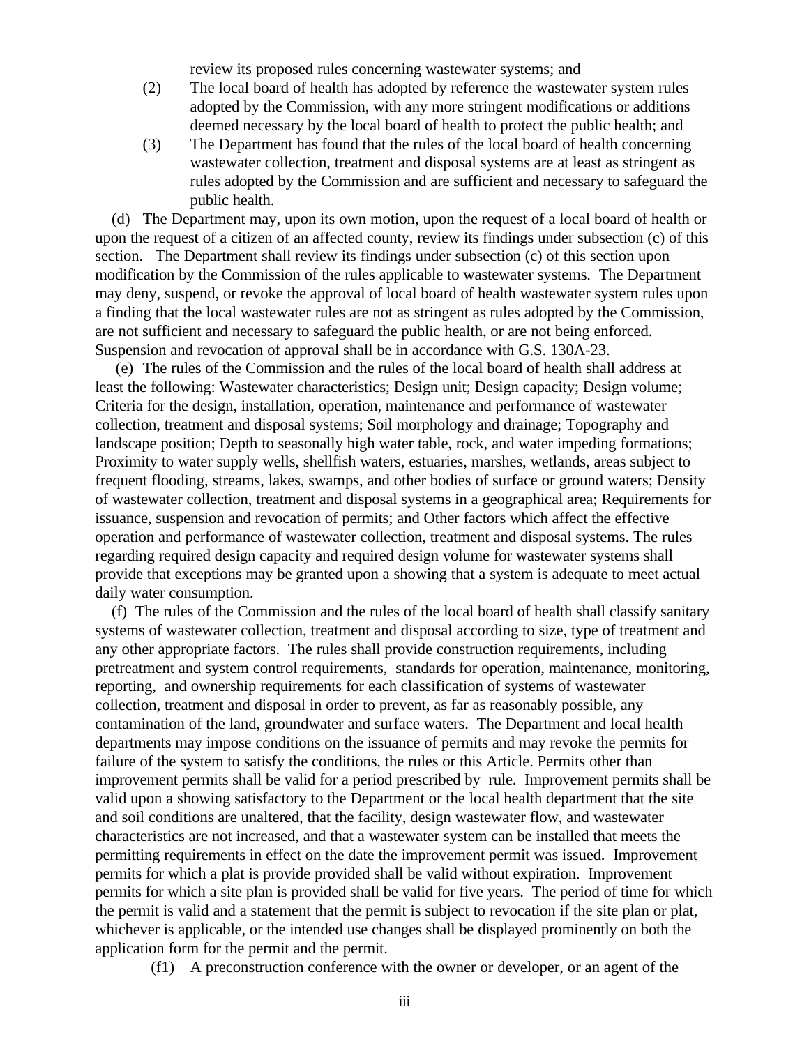review its proposed rules concerning wastewater systems; and

(2) The local board of health has adopted by reference the wastewater system rules adopted by the Commission, with any more stringent modifications or additions deemed necessary by the local board of health to protect the public health; and

(3) The Department has found that the rules of the local board of health concerning wastewater collection, treatment and disposal systems are at least as stringent as rules adopted by the Commission and are sufficient and necessary to safeguard the public health.

(d) The Department may, upon its own motion, upon the request of a local board of health or upon the request of a citizen of an affected county, review its findings under subsection (c) of this section. The Department shall review its findings under subsection (c) of this section upon modification by the Commission of the rules applicable to wastewater systems. The Department may deny, suspend, or revoke the approval of local board of health wastewater system rules upon a finding that the local wastewater rules are not as stringent as rules adopted by the Commission, are not sufficient and necessary to safeguard the public health, or are not being enforced. Suspension and revocation of approval shall be in accordance with G.S. 130A-23.

(e) The rules of the Commission and the rules of the local board of health shall address at least the following: Wastewater characteristics; Design unit; Design capacity; Design volume; Criteria for the design, installation, operation, maintenance and performance of wastewater collection, treatment and disposal systems; Soil morphology and drainage; Topography and landscape position; Depth to seasonally high water table, rock, and water impeding formations; Proximity to water supply wells, shellfish waters, estuaries, marshes, wetlands, areas subject to frequent flooding, streams, lakes, swamps, and other bodies of surface or ground waters; Density of wastewater collection, treatment and disposal systems in a geographical area; Requirements for issuance, suspension and revocation of permits; and Other factors which affect the effective operation and performance of wastewater collection, treatment and disposal systems. The rules regarding required design capacity and required design volume for wastewater systems shall provide that exceptions may be granted upon a showing that a system is adequate to meet actual daily water consumption.

(f) The rules of the Commission and the rules of the local board of health shall classify sanitary systems of wastewater collection, treatment and disposal according to size, type of treatment and any other appropriate factors. The rules shall provide construction requirements, including pretreatment and system control requirements, standards for operation, maintenance, monitoring, reporting, and ownership requirements for each classification of systems of wastewater collection, treatment and disposal in order to prevent, as far as reasonably possible, any contamination of the land, groundwater and surface waters. The Department and local health departments may impose conditions on the issuance of permits and may revoke the permits for failure of the system to satisfy the conditions, the rules or this Article. Permits other than improvement permits shall be valid for a period prescribed by rule. Improvement permits shall be valid upon a showing satisfactory to the Department or the local health department that the site and soil conditions are unaltered, that the facility, design wastewater flow, and wastewater characteristics are not increased, and that a wastewater system can be installed that meets the permitting requirements in effect on the date the improvement permit was issued. Improvement permits for which a plat is provide provided shall be valid without expiration. Improvement permits for which a site plan is provided shall be valid for five years. The period of time for which the permit is valid and a statement that the permit is subject to revocation if the site plan or plat, whichever is applicable, or the intended use changes shall be displayed prominently on both the application form for the permit and the permit.

(f1) A preconstruction conference with the owner or developer, or an agent of the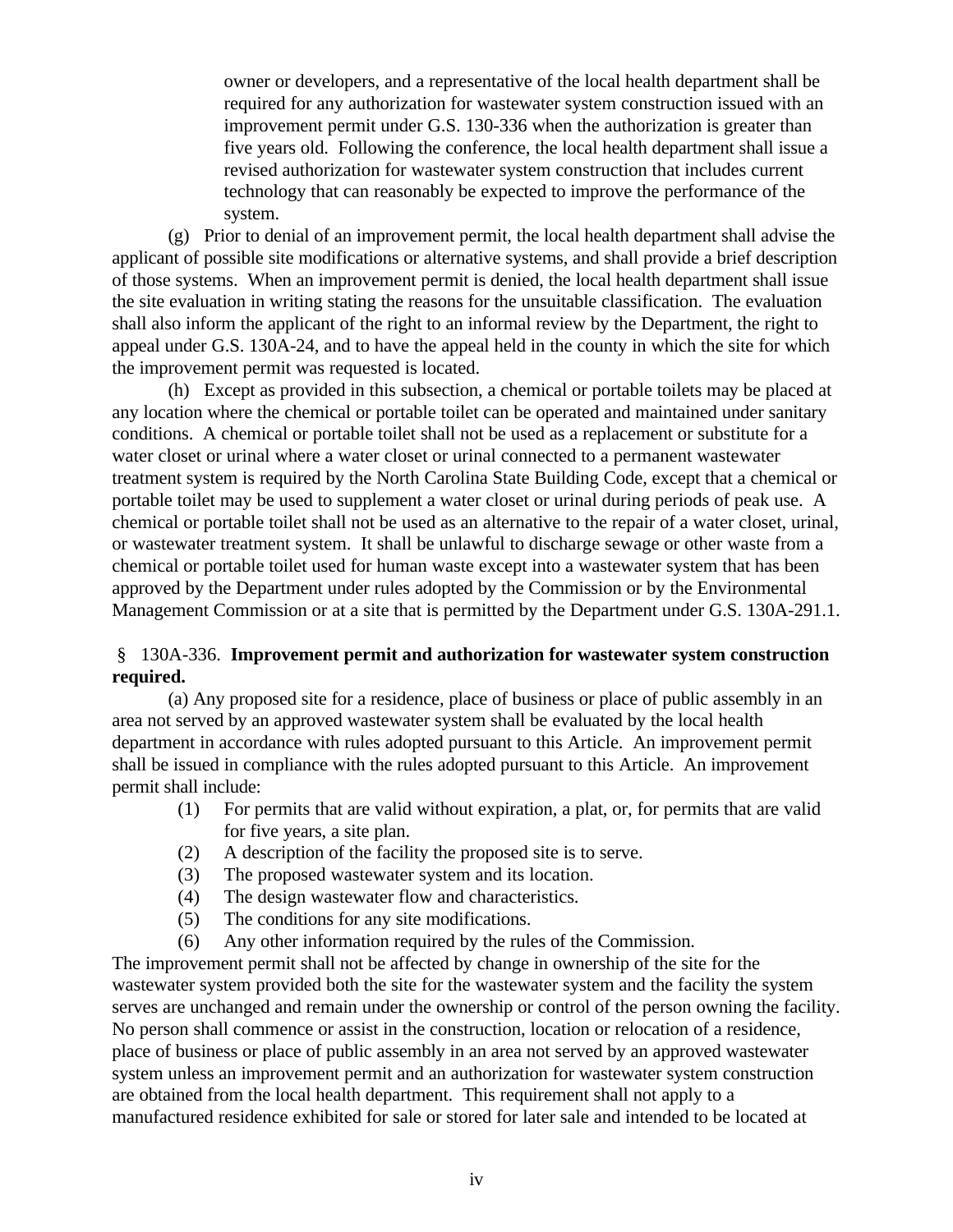owner or developers, and a representative of the local health department shall be required for any authorization for wastewater system construction issued with an improvement permit under G.S. 130-336 when the authorization is greater than five years old. Following the conference, the local health department shall issue a revised authorization for wastewater system construction that includes current technology that can reasonably be expected to improve the performance of the system.

(g) Prior to denial of an improvement permit, the local health department shall advise the applicant of possible site modifications or alternative systems, and shall provide a brief description of those systems. When an improvement permit is denied, the local health department shall issue the site evaluation in writing stating the reasons for the unsuitable classification. The evaluation shall also inform the applicant of the right to an informal review by the Department, the right to appeal under G.S. 130A-24, and to have the appeal held in the county in which the site for which the improvement permit was requested is located.

(h) Except as provided in this subsection, a chemical or portable toilets may be placed at any location where the chemical or portable toilet can be operated and maintained under sanitary conditions. A chemical or portable toilet shall not be used as a replacement or substitute for a water closet or urinal where a water closet or urinal connected to a permanent wastewater treatment system is required by the North Carolina State Building Code, except that a chemical or portable toilet may be used to supplement a water closet or urinal during periods of peak use. A chemical or portable toilet shall not be used as an alternative to the repair of a water closet, urinal, or wastewater treatment system. It shall be unlawful to discharge sewage or other waste from a chemical or portable toilet used for human waste except into a wastewater system that has been approved by the Department under rules adopted by the Commission or by the Environmental Management Commission or at a site that is permitted by the Department under G.S. 130A-291.1.

§ 130A-336. **Improvement permit and authorization for wastewater system construction required.**

(a) Any proposed site for a residence, place of business or place of public assembly in an area not served by an approved wastewater system shall be evaluated by the local health department in accordance with rules adopted pursuant to this Article. An improvement permit shall be issued in compliance with the rules adopted pursuant to this Article. An improvement permit shall include:

(1) For permits that are valid without expiration, a plat, or, for permits that are valid for five years, a site plan.
(2) A description of the facility the proposed site is to serve.
(3) The proposed wastewater system and its location.
(4) The design wastewater flow and characteristics.
(5) The conditions for any site modifications.
(6) Any other information required by the rules of the Commission.

The improvement permit shall not be affected by change in ownership of the site for the wastewater system provided both the site for the wastewater system and the facility the system serves are unchanged and remain under the ownership or control of the person owning the facility. No person shall commence or assist in the construction, location or relocation of a residence, place of business or place of public assembly in an area not served by an approved wastewater system unless an improvement permit and an authorization for wastewater system construction are obtained from the local health department. This requirement shall not apply to a manufactured residence exhibited for sale or stored for later sale and intended to be located at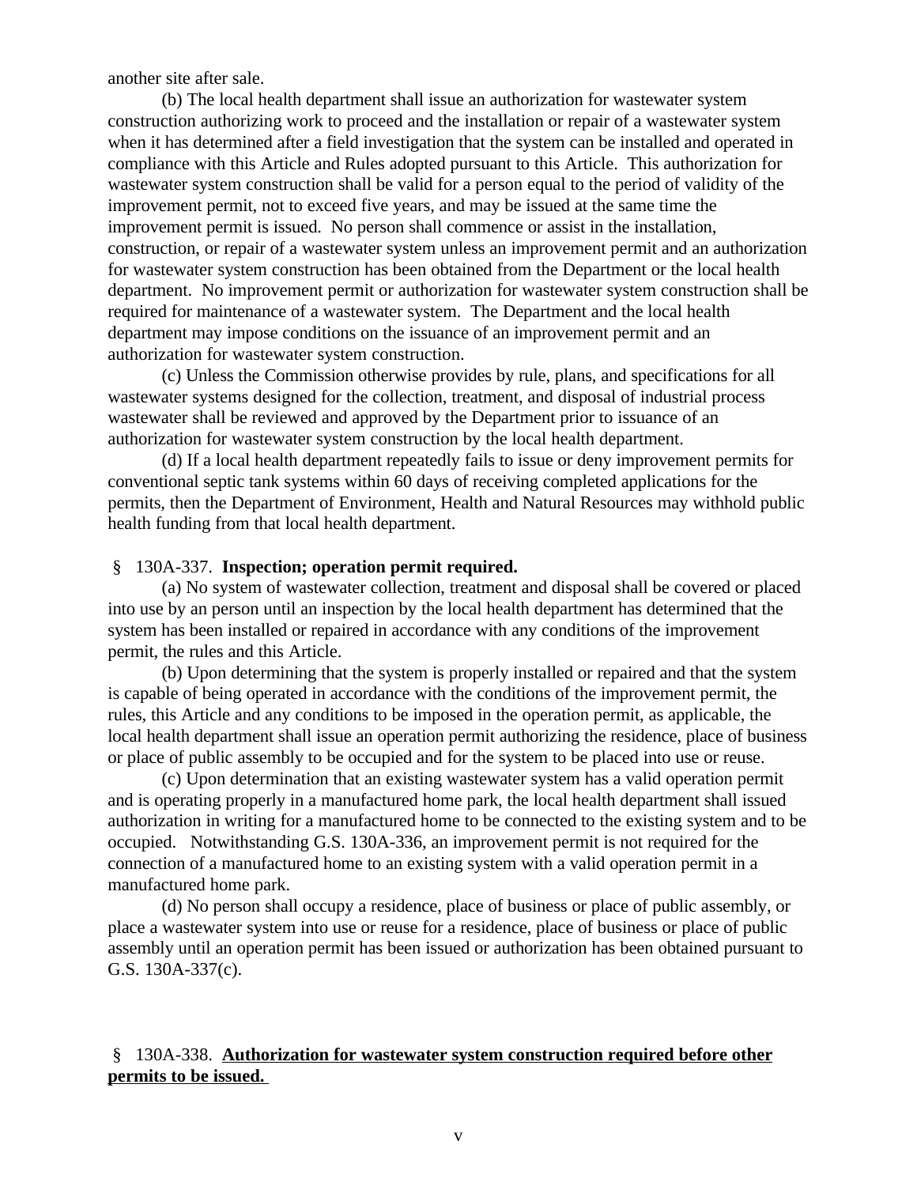another site after sale.

(b) The local health department shall issue an authorization for wastewater system construction authorizing work to proceed and the installation or repair of a wastewater system when it has determined after a field investigation that the system can be installed and operated in compliance with this Article and Rules adopted pursuant to this Article. This authorization for wastewater system construction shall be valid for a person equal to the period of validity of the improvement permit, not to exceed five years, and may be issued at the same time the improvement permit is issued. No person shall commence or assist in the installation, construction, or repair of a wastewater system unless an improvement permit and an authorization for wastewater system construction has been obtained from the Department or the local health department. No improvement permit or authorization for wastewater system construction shall be required for maintenance of a wastewater system. The Department and the local health department may impose conditions on the issuance of an improvement permit and an authorization for wastewater system construction.

(c) Unless the Commission otherwise provides by rule, plans, and specifications for all wastewater systems designed for the collection, treatment, and disposal of industrial process wastewater shall be reviewed and approved by the Department prior to issuance of an authorization for wastewater system construction by the local health department.

(d) If a local health department repeatedly fails to issue or deny improvement permits for conventional septic tank systems within 60 days of receiving completed applications for the permits, then the Department of Environment, Health and Natural Resources may withhold public health funding from that local health department.

§ 130A-337. **Inspection; operation permit required.**

(a) No system of wastewater collection, treatment and disposal shall be covered or placed into use by an person until an inspection by the local health department has determined that the system has been installed or repaired in accordance with any conditions of the improvement permit, the rules and this Article.

(b) Upon determining that the system is properly installed or repaired and that the system is capable of being operated in accordance with the conditions of the improvement permit, the rules, this Article and any conditions to be imposed in the operation permit, as applicable, the local health department shall issue an operation permit authorizing the residence, place of business or place of public assembly to be occupied and for the system to be placed into use or reuse.

(c) Upon determination that an existing wastewater system has a valid operation permit and is operating properly in a manufactured home park, the local health department shall issued authorization in writing for a manufactured home to be connected to the existing system and to be occupied. Notwithstanding G.S. 130A-336, an improvement permit is not required for the connection of a manufactured home to an existing system with a valid operation permit in a manufactured home park.

(d) No person shall occupy a residence, place of business or place of public assembly, or place a wastewater system into use or reuse for a residence, place of business or place of public assembly until an operation permit has been issued or authorization has been obtained pursuant to G.S. 130A-337(c).

§ 130A-338. **Authorization for wastewater system construction required before other permits to be issued.**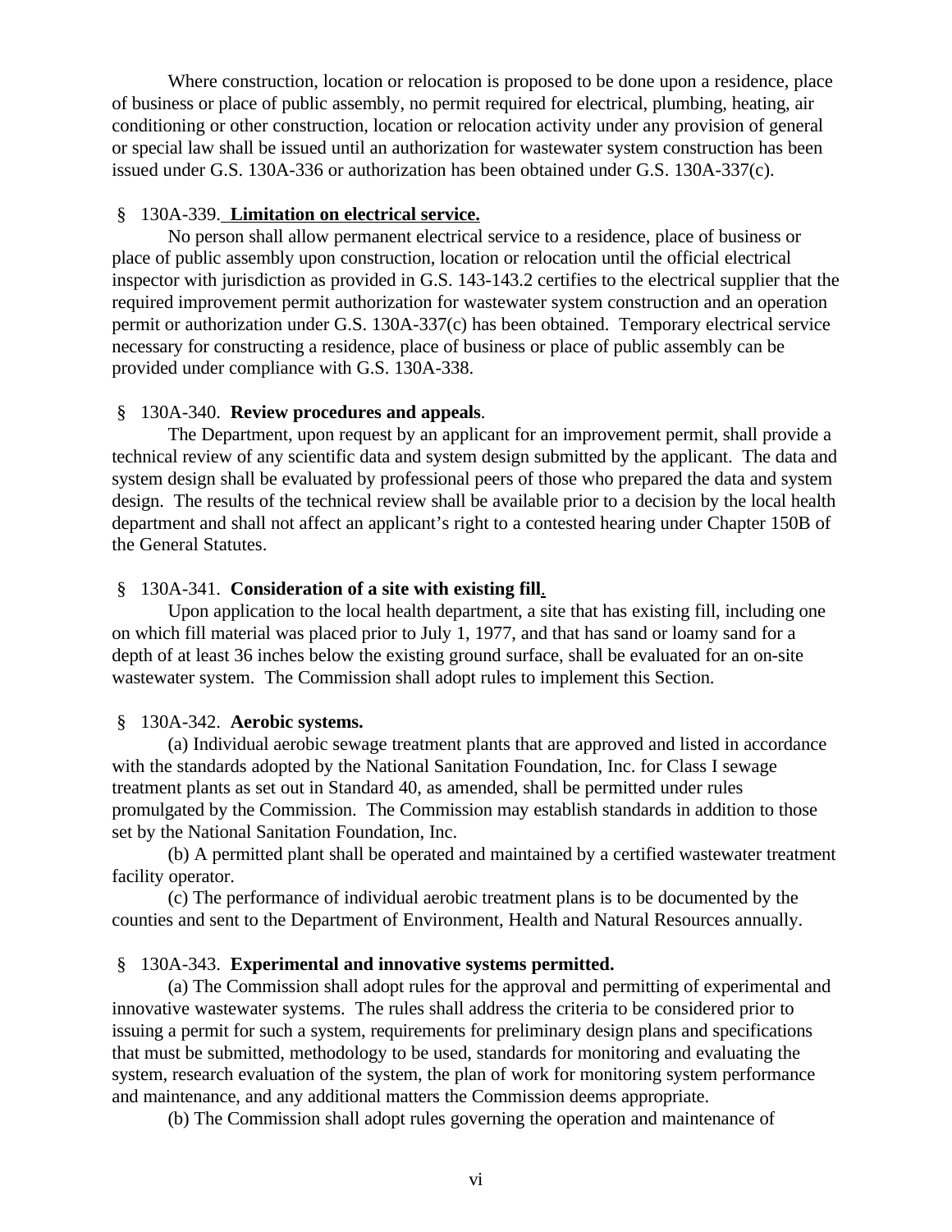Where construction, location or relocation is proposed to be done upon a residence, place of business or place of public assembly, no permit required for electrical, plumbing, heating, air conditioning or other construction, location or relocation activity under any provision of general or special law shall be issued until an authorization for wastewater system construction has been issued under G.S. 130A-336 or authorization has been obtained under G.S. 130A-337(c).

§ 130A-339. **Limitation on electrical service.**

No person shall allow permanent electrical service to a residence, place of business or place of public assembly upon construction, location or relocation until the official electrical inspector with jurisdiction as provided in G.S. 143-143.2 certifies to the electrical supplier that the required improvement permit authorization for wastewater system construction and an operation permit or authorization under G.S. 130A-337(c) has been obtained. Temporary electrical service necessary for constructing a residence, place of business or place of public assembly can be provided under compliance with G.S. 130A-338.

§ 130A-340. **Review procedures and appeals**.

The Department, upon request by an applicant for an improvement permit, shall provide a technical review of any scientific data and system design submitted by the applicant. The data and system design shall be evaluated by professional peers of those who prepared the data and system design. The results of the technical review shall be available prior to a decision by the local health department and shall not affect an applicant's right to a contested hearing under Chapter 150B of the General Statutes.

§ 130A-341. **Consideration of a site with existing fill.**

Upon application to the local health department, a site that has existing fill, including one on which fill material was placed prior to July 1, 1977, and that has sand or loamy sand for a depth of at least 36 inches below the existing ground surface, shall be evaluated for an on-site wastewater system. The Commission shall adopt rules to implement this Section.

§ 130A-342. **Aerobic systems.**

(a) Individual aerobic sewage treatment plants that are approved and listed in accordance with the standards adopted by the National Sanitation Foundation, Inc. for Class I sewage treatment plants as set out in Standard 40, as amended, shall be permitted under rules promulgated by the Commission. The Commission may establish standards in addition to those set by the National Sanitation Foundation, Inc.

(b) A permitted plant shall be operated and maintained by a certified wastewater treatment facility operator.

(c) The performance of individual aerobic treatment plans is to be documented by the counties and sent to the Department of Environment, Health and Natural Resources annually.

§ 130A-343. **Experimental and innovative systems permitted.**

(a) The Commission shall adopt rules for the approval and permitting of experimental and innovative wastewater systems. The rules shall address the criteria to be considered prior to issuing a permit for such a system, requirements for preliminary design plans and specifications that must be submitted, methodology to be used, standards for monitoring and evaluating the system, research evaluation of the system, the plan of work for monitoring system performance and maintenance, and any additional matters the Commission deems appropriate.

(b) The Commission shall adopt rules governing the operation and maintenance of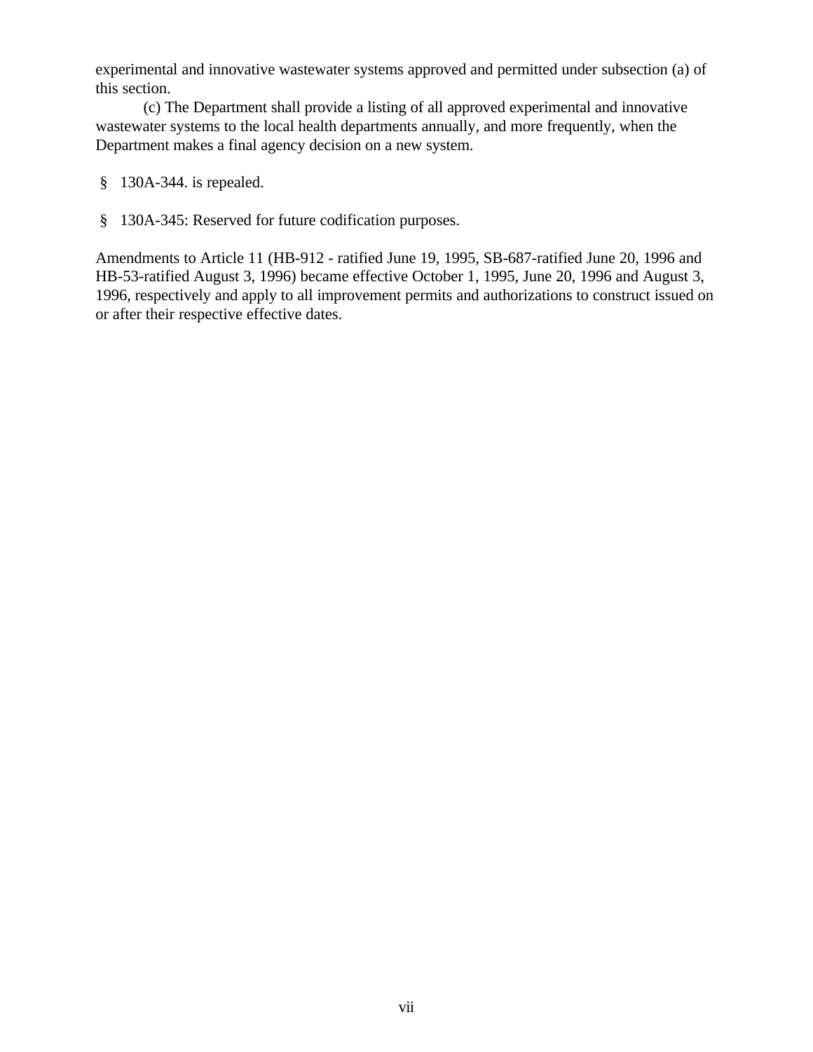experimental and innovative wastewater systems approved and permitted under subsection (a) of this section.

(c) The Department shall provide a listing of all approved experimental and innovative wastewater systems to the local health departments annually, and more frequently, when the Department makes a final agency decision on a new system.

§ 130A-344. is repealed.

§ 130A-345: Reserved for future codification purposes.

Amendments to Article 11 (HB-912 - ratified June 19, 1995, SB-687-ratified June 20, 1996 and HB-53-ratified August 3, 1996) became effective October 1, 1995, June 20, 1996 and August 3, 1996, respectively and apply to all improvement permits and authorizations to construct issued on or after their respective effective dates.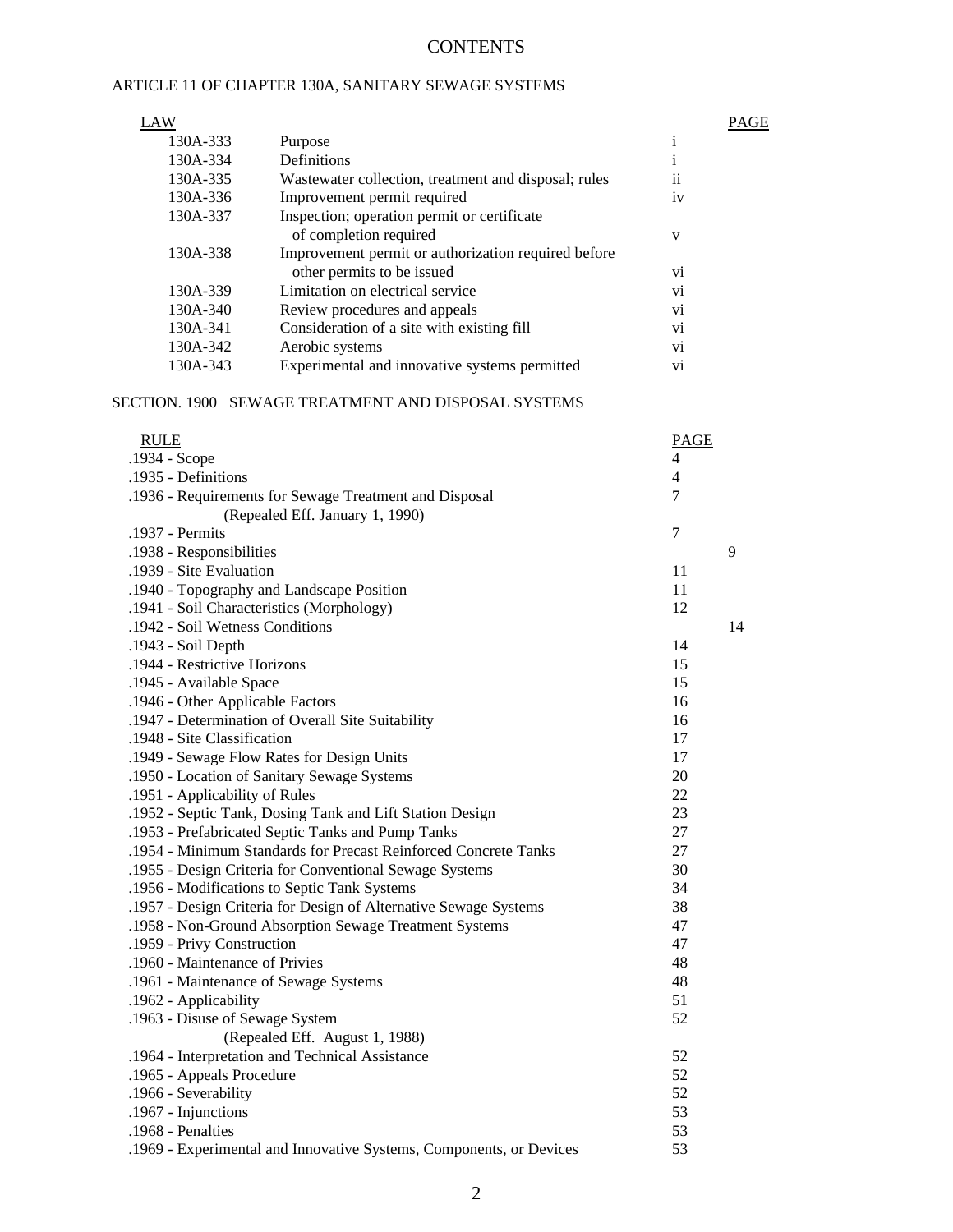# CONTENTS

## ARTICLE 11 OF CHAPTER 130A, SANITARY SEWAGE SYSTEMS

| LAW | | PAGE |
|---|---|---|
| 130A-333 | Purpose | i |
| 130A-334 | Definitions | i |
| 130A-335 | Wastewater collection, treatment and disposal; rules | ii |
| 130A-336 | Improvement permit required | iv |
| 130A-337 | Inspection; operation permit or certificate of completion required | v |
| 130A-338 | Improvement permit or authorization required before other permits to be issued | vi |
| 130A-339 | Limitation on electrical service | vi |
| 130A-340 | Review procedures and appeals | vi |
| 130A-341 | Consideration of a site with existing fill | vi |
| 130A-342 | Aerobic systems | vi |
| 130A-343 | Experimental and innovative systems permitted | vi |

## SECTION. 1900 SEWAGE TREATMENT AND DISPOSAL SYSTEMS

| RULE | PAGE |
|---|---|
| .1934 - Scope | 4 |
| .1935 - Definitions | 4 |
| .1936 - Requirements for Sewage Treatment and Disposal (Repealed Eff. January 1, 1990) | 7 |
| .1937 - Permits | 7 |
| .1938 - Responsibilities | 9 |
| .1939 - Site Evaluation | 11 |
| .1940 - Topography and Landscape Position | 11 |
| .1941 - Soil Characteristics (Morphology) | 12 |
| .1942 - Soil Wetness Conditions | 14 |
| .1943 - Soil Depth | 14 |
| .1944 - Restrictive Horizons | 15 |
| .1945 - Available Space | 15 |
| .1946 - Other Applicable Factors | 16 |
| .1947 - Determination of Overall Site Suitability | 16 |
| .1948 - Site Classification | 17 |
| .1949 - Sewage Flow Rates for Design Units | 17 |
| .1950 - Location of Sanitary Sewage Systems | 20 |
| .1951 - Applicability of Rules | 22 |
| .1952 - Septic Tank, Dosing Tank and Lift Station Design | 23 |
| .1953 - Prefabricated Septic Tanks and Pump Tanks | 27 |
| .1954 - Minimum Standards for Precast Reinforced Concrete Tanks | 27 |
| .1955 - Design Criteria for Conventional Sewage Systems | 30 |
| .1956 - Modifications to Septic Tank Systems | 34 |
| .1957 - Design Criteria for Design of Alternative Sewage Systems | 38 |
| .1958 - Non-Ground Absorption Sewage Treatment Systems | 47 |
| .1959 - Privy Construction | 47 |
| .1960 - Maintenance of Privies | 48 |
| .1961 - Maintenance of Sewage Systems | 48 |
| .1962 - Applicability | 51 |
| .1963 - Disuse of Sewage System (Repealed Eff. August 1, 1988) | 52 |
| .1964 - Interpretation and Technical Assistance | 52 |
| .1965 - Appeals Procedure | 52 |
| .1966 - Severability | 52 |
| .1967 - Injunctions | 53 |
| .1968 - Penalties | 53 |
| .1969 - Experimental and Innovative Systems, Components, or Devices | 53 |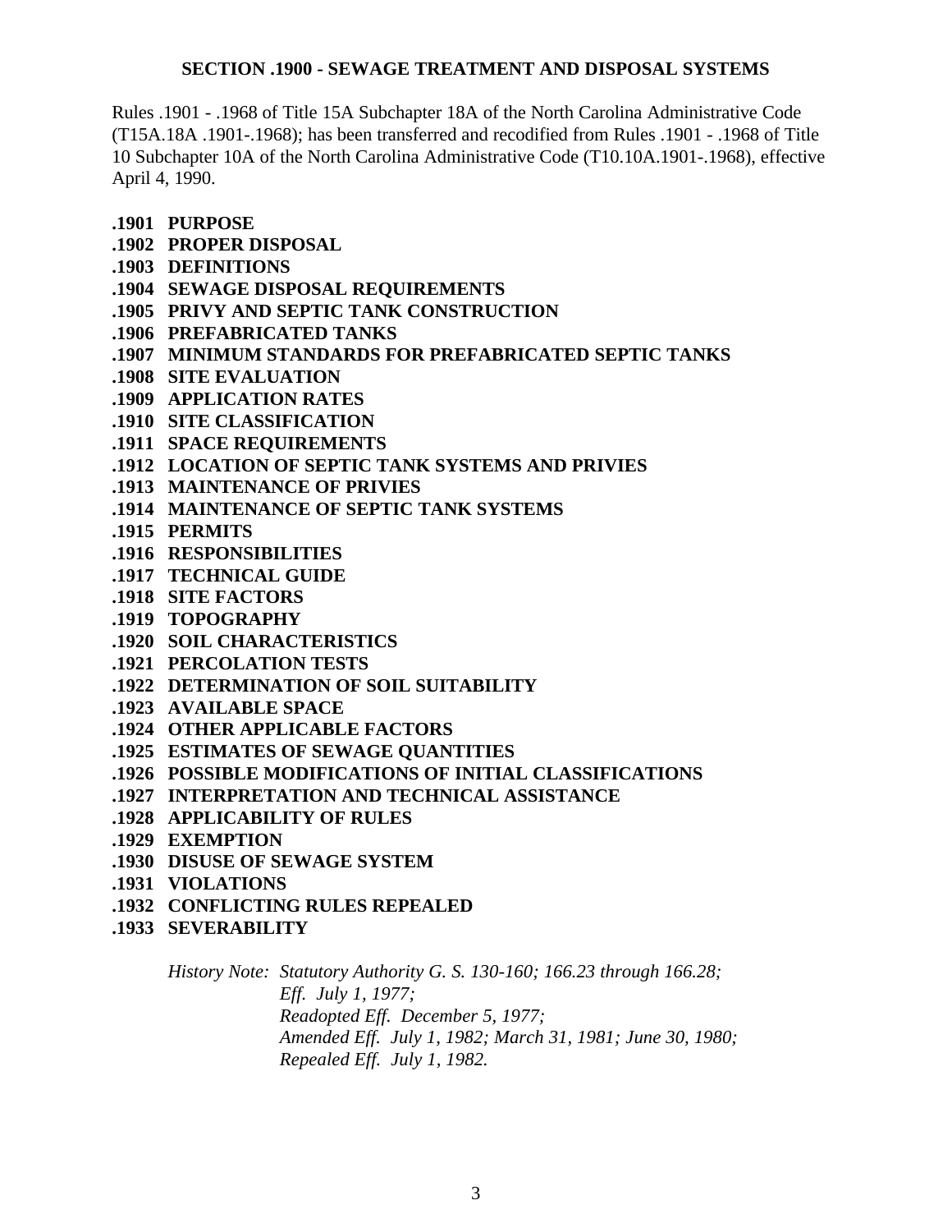## SECTION .1900 - SEWAGE TREATMENT AND DISPOSAL SYSTEMS

Rules .1901 - .1968 of Title 15A Subchapter 18A of the North Carolina Administrative Code (T15A.18A .1901-.1968); has been transferred and recodified from Rules .1901 - .1968 of Title 10 Subchapter 10A of the North Carolina Administrative Code (T10.10A.1901-.1968), effective April 4, 1990.

**.1901 PURPOSE**
**.1902 PROPER DISPOSAL**
**.1903 DEFINITIONS**
**.1904 SEWAGE DISPOSAL REQUIREMENTS**
**.1905 PRIVY AND SEPTIC TANK CONSTRUCTION**
**.1906 PREFABRICATED TANKS**
**.1907 MINIMUM STANDARDS FOR PREFABRICATED SEPTIC TANKS**
**.1908 SITE EVALUATION**
**.1909 APPLICATION RATES**
**.1910 SITE CLASSIFICATION**
**.1911 SPACE REQUIREMENTS**
**.1912 LOCATION OF SEPTIC TANK SYSTEMS AND PRIVIES**
**.1913 MAINTENANCE OF PRIVIES**
**.1914 MAINTENANCE OF SEPTIC TANK SYSTEMS**
**.1915 PERMITS**
**.1916 RESPONSIBILITIES**
**.1917 TECHNICAL GUIDE**
**.1918 SITE FACTORS**
**.1919 TOPOGRAPHY**
**.1920 SOIL CHARACTERISTICS**
**.1921 PERCOLATION TESTS**
**.1922 DETERMINATION OF SOIL SUITABILITY**
**.1923 AVAILABLE SPACE**
**.1924 OTHER APPLICABLE FACTORS**
**.1925 ESTIMATES OF SEWAGE QUANTITIES**
**.1926 POSSIBLE MODIFICATIONS OF INITIAL CLASSIFICATIONS**
**.1927 INTERPRETATION AND TECHNICAL ASSISTANCE**
**.1928 APPLICABILITY OF RULES**
**.1929 EXEMPTION**
**.1930 DISUSE OF SEWAGE SYSTEM**
**.1931 VIOLATIONS**
**.1932 CONFLICTING RULES REPEALED**
**.1933 SEVERABILITY**

*History Note: Statutory Authority G. S. 130-160; 166.23 through 166.28;*
*Eff. July 1, 1977;*
*Readopted Eff. December 5, 1977;*
*Amended Eff. July 1, 1982; March 31, 1981; June 30, 1980;*
*Repealed Eff. July 1, 1982.*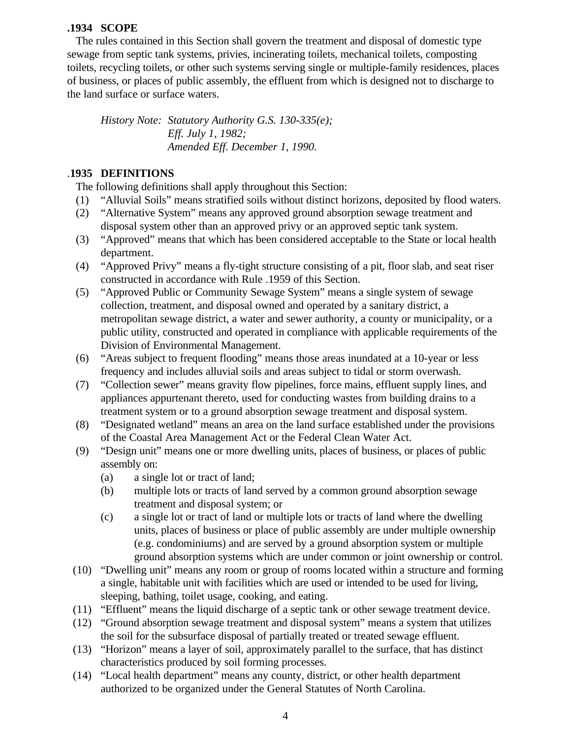## .1934 SCOPE

The rules contained in this Section shall govern the treatment and disposal of domestic type sewage from septic tank systems, privies, incinerating toilets, mechanical toilets, composting toilets, recycling toilets, or other such systems serving single or multiple-family residences, places of business, or places of public assembly, the effluent from which is designed not to discharge to the land surface or surface waters.

*History Note: Statutory Authority G.S. 130-335(e);*
*Eff. July 1, 1982;*
*Amended Eff. December 1, 1990.*

## .1935 DEFINITIONS

The following definitions shall apply throughout this Section:

(1) "Alluvial Soils" means stratified soils without distinct horizons, deposited by flood waters.

(2) "Alternative System" means any approved ground absorption sewage treatment and disposal system other than an approved privy or an approved septic tank system.

(3) "Approved" means that which has been considered acceptable to the State or local health department.

(4) "Approved Privy" means a fly-tight structure consisting of a pit, floor slab, and seat riser constructed in accordance with Rule .1959 of this Section.

(5) "Approved Public or Community Sewage System" means a single system of sewage collection, treatment, and disposal owned and operated by a sanitary district, a metropolitan sewage district, a water and sewer authority, a county or municipality, or a public utility, constructed and operated in compliance with applicable requirements of the Division of Environmental Management.

(6) "Areas subject to frequent flooding" means those areas inundated at a 10-year or less frequency and includes alluvial soils and areas subject to tidal or storm overwash.

(7) "Collection sewer" means gravity flow pipelines, force mains, effluent supply lines, and appliances appurtenant thereto, used for conducting wastes from building drains to a treatment system or to a ground absorption sewage treatment and disposal system.

(8) "Designated wetland" means an area on the land surface established under the provisions of the Coastal Area Management Act or the Federal Clean Water Act.

(9) "Design unit" means one or more dwelling units, places of business, or places of public assembly on:

  (a) a single lot or tract of land;

  (b) multiple lots or tracts of land served by a common ground absorption sewage treatment and disposal system; or

  (c) a single lot or tract of land or multiple lots or tracts of land where the dwelling units, places of business or place of public assembly are under multiple ownership (e.g. condominiums) and are served by a ground absorption system or multiple ground absorption systems which are under common or joint ownership or control.

(10) "Dwelling unit" means any room or group of rooms located within a structure and forming a single, habitable unit with facilities which are used or intended to be used for living, sleeping, bathing, toilet usage, cooking, and eating.

(11) "Effluent" means the liquid discharge of a septic tank or other sewage treatment device.

(12) "Ground absorption sewage treatment and disposal system" means a system that utilizes the soil for the subsurface disposal of partially treated or treated sewage effluent.

(13) "Horizon" means a layer of soil, approximately parallel to the surface, that has distinct characteristics produced by soil forming processes.

(14) "Local health department" means any county, district, or other health department authorized to be organized under the General Statutes of North Carolina.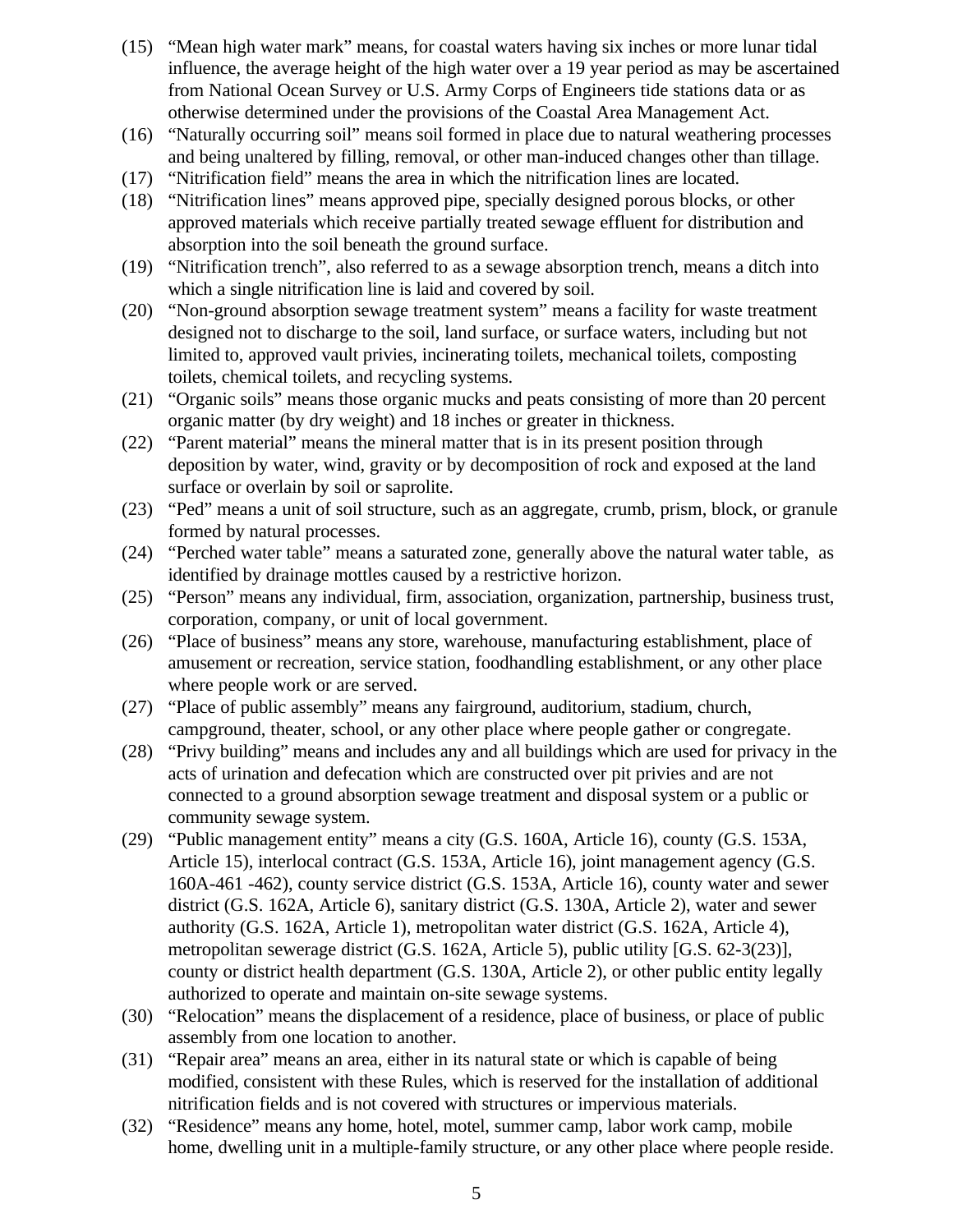(15) "Mean high water mark" means, for coastal waters having six inches or more lunar tidal influence, the average height of the high water over a 19 year period as may be ascertained from National Ocean Survey or U.S. Army Corps of Engineers tide stations data or as otherwise determined under the provisions of the Coastal Area Management Act.

(16) "Naturally occurring soil" means soil formed in place due to natural weathering processes and being unaltered by filling, removal, or other man-induced changes other than tillage.

(17) "Nitrification field" means the area in which the nitrification lines are located.

(18) "Nitrification lines" means approved pipe, specially designed porous blocks, or other approved materials which receive partially treated sewage effluent for distribution and absorption into the soil beneath the ground surface.

(19) "Nitrification trench", also referred to as a sewage absorption trench, means a ditch into which a single nitrification line is laid and covered by soil.

(20) "Non-ground absorption sewage treatment system" means a facility for waste treatment designed not to discharge to the soil, land surface, or surface waters, including but not limited to, approved vault privies, incinerating toilets, mechanical toilets, composting toilets, chemical toilets, and recycling systems.

(21) "Organic soils" means those organic mucks and peats consisting of more than 20 percent organic matter (by dry weight) and 18 inches or greater in thickness.

(22) "Parent material" means the mineral matter that is in its present position through deposition by water, wind, gravity or by decomposition of rock and exposed at the land surface or overlain by soil or saprolite.

(23) "Ped" means a unit of soil structure, such as an aggregate, crumb, prism, block, or granule formed by natural processes.

(24) "Perched water table" means a saturated zone, generally above the natural water table, as identified by drainage mottles caused by a restrictive horizon.

(25) "Person" means any individual, firm, association, organization, partnership, business trust, corporation, company, or unit of local government.

(26) "Place of business" means any store, warehouse, manufacturing establishment, place of amusement or recreation, service station, foodhandling establishment, or any other place where people work or are served.

(27) "Place of public assembly" means any fairground, auditorium, stadium, church, campground, theater, school, or any other place where people gather or congregate.

(28) "Privy building" means and includes any and all buildings which are used for privacy in the acts of urination and defecation which are constructed over pit privies and are not connected to a ground absorption sewage treatment and disposal system or a public or community sewage system.

(29) "Public management entity" means a city (G.S. 160A, Article 16), county (G.S. 153A, Article 15), interlocal contract (G.S. 153A, Article 16), joint management agency (G.S. 160A-461 -462), county service district (G.S. 153A, Article 16), county water and sewer district (G.S. 162A, Article 6), sanitary district (G.S. 130A, Article 2), water and sewer authority (G.S. 162A, Article 1), metropolitan water district (G.S. 162A, Article 4), metropolitan sewerage district (G.S. 162A, Article 5), public utility [G.S. 62-3(23)], county or district health department (G.S. 130A, Article 2), or other public entity legally authorized to operate and maintain on-site sewage systems.

(30) "Relocation" means the displacement of a residence, place of business, or place of public assembly from one location to another.

(31) "Repair area" means an area, either in its natural state or which is capable of being modified, consistent with these Rules, which is reserved for the installation of additional nitrification fields and is not covered with structures or impervious materials.

(32) "Residence" means any home, hotel, motel, summer camp, labor work camp, mobile home, dwelling unit in a multiple-family structure, or any other place where people reside.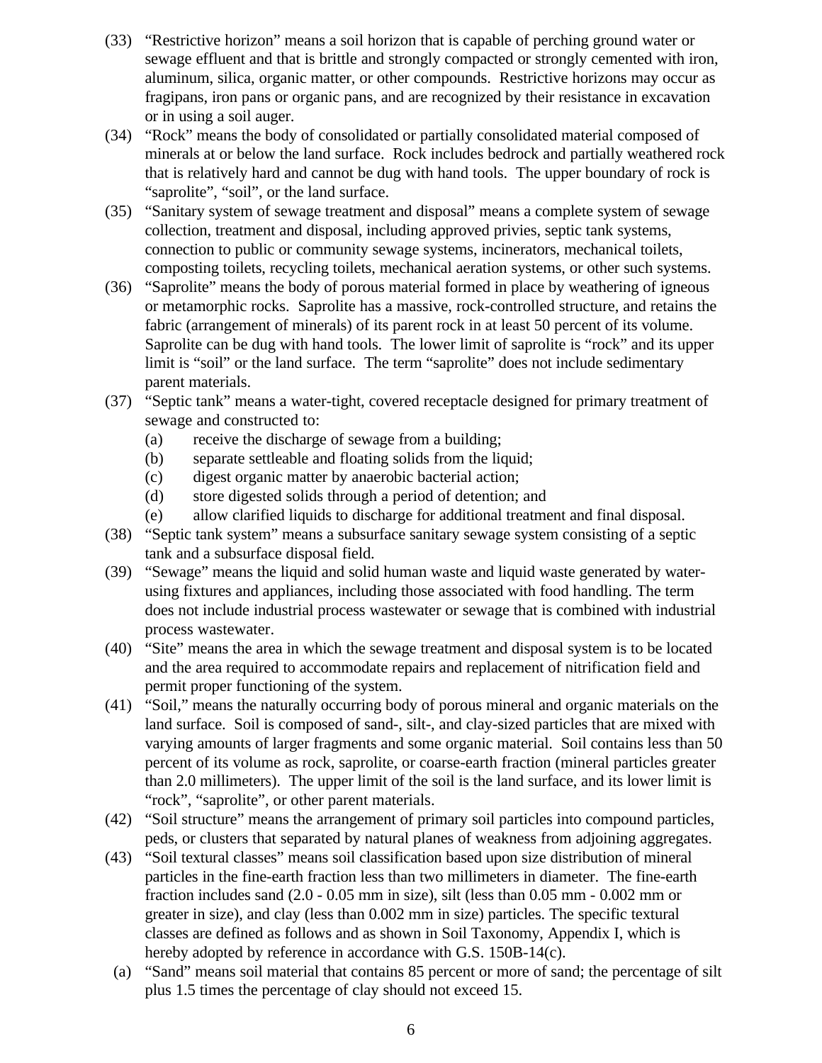(33) "Restrictive horizon" means a soil horizon that is capable of perching ground water or sewage effluent and that is brittle and strongly compacted or strongly cemented with iron, aluminum, silica, organic matter, or other compounds. Restrictive horizons may occur as fragipans, iron pans or organic pans, and are recognized by their resistance in excavation or in using a soil auger.

(34) "Rock" means the body of consolidated or partially consolidated material composed of minerals at or below the land surface. Rock includes bedrock and partially weathered rock that is relatively hard and cannot be dug with hand tools. The upper boundary of rock is "saprolite", "soil", or the land surface.

(35) "Sanitary system of sewage treatment and disposal" means a complete system of sewage collection, treatment and disposal, including approved privies, septic tank systems, connection to public or community sewage systems, incinerators, mechanical toilets, composting toilets, recycling toilets, mechanical aeration systems, or other such systems.

(36) "Saprolite" means the body of porous material formed in place by weathering of igneous or metamorphic rocks. Saprolite has a massive, rock-controlled structure, and retains the fabric (arrangement of minerals) of its parent rock in at least 50 percent of its volume. Saprolite can be dug with hand tools. The lower limit of saprolite is "rock" and its upper limit is "soil" or the land surface. The term "saprolite" does not include sedimentary parent materials.

(37) "Septic tank" means a water-tight, covered receptacle designed for primary treatment of sewage and constructed to:
   (a) receive the discharge of sewage from a building;
   (b) separate settleable and floating solids from the liquid;
   (c) digest organic matter by anaerobic bacterial action;
   (d) store digested solids through a period of detention; and
   (e) allow clarified liquids to discharge for additional treatment and final disposal.

(38) "Septic tank system" means a subsurface sanitary sewage system consisting of a septic tank and a subsurface disposal field.

(39) "Sewage" means the liquid and solid human waste and liquid waste generated by water-using fixtures and appliances, including those associated with food handling. The term does not include industrial process wastewater or sewage that is combined with industrial process wastewater.

(40) "Site" means the area in which the sewage treatment and disposal system is to be located and the area required to accommodate repairs and replacement of nitrification field and permit proper functioning of the system.

(41) "Soil," means the naturally occurring body of porous mineral and organic materials on the land surface. Soil is composed of sand-, silt-, and clay-sized particles that are mixed with varying amounts of larger fragments and some organic material. Soil contains less than 50 percent of its volume as rock, saprolite, or coarse-earth fraction (mineral particles greater than 2.0 millimeters). The upper limit of the soil is the land surface, and its lower limit is "rock", "saprolite", or other parent materials.

(42) "Soil structure" means the arrangement of primary soil particles into compound particles, peds, or clusters that separated by natural planes of weakness from adjoining aggregates.

(43) "Soil textural classes" means soil classification based upon size distribution of mineral particles in the fine-earth fraction less than two millimeters in diameter. The fine-earth fraction includes sand (2.0 - 0.05 mm in size), silt (less than 0.05 mm - 0.002 mm or greater in size), and clay (less than 0.002 mm in size) particles. The specific textural classes are defined as follows and as shown in Soil Taxonomy, Appendix I, which is hereby adopted by reference in accordance with G.S. 150B-14(c).

   (a) "Sand" means soil material that contains 85 percent or more of sand; the percentage of silt plus 1.5 times the percentage of clay should not exceed 15.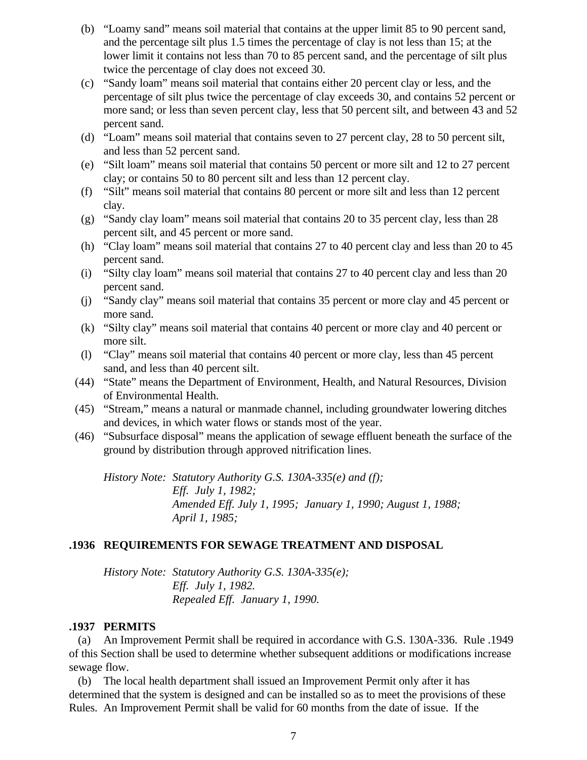(b) "Loamy sand" means soil material that contains at the upper limit 85 to 90 percent sand, and the percentage silt plus 1.5 times the percentage of clay is not less than 15; at the lower limit it contains not less than 70 to 85 percent sand, and the percentage of silt plus twice the percentage of clay does not exceed 30.

(c) "Sandy loam" means soil material that contains either 20 percent clay or less, and the percentage of silt plus twice the percentage of clay exceeds 30, and contains 52 percent or more sand; or less than seven percent clay, less that 50 percent silt, and between 43 and 52 percent sand.

(d) "Loam" means soil material that contains seven to 27 percent clay, 28 to 50 percent silt, and less than 52 percent sand.

(e) "Silt loam" means soil material that contains 50 percent or more silt and 12 to 27 percent clay; or contains 50 to 80 percent silt and less than 12 percent clay.

(f) "Silt" means soil material that contains 80 percent or more silt and less than 12 percent clay.

(g) "Sandy clay loam" means soil material that contains 20 to 35 percent clay, less than 28 percent silt, and 45 percent or more sand.

(h) "Clay loam" means soil material that contains 27 to 40 percent clay and less than 20 to 45 percent sand.

(i) "Silty clay loam" means soil material that contains 27 to 40 percent clay and less than 20 percent sand.

(j) "Sandy clay" means soil material that contains 35 percent or more clay and 45 percent or more sand.

(k) "Silty clay" means soil material that contains 40 percent or more clay and 40 percent or more silt.

(l) "Clay" means soil material that contains 40 percent or more clay, less than 45 percent sand, and less than 40 percent silt.

(44) "State" means the Department of Environment, Health, and Natural Resources, Division of Environmental Health.

(45) "Stream," means a natural or manmade channel, including groundwater lowering ditches and devices, in which water flows or stands most of the year.

(46) "Subsurface disposal" means the application of sewage effluent beneath the surface of the ground by distribution through approved nitrification lines.

*History Note: Statutory Authority G.S. 130A-335(e) and (f);*
*Eff. July 1, 1982;*
*Amended Eff. July 1, 1995; January 1, 1990; August 1, 1988;*
*April 1, 1985;*

### .1936 REQUIREMENTS FOR SEWAGE TREATMENT AND DISPOSAL

*History Note: Statutory Authority G.S. 130A-335(e);*
*Eff. July 1, 1982.*
*Repealed Eff. January 1, 1990.*

### .1937 PERMITS

(a) An Improvement Permit shall be required in accordance with G.S. 130A-336. Rule .1949 of this Section shall be used to determine whether subsequent additions or modifications increase sewage flow.

(b) The local health department shall issued an Improvement Permit only after it has determined that the system is designed and can be installed so as to meet the provisions of these Rules. An Improvement Permit shall be valid for 60 months from the date of issue. If the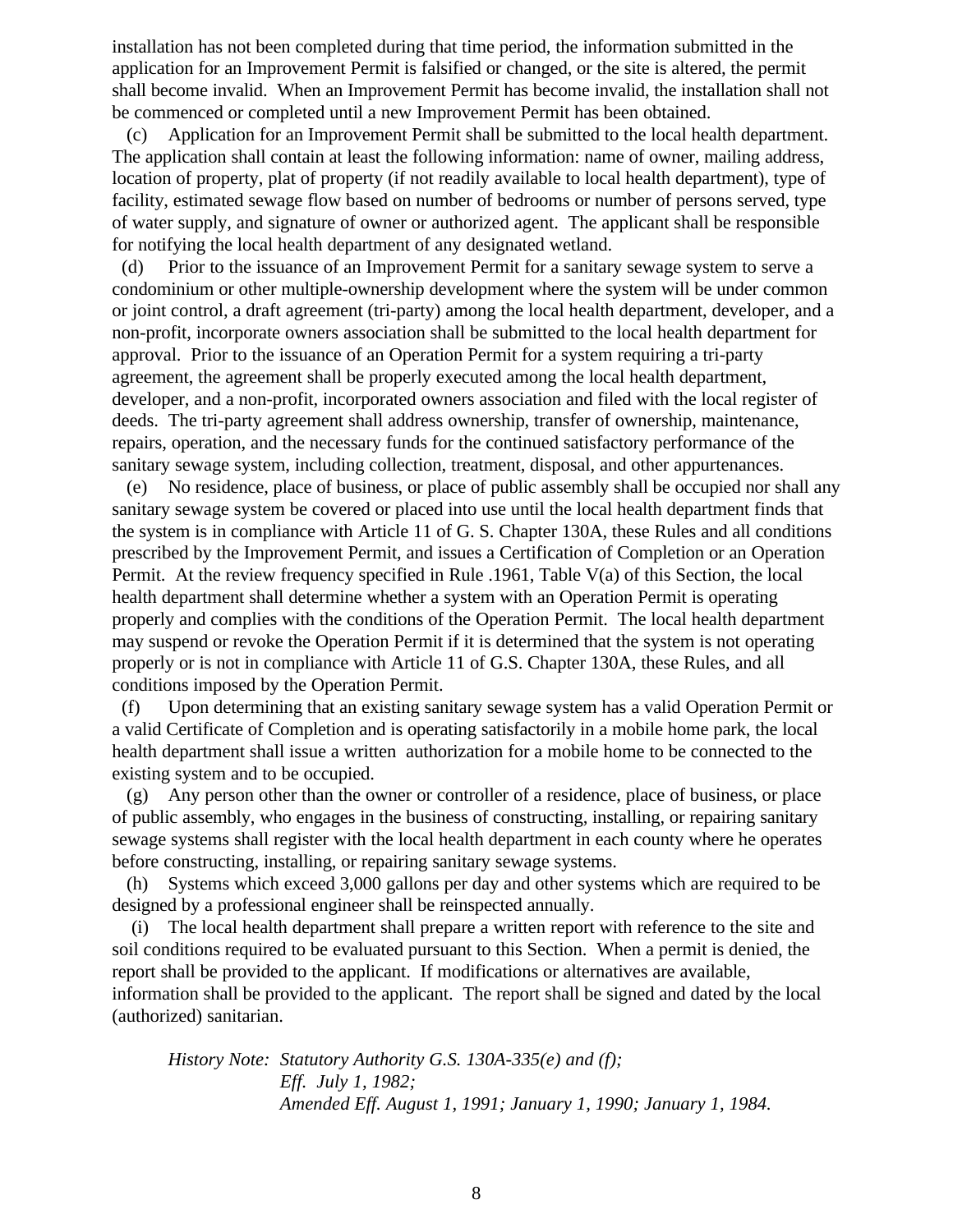installation has not been completed during that time period, the information submitted in the application for an Improvement Permit is falsified or changed, or the site is altered, the permit shall become invalid. When an Improvement Permit has become invalid, the installation shall not be commenced or completed until a new Improvement Permit has been obtained.

(c) Application for an Improvement Permit shall be submitted to the local health department. The application shall contain at least the following information: name of owner, mailing address, location of property, plat of property (if not readily available to local health department), type of facility, estimated sewage flow based on number of bedrooms or number of persons served, type of water supply, and signature of owner or authorized agent. The applicant shall be responsible for notifying the local health department of any designated wetland.

(d) Prior to the issuance of an Improvement Permit for a sanitary sewage system to serve a condominium or other multiple-ownership development where the system will be under common or joint control, a draft agreement (tri-party) among the local health department, developer, and a non-profit, incorporate owners association shall be submitted to the local health department for approval. Prior to the issuance of an Operation Permit for a system requiring a tri-party agreement, the agreement shall be properly executed among the local health department, developer, and a non-profit, incorporated owners association and filed with the local register of deeds. The tri-party agreement shall address ownership, transfer of ownership, maintenance, repairs, operation, and the necessary funds for the continued satisfactory performance of the sanitary sewage system, including collection, treatment, disposal, and other appurtenances.

(e) No residence, place of business, or place of public assembly shall be occupied nor shall any sanitary sewage system be covered or placed into use until the local health department finds that the system is in compliance with Article 11 of G. S. Chapter 130A, these Rules and all conditions prescribed by the Improvement Permit, and issues a Certification of Completion or an Operation Permit. At the review frequency specified in Rule .1961, Table V(a) of this Section, the local health department shall determine whether a system with an Operation Permit is operating properly and complies with the conditions of the Operation Permit. The local health department may suspend or revoke the Operation Permit if it is determined that the system is not operating properly or is not in compliance with Article 11 of G.S. Chapter 130A, these Rules, and all conditions imposed by the Operation Permit.

(f) Upon determining that an existing sanitary sewage system has a valid Operation Permit or a valid Certificate of Completion and is operating satisfactorily in a mobile home park, the local health department shall issue a written authorization for a mobile home to be connected to the existing system and to be occupied.

(g) Any person other than the owner or controller of a residence, place of business, or place of public assembly, who engages in the business of constructing, installing, or repairing sanitary sewage systems shall register with the local health department in each county where he operates before constructing, installing, or repairing sanitary sewage systems.

(h) Systems which exceed 3,000 gallons per day and other systems which are required to be designed by a professional engineer shall be reinspected annually.

(i) The local health department shall prepare a written report with reference to the site and soil conditions required to be evaluated pursuant to this Section. When a permit is denied, the report shall be provided to the applicant. If modifications or alternatives are available, information shall be provided to the applicant. The report shall be signed and dated by the local (authorized) sanitarian.

*History Note: Statutory Authority G.S. 130A-335(e) and (f);*
*Eff. July 1, 1982;*
*Amended Eff. August 1, 1991; January 1, 1990; January 1, 1984.*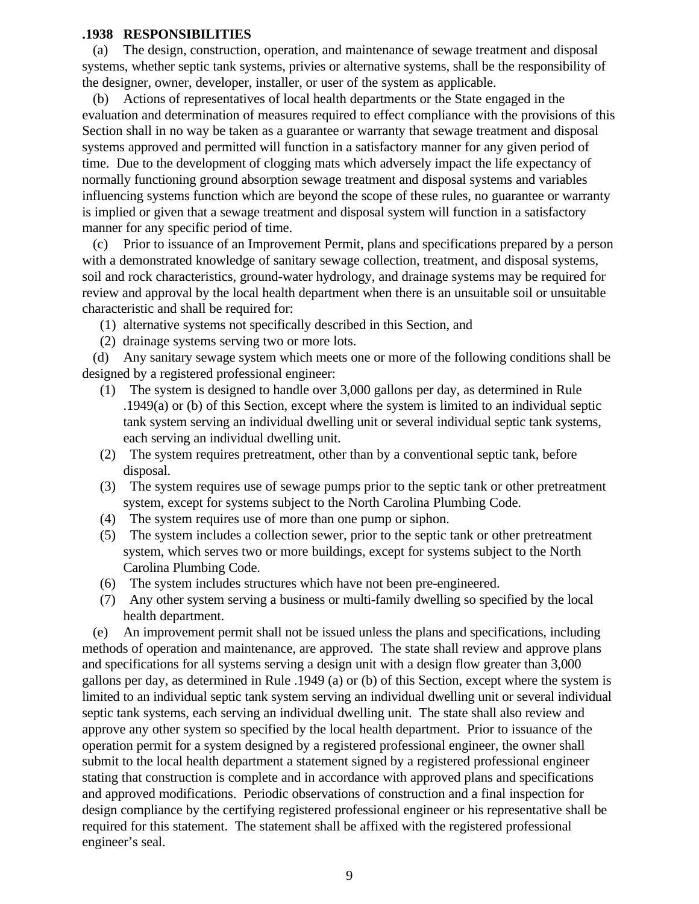**.1938 RESPONSIBILITIES**

(a) The design, construction, operation, and maintenance of sewage treatment and disposal systems, whether septic tank systems, privies or alternative systems, shall be the responsibility of the designer, owner, developer, installer, or user of the system as applicable.

(b) Actions of representatives of local health departments or the State engaged in the evaluation and determination of measures required to effect compliance with the provisions of this Section shall in no way be taken as a guarantee or warranty that sewage treatment and disposal systems approved and permitted will function in a satisfactory manner for any given period of time. Due to the development of clogging mats which adversely impact the life expectancy of normally functioning ground absorption sewage treatment and disposal systems and variables influencing systems function which are beyond the scope of these rules, no guarantee or warranty is implied or given that a sewage treatment and disposal system will function in a satisfactory manner for any specific period of time.

(c) Prior to issuance of an Improvement Permit, plans and specifications prepared by a person with a demonstrated knowledge of sanitary sewage collection, treatment, and disposal systems, soil and rock characteristics, ground-water hydrology, and drainage systems may be required for review and approval by the local health department when there is an unsuitable soil or unsuitable characteristic and shall be required for:

(1) alternative systems not specifically described in this Section, and
(2) drainage systems serving two or more lots.

(d) Any sanitary sewage system which meets one or more of the following conditions shall be designed by a registered professional engineer:

(1) The system is designed to handle over 3,000 gallons per day, as determined in Rule .1949(a) or (b) of this Section, except where the system is limited to an individual septic tank system serving an individual dwelling unit or several individual septic tank systems, each serving an individual dwelling unit.
(2) The system requires pretreatment, other than by a conventional septic tank, before disposal.
(3) The system requires use of sewage pumps prior to the septic tank or other pretreatment system, except for systems subject to the North Carolina Plumbing Code.
(4) The system requires use of more than one pump or siphon.
(5) The system includes a collection sewer, prior to the septic tank or other pretreatment system, which serves two or more buildings, except for systems subject to the North Carolina Plumbing Code.
(6) The system includes structures which have not been pre-engineered.
(7) Any other system serving a business or multi-family dwelling so specified by the local health department.

(e) An improvement permit shall not be issued unless the plans and specifications, including methods of operation and maintenance, are approved. The state shall review and approve plans and specifications for all systems serving a design unit with a design flow greater than 3,000 gallons per day, as determined in Rule .1949 (a) or (b) of this Section, except where the system is limited to an individual septic tank system serving an individual dwelling unit or several individual septic tank systems, each serving an individual dwelling unit. The state shall also review and approve any other system so specified by the local health department. Prior to issuance of the operation permit for a system designed by a registered professional engineer, the owner shall submit to the local health department a statement signed by a registered professional engineer stating that construction is complete and in accordance with approved plans and specifications and approved modifications. Periodic observations of construction and a final inspection for design compliance by the certifying registered professional engineer or his representative shall be required for this statement. The statement shall be affixed with the registered professional engineer's seal.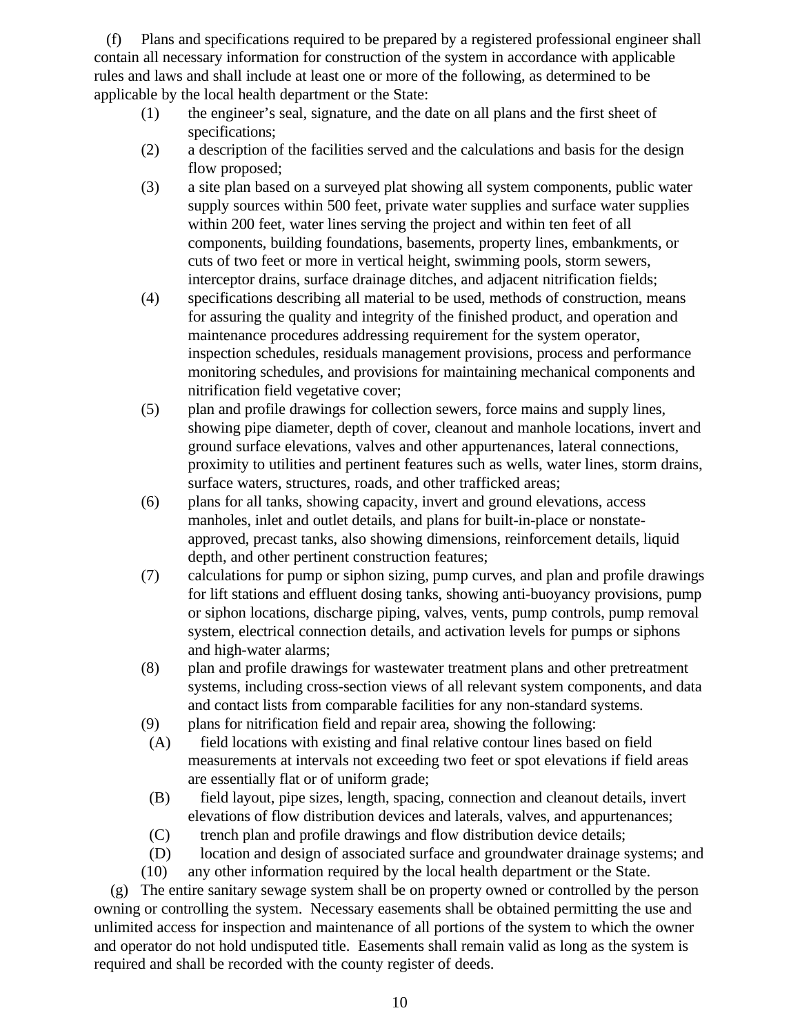(f) Plans and specifications required to be prepared by a registered professional engineer shall contain all necessary information for construction of the system in accordance with applicable rules and laws and shall include at least one or more of the following, as determined to be applicable by the local health department or the State:

- (1) the engineer's seal, signature, and the date on all plans and the first sheet of specifications;
- (2) a description of the facilities served and the calculations and basis for the design flow proposed;
- (3) a site plan based on a surveyed plat showing all system components, public water supply sources within 500 feet, private water supplies and surface water supplies within 200 feet, water lines serving the project and within ten feet of all components, building foundations, basements, property lines, embankments, or cuts of two feet or more in vertical height, swimming pools, storm sewers, interceptor drains, surface drainage ditches, and adjacent nitrification fields;
- (4) specifications describing all material to be used, methods of construction, means for assuring the quality and integrity of the finished product, and operation and maintenance procedures addressing requirement for the system operator, inspection schedules, residuals management provisions, process and performance monitoring schedules, and provisions for maintaining mechanical components and nitrification field vegetative cover;
- (5) plan and profile drawings for collection sewers, force mains and supply lines, showing pipe diameter, depth of cover, cleanout and manhole locations, invert and ground surface elevations, valves and other appurtenances, lateral connections, proximity to utilities and pertinent features such as wells, water lines, storm drains, surface waters, structures, roads, and other trafficked areas;
- (6) plans for all tanks, showing capacity, invert and ground elevations, access manholes, inlet and outlet details, and plans for built-in-place or nonstate-approved, precast tanks, also showing dimensions, reinforcement details, liquid depth, and other pertinent construction features;
- (7) calculations for pump or siphon sizing, pump curves, and plan and profile drawings for lift stations and effluent dosing tanks, showing anti-buoyancy provisions, pump or siphon locations, discharge piping, valves, vents, pump controls, pump removal system, electrical connection details, and activation levels for pumps or siphons and high-water alarms;
- (8) plan and profile drawings for wastewater treatment plans and other pretreatment systems, including cross-section views of all relevant system components, and data and contact lists from comparable facilities for any non-standard systems.
- (9) plans for nitrification field and repair area, showing the following:
  - (A) field locations with existing and final relative contour lines based on field measurements at intervals not exceeding two feet or spot elevations if field areas are essentially flat or of uniform grade;
  - (B) field layout, pipe sizes, length, spacing, connection and cleanout details, invert elevations of flow distribution devices and laterals, valves, and appurtenances;
  - (C) trench plan and profile drawings and flow distribution device details;
  - (D) location and design of associated surface and groundwater drainage systems; and
- (10) any other information required by the local health department or the State.

(g) The entire sanitary sewage system shall be on property owned or controlled by the person owning or controlling the system. Necessary easements shall be obtained permitting the use and unlimited access for inspection and maintenance of all portions of the system to which the owner and operator do not hold undisputed title. Easements shall remain valid as long as the system is required and shall be recorded with the county register of deeds.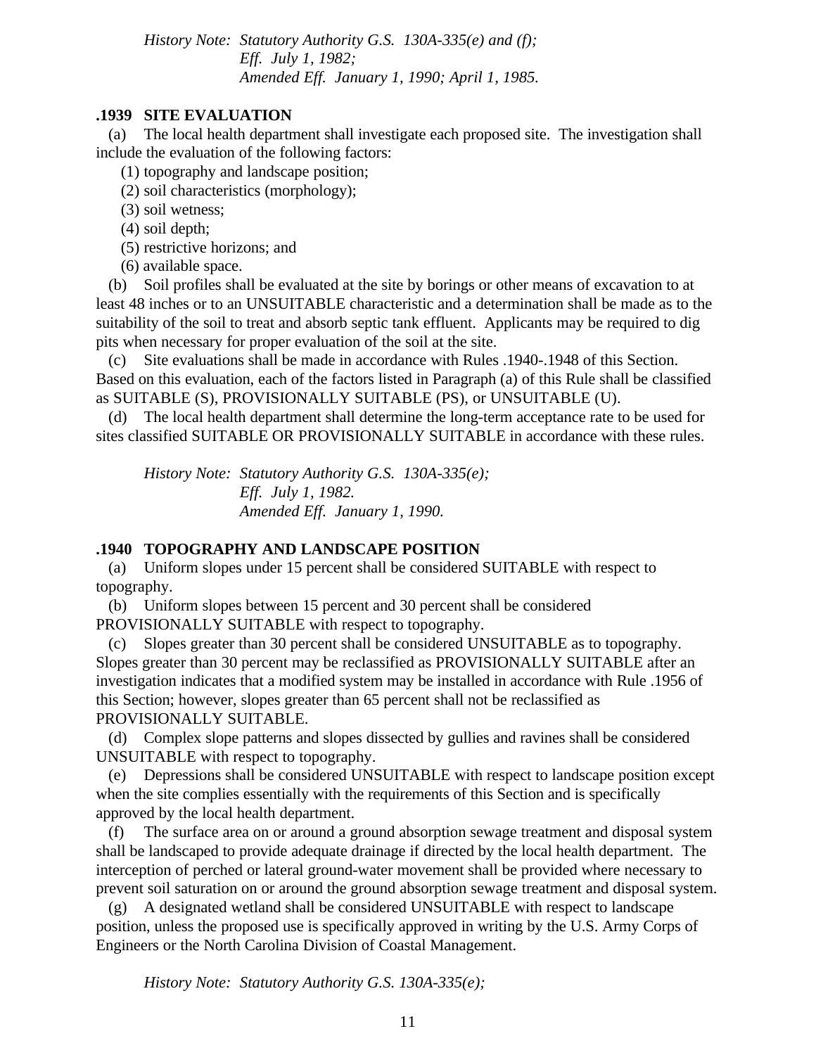*History Note: Statutory Authority G.S. 130A-335(e) and (f); Eff. July 1, 1982; Amended Eff. January 1, 1990; April 1, 1985.*

**.1939 SITE EVALUATION**

(a) The local health department shall investigate each proposed site. The investigation shall include the evaluation of the following factors:

(1) topography and landscape position;
(2) soil characteristics (morphology);
(3) soil wetness;
(4) soil depth;
(5) restrictive horizons; and
(6) available space.

(b) Soil profiles shall be evaluated at the site by borings or other means of excavation to at least 48 inches or to an UNSUITABLE characteristic and a determination shall be made as to the suitability of the soil to treat and absorb septic tank effluent. Applicants may be required to dig pits when necessary for proper evaluation of the soil at the site.

(c) Site evaluations shall be made in accordance with Rules .1940-.1948 of this Section. Based on this evaluation, each of the factors listed in Paragraph (a) of this Rule shall be classified as SUITABLE (S), PROVISIONALLY SUITABLE (PS), or UNSUITABLE (U).

(d) The local health department shall determine the long-term acceptance rate to be used for sites classified SUITABLE OR PROVISIONALLY SUITABLE in accordance with these rules.

*History Note: Statutory Authority G.S. 130A-335(e); Eff. July 1, 1982. Amended Eff. January 1, 1990.*

**.1940 TOPOGRAPHY AND LANDSCAPE POSITION**

(a) Uniform slopes under 15 percent shall be considered SUITABLE with respect to topography.

(b) Uniform slopes between 15 percent and 30 percent shall be considered PROVISIONALLY SUITABLE with respect to topography.

(c) Slopes greater than 30 percent shall be considered UNSUITABLE as to topography. Slopes greater than 30 percent may be reclassified as PROVISIONALLY SUITABLE after an investigation indicates that a modified system may be installed in accordance with Rule .1956 of this Section; however, slopes greater than 65 percent shall not be reclassified as PROVISIONALLY SUITABLE.

(d) Complex slope patterns and slopes dissected by gullies and ravines shall be considered UNSUITABLE with respect to topography.

(e) Depressions shall be considered UNSUITABLE with respect to landscape position except when the site complies essentially with the requirements of this Section and is specifically approved by the local health department.

(f) The surface area on or around a ground absorption sewage treatment and disposal system shall be landscaped to provide adequate drainage if directed by the local health department. The interception of perched or lateral ground-water movement shall be provided where necessary to prevent soil saturation on or around the ground absorption sewage treatment and disposal system.

(g) A designated wetland shall be considered UNSUITABLE with respect to landscape position, unless the proposed use is specifically approved in writing by the U.S. Army Corps of Engineers or the North Carolina Division of Coastal Management.

*History Note: Statutory Authority G.S. 130A-335(e);*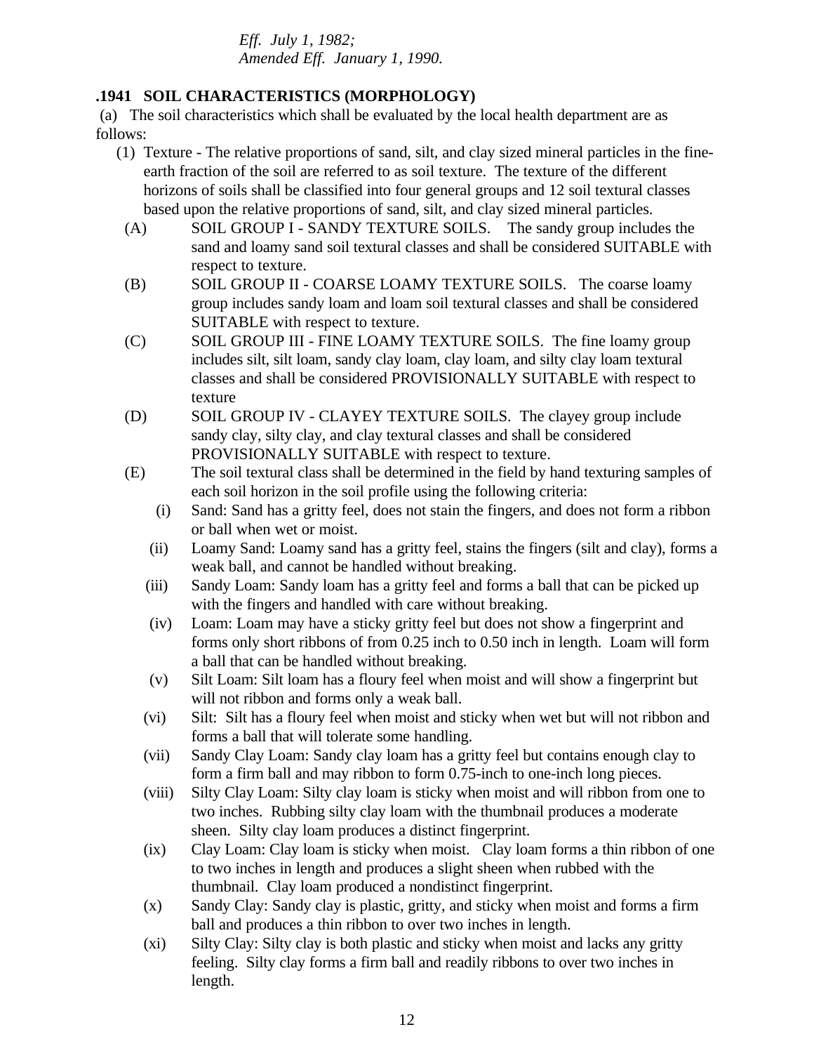*Eff. July 1, 1982;*
*Amended Eff. January 1, 1990.*

**.1941 SOIL CHARACTERISTICS (MORPHOLOGY)**

(a) The soil characteristics which shall be evaluated by the local health department are as follows:

(1) Texture - The relative proportions of sand, silt, and clay sized mineral particles in the fine-earth fraction of the soil are referred to as soil texture. The texture of the different horizons of soils shall be classified into four general groups and 12 soil textural classes based upon the relative proportions of sand, silt, and clay sized mineral particles.

(A) SOIL GROUP I - SANDY TEXTURE SOILS. The sandy group includes the sand and loamy sand soil textural classes and shall be considered SUITABLE with respect to texture.

(B) SOIL GROUP II - COARSE LOAMY TEXTURE SOILS. The coarse loamy group includes sandy loam and loam soil textural classes and shall be considered SUITABLE with respect to texture.

(C) SOIL GROUP III - FINE LOAMY TEXTURE SOILS. The fine loamy group includes silt, silt loam, sandy clay loam, clay loam, and silty clay loam textural classes and shall be considered PROVISIONALLY SUITABLE with respect to texture

(D) SOIL GROUP IV - CLAYEY TEXTURE SOILS. The clayey group include sandy clay, silty clay, and clay textural classes and shall be considered PROVISIONALLY SUITABLE with respect to texture.

(E) The soil textural class shall be determined in the field by hand texturing samples of each soil horizon in the soil profile using the following criteria:

(i) Sand: Sand has a gritty feel, does not stain the fingers, and does not form a ribbon or ball when wet or moist.

(ii) Loamy Sand: Loamy sand has a gritty feel, stains the fingers (silt and clay), forms a weak ball, and cannot be handled without breaking.

(iii) Sandy Loam: Sandy loam has a gritty feel and forms a ball that can be picked up with the fingers and handled with care without breaking.

(iv) Loam: Loam may have a sticky gritty feel but does not show a fingerprint and forms only short ribbons of from 0.25 inch to 0.50 inch in length. Loam will form a ball that can be handled without breaking.

(v) Silt Loam: Silt loam has a floury feel when moist and will show a fingerprint but will not ribbon and forms only a weak ball.

(vi) Silt: Silt has a floury feel when moist and sticky when wet but will not ribbon and forms a ball that will tolerate some handling.

(vii) Sandy Clay Loam: Sandy clay loam has a gritty feel but contains enough clay to form a firm ball and may ribbon to form 0.75-inch to one-inch long pieces.

(viii) Silty Clay Loam: Silty clay loam is sticky when moist and will ribbon from one to two inches. Rubbing silty clay loam with the thumbnail produces a moderate sheen. Silty clay loam produces a distinct fingerprint.

(ix) Clay Loam: Clay loam is sticky when moist. Clay loam forms a thin ribbon of one to two inches in length and produces a slight sheen when rubbed with the thumbnail. Clay loam produced a nondistinct fingerprint.

(x) Sandy Clay: Sandy clay is plastic, gritty, and sticky when moist and forms a firm ball and produces a thin ribbon to over two inches in length.

(xi) Silty Clay: Silty clay is both plastic and sticky when moist and lacks any gritty feeling. Silty clay forms a firm ball and readily ribbons to over two inches in length.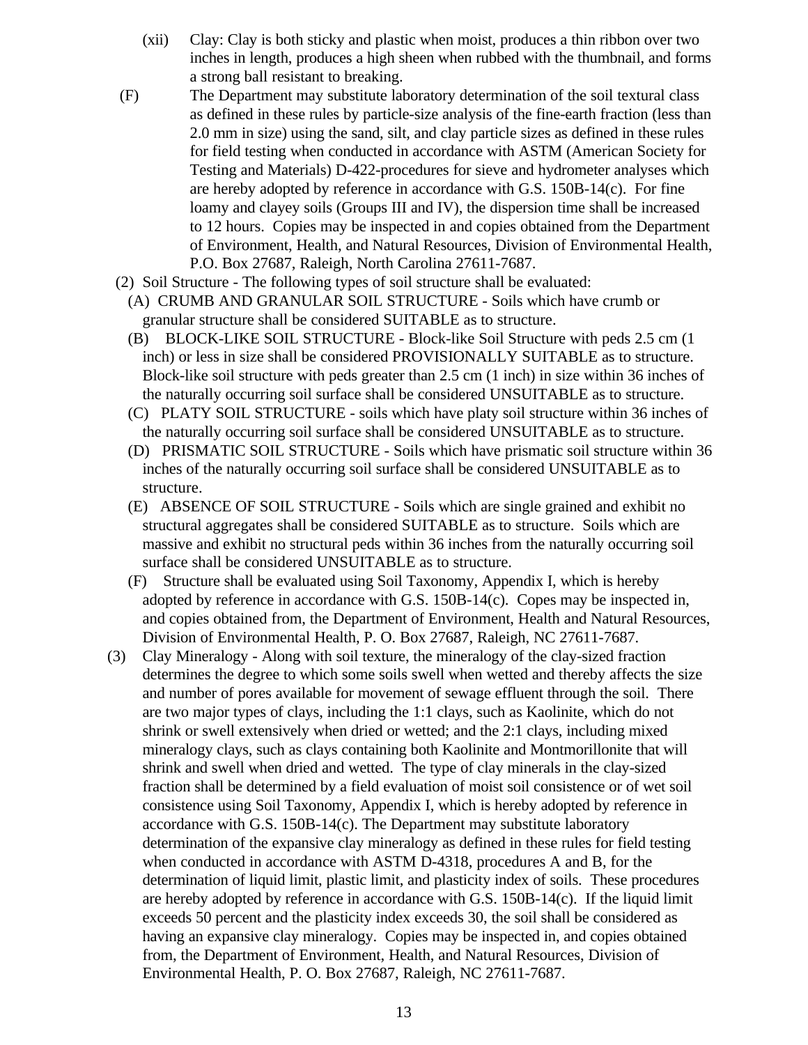(xii) Clay: Clay is both sticky and plastic when moist, produces a thin ribbon over two inches in length, produces a high sheen when rubbed with the thumbnail, and forms a strong ball resistant to breaking.

(F) The Department may substitute laboratory determination of the soil textural class as defined in these rules by particle-size analysis of the fine-earth fraction (less than 2.0 mm in size) using the sand, silt, and clay particle sizes as defined in these rules for field testing when conducted in accordance with ASTM (American Society for Testing and Materials) D-422-procedures for sieve and hydrometer analyses which are hereby adopted by reference in accordance with G.S. 150B-14(c). For fine loamy and clayey soils (Groups III and IV), the dispersion time shall be increased to 12 hours. Copies may be inspected in and copies obtained from the Department of Environment, Health, and Natural Resources, Division of Environmental Health, P.O. Box 27687, Raleigh, North Carolina 27611-7687.

(2) Soil Structure - The following types of soil structure shall be evaluated:

(A) CRUMB AND GRANULAR SOIL STRUCTURE - Soils which have crumb or granular structure shall be considered SUITABLE as to structure.

(B) BLOCK-LIKE SOIL STRUCTURE - Block-like Soil Structure with peds 2.5 cm (1 inch) or less in size shall be considered PROVISIONALLY SUITABLE as to structure. Block-like soil structure with peds greater than 2.5 cm (1 inch) in size within 36 inches of the naturally occurring soil surface shall be considered UNSUITABLE as to structure.

(C) PLATY SOIL STRUCTURE - soils which have platy soil structure within 36 inches of the naturally occurring soil surface shall be considered UNSUITABLE as to structure.

(D) PRISMATIC SOIL STRUCTURE - Soils which have prismatic soil structure within 36 inches of the naturally occurring soil surface shall be considered UNSUITABLE as to structure.

(E) ABSENCE OF SOIL STRUCTURE - Soils which are single grained and exhibit no structural aggregates shall be considered SUITABLE as to structure. Soils which are massive and exhibit no structural peds within 36 inches from the naturally occurring soil surface shall be considered UNSUITABLE as to structure.

(F) Structure shall be evaluated using Soil Taxonomy, Appendix I, which is hereby adopted by reference in accordance with G.S. 150B-14(c). Copes may be inspected in, and copies obtained from, the Department of Environment, Health and Natural Resources, Division of Environmental Health, P. O. Box 27687, Raleigh, NC 27611-7687.

(3) Clay Mineralogy - Along with soil texture, the mineralogy of the clay-sized fraction determines the degree to which some soils swell when wetted and thereby affects the size and number of pores available for movement of sewage effluent through the soil. There are two major types of clays, including the 1:1 clays, such as Kaolinite, which do not shrink or swell extensively when dried or wetted; and the 2:1 clays, including mixed mineralogy clays, such as clays containing both Kaolinite and Montmorillonite that will shrink and swell when dried and wetted. The type of clay minerals in the clay-sized fraction shall be determined by a field evaluation of moist soil consistence or of wet soil consistence using Soil Taxonomy, Appendix I, which is hereby adopted by reference in accordance with G.S. 150B-14(c). The Department may substitute laboratory determination of the expansive clay mineralogy as defined in these rules for field testing when conducted in accordance with ASTM D-4318, procedures A and B, for the determination of liquid limit, plastic limit, and plasticity index of soils. These procedures are hereby adopted by reference in accordance with G.S. 150B-14(c). If the liquid limit exceeds 50 percent and the plasticity index exceeds 30, the soil shall be considered as having an expansive clay mineralogy. Copies may be inspected in, and copies obtained from, the Department of Environment, Health, and Natural Resources, Division of Environmental Health, P. O. Box 27687, Raleigh, NC 27611-7687.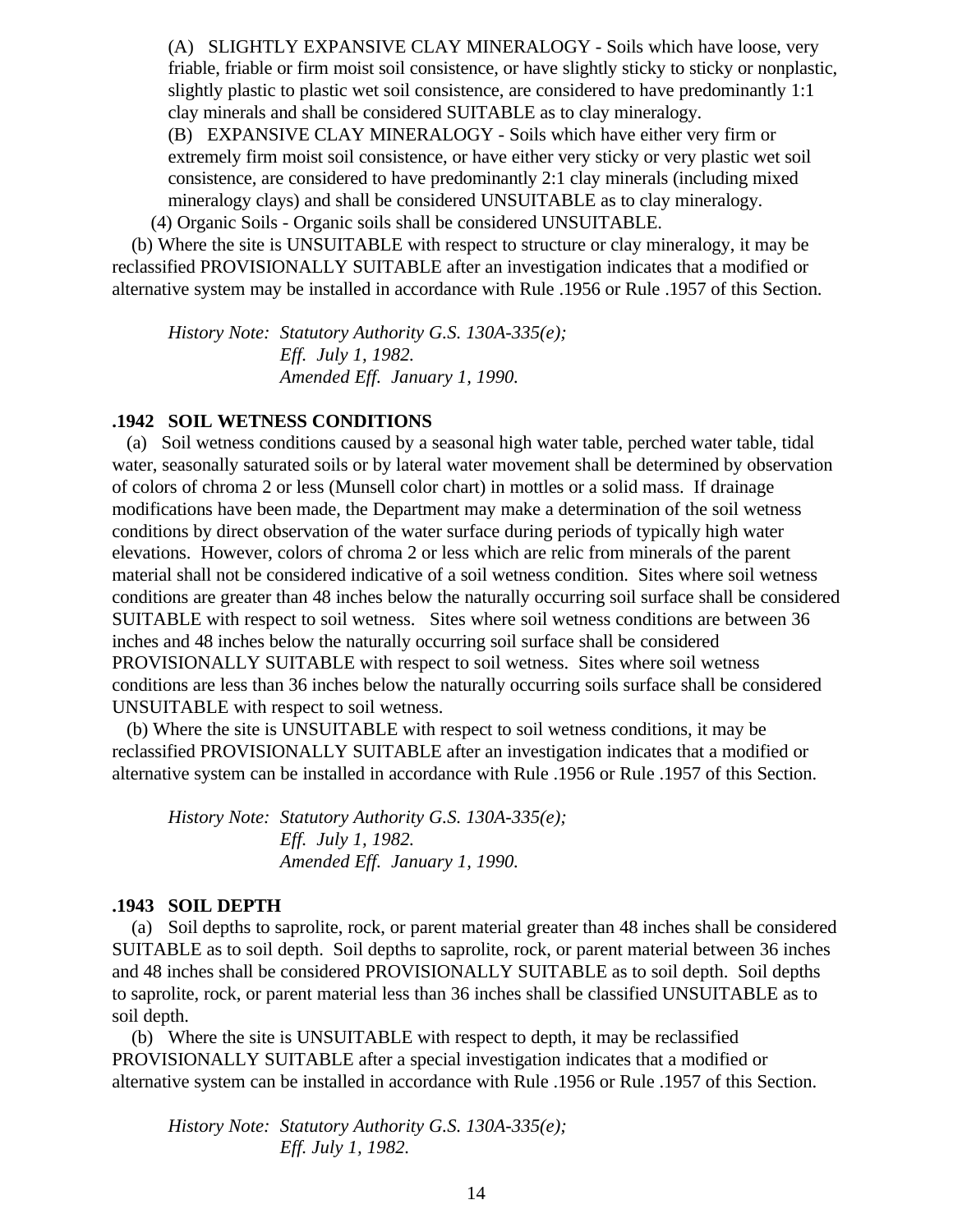(A) SLIGHTLY EXPANSIVE CLAY MINERALOGY - Soils which have loose, very friable, friable or firm moist soil consistence, or have slightly sticky to sticky or nonplastic, slightly plastic to plastic wet soil consistence, are considered to have predominantly 1:1 clay minerals and shall be considered SUITABLE as to clay mineralogy.

(B) EXPANSIVE CLAY MINERALOGY - Soils which have either very firm or extremely firm moist soil consistence, or have either very sticky or very plastic wet soil consistence, are considered to have predominantly 2:1 clay minerals (including mixed mineralogy clays) and shall be considered UNSUITABLE as to clay mineralogy.

(4) Organic Soils - Organic soils shall be considered UNSUITABLE.

(b) Where the site is UNSUITABLE with respect to structure or clay mineralogy, it may be reclassified PROVISIONALLY SUITABLE after an investigation indicates that a modified or alternative system may be installed in accordance with Rule .1956 or Rule .1957 of this Section.

*History Note: Statutory Authority G.S. 130A-335(e);*
*Eff. July 1, 1982.*
*Amended Eff. January 1, 1990.*

### .1942 SOIL WETNESS CONDITIONS

(a) Soil wetness conditions caused by a seasonal high water table, perched water table, tidal water, seasonally saturated soils or by lateral water movement shall be determined by observation of colors of chroma 2 or less (Munsell color chart) in mottles or a solid mass. If drainage modifications have been made, the Department may make a determination of the soil wetness conditions by direct observation of the water surface during periods of typically high water elevations. However, colors of chroma 2 or less which are relic from minerals of the parent material shall not be considered indicative of a soil wetness condition. Sites where soil wetness conditions are greater than 48 inches below the naturally occurring soil surface shall be considered SUITABLE with respect to soil wetness. Sites where soil wetness conditions are between 36 inches and 48 inches below the naturally occurring soil surface shall be considered PROVISIONALLY SUITABLE with respect to soil wetness. Sites where soil wetness conditions are less than 36 inches below the naturally occurring soils surface shall be considered UNSUITABLE with respect to soil wetness.

(b) Where the site is UNSUITABLE with respect to soil wetness conditions, it may be reclassified PROVISIONALLY SUITABLE after an investigation indicates that a modified or alternative system can be installed in accordance with Rule .1956 or Rule .1957 of this Section.

*History Note: Statutory Authority G.S. 130A-335(e);*
*Eff. July 1, 1982.*
*Amended Eff. January 1, 1990.*

### .1943 SOIL DEPTH

(a) Soil depths to saprolite, rock, or parent material greater than 48 inches shall be considered SUITABLE as to soil depth. Soil depths to saprolite, rock, or parent material between 36 inches and 48 inches shall be considered PROVISIONALLY SUITABLE as to soil depth. Soil depths to saprolite, rock, or parent material less than 36 inches shall be classified UNSUITABLE as to soil depth.

(b) Where the site is UNSUITABLE with respect to depth, it may be reclassified PROVISIONALLY SUITABLE after a special investigation indicates that a modified or alternative system can be installed in accordance with Rule .1956 or Rule .1957 of this Section.

*History Note: Statutory Authority G.S. 130A-335(e);*
*Eff. July 1, 1982.*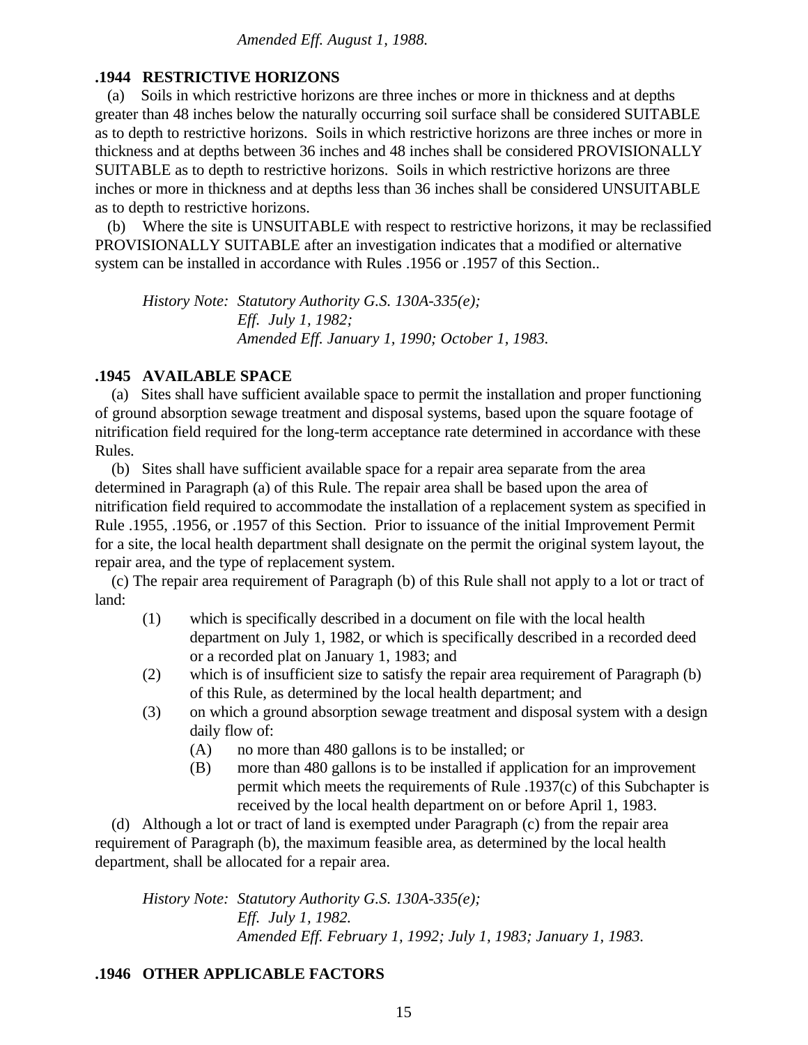*Amended Eff. August 1, 1988.*

### .1944 RESTRICTIVE HORIZONS

(a) Soils in which restrictive horizons are three inches or more in thickness and at depths greater than 48 inches below the naturally occurring soil surface shall be considered SUITABLE as to depth to restrictive horizons. Soils in which restrictive horizons are three inches or more in thickness and at depths between 36 inches and 48 inches shall be considered PROVISIONALLY SUITABLE as to depth to restrictive horizons. Soils in which restrictive horizons are three inches or more in thickness and at depths less than 36 inches shall be considered UNSUITABLE as to depth to restrictive horizons.

(b) Where the site is UNSUITABLE with respect to restrictive horizons, it may be reclassified PROVISIONALLY SUITABLE after an investigation indicates that a modified or alternative system can be installed in accordance with Rules .1956 or .1957 of this Section..

*History Note: Statutory Authority G.S. 130A-335(e);*
*Eff. July 1, 1982;*
*Amended Eff. January 1, 1990; October 1, 1983.*

### .1945 AVAILABLE SPACE

(a) Sites shall have sufficient available space to permit the installation and proper functioning of ground absorption sewage treatment and disposal systems, based upon the square footage of nitrification field required for the long-term acceptance rate determined in accordance with these Rules.

(b) Sites shall have sufficient available space for a repair area separate from the area determined in Paragraph (a) of this Rule. The repair area shall be based upon the area of nitrification field required to accommodate the installation of a replacement system as specified in Rule .1955, .1956, or .1957 of this Section. Prior to issuance of the initial Improvement Permit for a site, the local health department shall designate on the permit the original system layout, the repair area, and the type of replacement system.

(c) The repair area requirement of Paragraph (b) of this Rule shall not apply to a lot or tract of land:

- (1) which is specifically described in a document on file with the local health department on July 1, 1982, or which is specifically described in a recorded deed or a recorded plat on January 1, 1983; and
- (2) which is of insufficient size to satisfy the repair area requirement of Paragraph (b) of this Rule, as determined by the local health department; and
- (3) on which a ground absorption sewage treatment and disposal system with a design daily flow of:
  - (A) no more than 480 gallons is to be installed; or
  - (B) more than 480 gallons is to be installed if application for an improvement permit which meets the requirements of Rule .1937(c) of this Subchapter is received by the local health department on or before April 1, 1983.

(d) Although a lot or tract of land is exempted under Paragraph (c) from the repair area requirement of Paragraph (b), the maximum feasible area, as determined by the local health department, shall be allocated for a repair area.

*History Note: Statutory Authority G.S. 130A-335(e);*
*Eff. July 1, 1982.*
*Amended Eff. February 1, 1992; July 1, 1983; January 1, 1983.*

### .1946 OTHER APPLICABLE FACTORS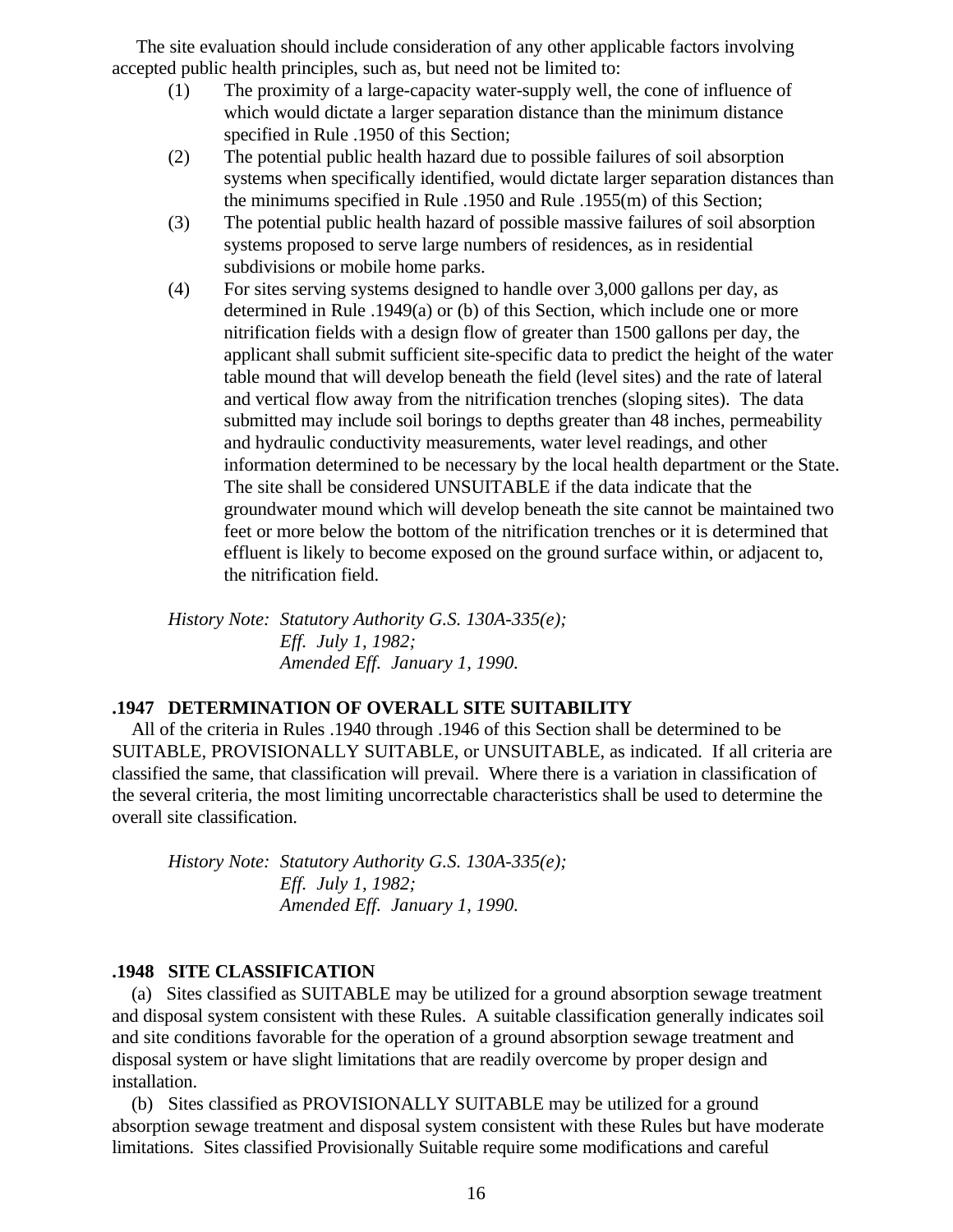The site evaluation should include consideration of any other applicable factors involving accepted public health principles, such as, but need not be limited to:

(1) The proximity of a large-capacity water-supply well, the cone of influence of which would dictate a larger separation distance than the minimum distance specified in Rule .1950 of this Section;

(2) The potential public health hazard due to possible failures of soil absorption systems when specifically identified, would dictate larger separation distances than the minimums specified in Rule .1950 and Rule .1955(m) of this Section;

(3) The potential public health hazard of possible massive failures of soil absorption systems proposed to serve large numbers of residences, as in residential subdivisions or mobile home parks.

(4) For sites serving systems designed to handle over 3,000 gallons per day, as determined in Rule .1949(a) or (b) of this Section, which include one or more nitrification fields with a design flow of greater than 1500 gallons per day, the applicant shall submit sufficient site-specific data to predict the height of the water table mound that will develop beneath the field (level sites) and the rate of lateral and vertical flow away from the nitrification trenches (sloping sites). The data submitted may include soil borings to depths greater than 48 inches, permeability and hydraulic conductivity measurements, water level readings, and other information determined to be necessary by the local health department or the State. The site shall be considered UNSUITABLE if the data indicate that the groundwater mound which will develop beneath the site cannot be maintained two feet or more below the bottom of the nitrification trenches or it is determined that effluent is likely to become exposed on the ground surface within, or adjacent to, the nitrification field.

*History Note: Statutory Authority G.S. 130A-335(e);*
*Eff. July 1, 1982;*
*Amended Eff. January 1, 1990.*

### .1947 DETERMINATION OF OVERALL SITE SUITABILITY

All of the criteria in Rules .1940 through .1946 of this Section shall be determined to be SUITABLE, PROVISIONALLY SUITABLE, or UNSUITABLE, as indicated. If all criteria are classified the same, that classification will prevail. Where there is a variation in classification of the several criteria, the most limiting uncorrectable characteristics shall be used to determine the overall site classification.

*History Note: Statutory Authority G.S. 130A-335(e);*
*Eff. July 1, 1982;*
*Amended Eff. January 1, 1990.*

### .1948 SITE CLASSIFICATION

(a) Sites classified as SUITABLE may be utilized for a ground absorption sewage treatment and disposal system consistent with these Rules. A suitable classification generally indicates soil and site conditions favorable for the operation of a ground absorption sewage treatment and disposal system or have slight limitations that are readily overcome by proper design and installation.

(b) Sites classified as PROVISIONALLY SUITABLE may be utilized for a ground absorption sewage treatment and disposal system consistent with these Rules but have moderate limitations. Sites classified Provisionally Suitable require some modifications and careful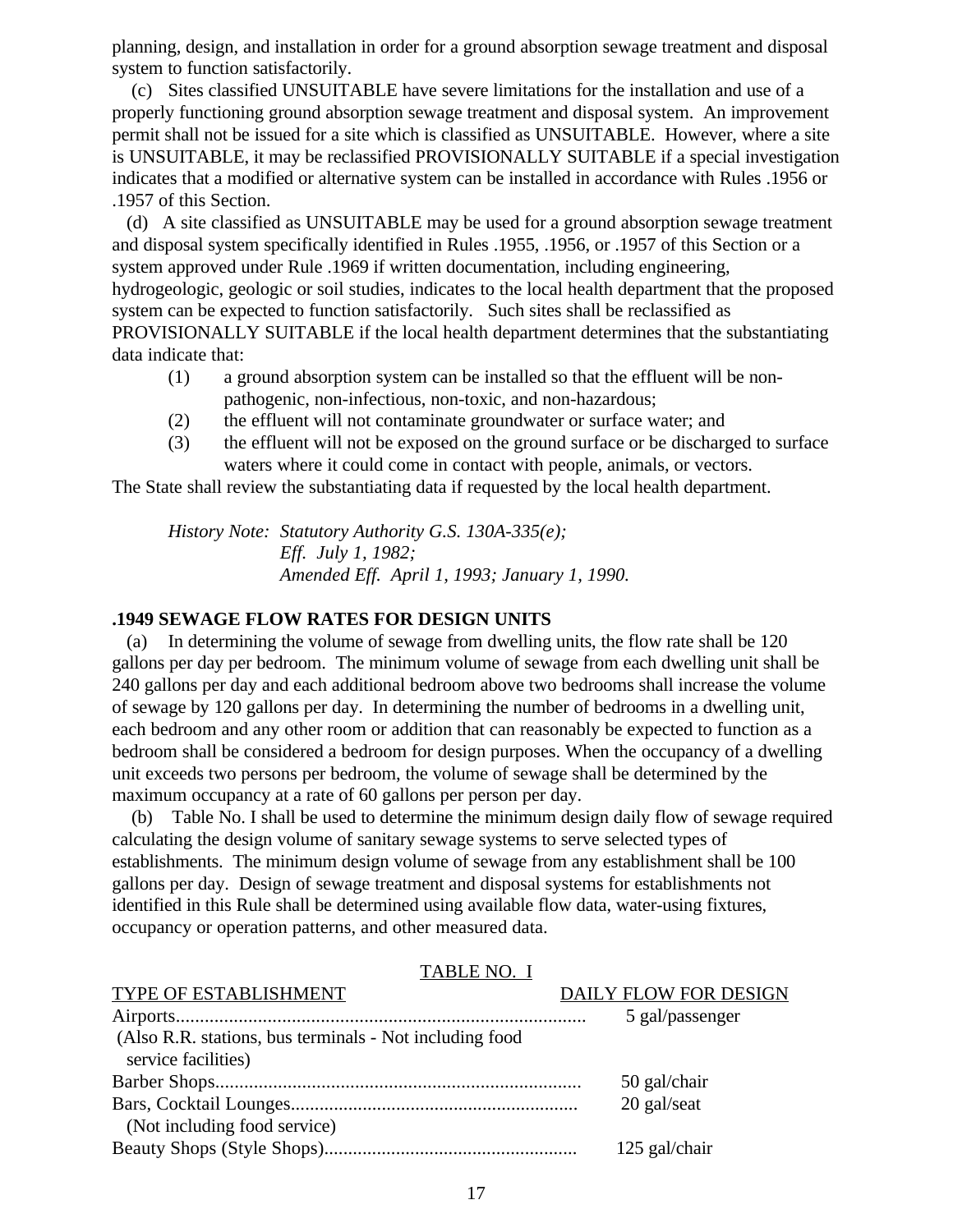planning, design, and installation in order for a ground absorption sewage treatment and disposal system to function satisfactorily.

(c) Sites classified UNSUITABLE have severe limitations for the installation and use of a properly functioning ground absorption sewage treatment and disposal system. An improvement permit shall not be issued for a site which is classified as UNSUITABLE. However, where a site is UNSUITABLE, it may be reclassified PROVISIONALLY SUITABLE if a special investigation indicates that a modified or alternative system can be installed in accordance with Rules .1956 or .1957 of this Section.

(d) A site classified as UNSUITABLE may be used for a ground absorption sewage treatment and disposal system specifically identified in Rules .1955, .1956, or .1957 of this Section or a system approved under Rule .1969 if written documentation, including engineering, hydrogeologic, geologic or soil studies, indicates to the local health department that the proposed system can be expected to function satisfactorily. Such sites shall be reclassified as PROVISIONALLY SUITABLE if the local health department determines that the substantiating data indicate that:

(1) a ground absorption system can be installed so that the effluent will be non-pathogenic, non-infectious, non-toxic, and non-hazardous;
(2) the effluent will not contaminate groundwater or surface water; and
(3) the effluent will not be exposed on the ground surface or be discharged to surface waters where it could come in contact with people, animals, or vectors.

The State shall review the substantiating data if requested by the local health department.

*History Note: Statutory Authority G.S. 130A-335(e);*
*Eff. July 1, 1982;*
*Amended Eff. April 1, 1993; January 1, 1990.*

### .1949 SEWAGE FLOW RATES FOR DESIGN UNITS

(a) In determining the volume of sewage from dwelling units, the flow rate shall be 120 gallons per day per bedroom. The minimum volume of sewage from each dwelling unit shall be 240 gallons per day and each additional bedroom above two bedrooms shall increase the volume of sewage by 120 gallons per day. In determining the number of bedrooms in a dwelling unit, each bedroom and any other room or addition that can reasonably be expected to function as a bedroom shall be considered a bedroom for design purposes. When the occupancy of a dwelling unit exceeds two persons per bedroom, the volume of sewage shall be determined by the maximum occupancy at a rate of 60 gallons per person per day.

(b) Table No. I shall be used to determine the minimum design daily flow of sewage required calculating the design volume of sanitary sewage systems to serve selected types of establishments. The minimum design volume of sewage from any establishment shall be 100 gallons per day. Design of sewage treatment and disposal systems for establishments not identified in this Rule shall be determined using available flow data, water-using fixtures, occupancy or operation patterns, and other measured data.

TABLE NO. I

| TYPE OF ESTABLISHMENT | DAILY FLOW FOR DESIGN |
|---|---|
| Airports (Also R.R. stations, bus terminals - Not including food service facilities) | 5 gal/passenger |
| Barber Shops | 50 gal/chair |
| Bars, Cocktail Lounges (Not including food service) | 20 gal/seat |
| Beauty Shops (Style Shops) | 125 gal/chair |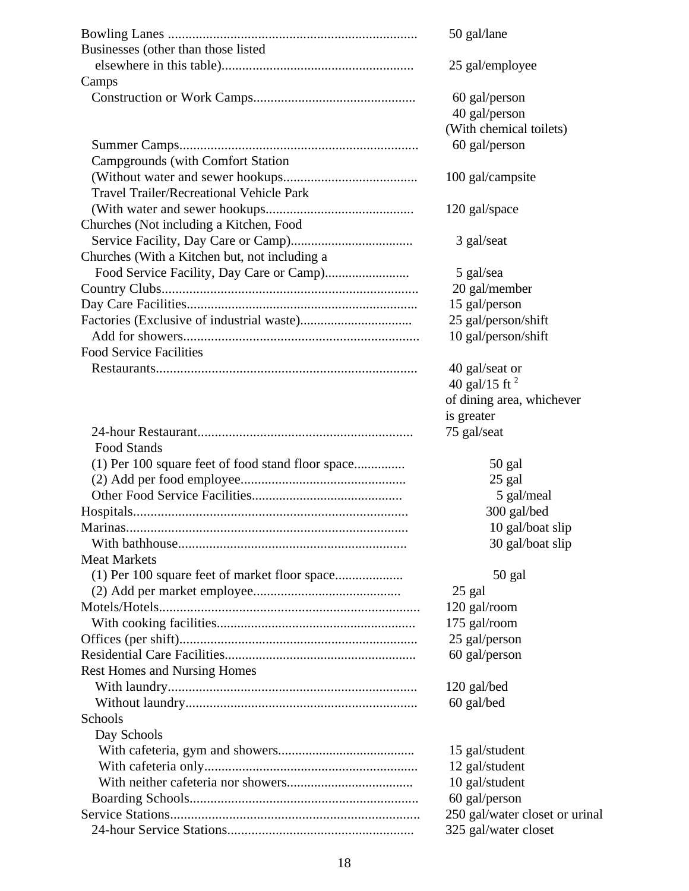| Establishment | Flow |
| --- | --- |
| Bowling Lanes | 50 gal/lane |
| Businesses (other than those listed elsewhere in this table) | 25 gal/employee |
| Camps | |
| Construction or Work Camps | 60 gal/person<br>40 gal/person<br>(With chemical toilets) |
| Summer Camps | 60 gal/person |
| Campgrounds (with Comfort Station (Without water and sewer hookups | 100 gal/campsite |
| Travel Trailer/Recreational Vehicle Park (With water and sewer hookups | 120 gal/space |
| Churches (Not including a Kitchen, Food Service Facility, Day Care or Camp) | 3 gal/seat |
| Churches (With a Kitchen but, not including a Food Service Facility, Day Care or Camp) | 5 gal/sea |
| Country Clubs | 20 gal/member |
| Day Care Facilities | 15 gal/person |
| Factories (Exclusive of industrial waste) | 25 gal/person/shift |
| Add for showers | 10 gal/person/shift |
| Food Service Facilities | |
| Restaurants | 40 gal/seat or<br>40 gal/15 $ft^2$<br>of dining area, whichever is greater |
| 24-hour Restaurant | 75 gal/seat |
| Food Stands | |
| (1) Per 100 square feet of food stand floor space | 50 gal |
| (2) Add per food employee | 25 gal |
| Other Food Service Facilities | 5 gal/meal |
| Hospitals | 300 gal/bed |
| Marinas | 10 gal/boat slip |
| With bathhouse | 30 gal/boat slip |
| Meat Markets | |
| (1) Per 100 square feet of market floor space | 50 gal |
| (2) Add per market employee | 25 gal |
| Motels/Hotels | 120 gal/room |
| With cooking facilities | 175 gal/room |
| Offices (per shift) | 25 gal/person |
| Residential Care Facilities | 60 gal/person |
| Rest Homes and Nursing Homes | |
| With laundry | 120 gal/bed |
| Without laundry | 60 gal/bed |
| Schools | |
| Day Schools | |
| With cafeteria, gym and showers | 15 gal/student |
| With cafeteria only | 12 gal/student |
| With neither cafeteria nor showers | 10 gal/student |
| Boarding Schools | 60 gal/person |
| Service Stations | 250 gal/water closet or urinal |
| 24-hour Service Stations | 325 gal/water closet |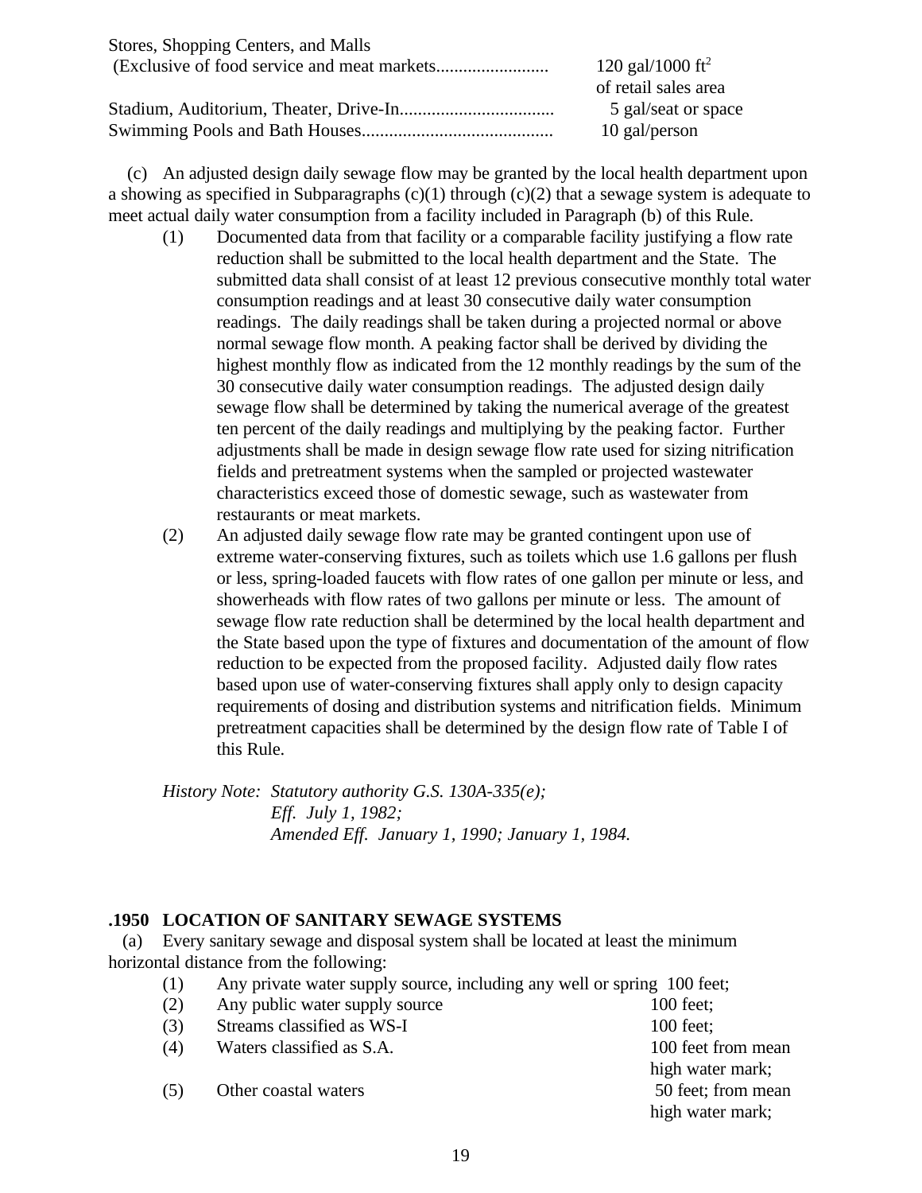| | |
|---|---|
| Stores, Shopping Centers, and Malls (Exclusive of food service and meat markets........................ | 120 gal/1000 $ft^2$ of retail sales area |
| Stadium, Auditorium, Theater, Drive-In................................. | 5 gal/seat or space |
| Swimming Pools and Bath Houses......................................... | 10 gal/person |

(c) An adjusted design daily sewage flow may be granted by the local health department upon a showing as specified in Subparagraphs (c)(1) through (c)(2) that a sewage system is adequate to meet actual daily water consumption from a facility included in Paragraph (b) of this Rule.

(1) Documented data from that facility or a comparable facility justifying a flow rate reduction shall be submitted to the local health department and the State. The submitted data shall consist of at least 12 previous consecutive monthly total water consumption readings and at least 30 consecutive daily water consumption readings. The daily readings shall be taken during a projected normal or above normal sewage flow month. A peaking factor shall be derived by dividing the highest monthly flow as indicated from the 12 monthly readings by the sum of the 30 consecutive daily water consumption readings. The adjusted design daily sewage flow shall be determined by taking the numerical average of the greatest ten percent of the daily readings and multiplying by the peaking factor. Further adjustments shall be made in design sewage flow rate used for sizing nitrification fields and pretreatment systems when the sampled or projected wastewater characteristics exceed those of domestic sewage, such as wastewater from restaurants or meat markets.

(2) An adjusted daily sewage flow rate may be granted contingent upon use of extreme water-conserving fixtures, such as toilets which use 1.6 gallons per flush or less, spring-loaded faucets with flow rates of one gallon per minute or less, and showerheads with flow rates of two gallons per minute or less. The amount of sewage flow rate reduction shall be determined by the local health department and the State based upon the type of fixtures and documentation of the amount of flow reduction to be expected from the proposed facility. Adjusted daily flow rates based upon use of water-conserving fixtures shall apply only to design capacity requirements of dosing and distribution systems and nitrification fields. Minimum pretreatment capacities shall be determined by the design flow rate of Table I of this Rule.

*History Note: Statutory authority G.S. 130A-335(e);*
*Eff. July 1, 1982;*
*Amended Eff. January 1, 1990; January 1, 1984.*

## .1950 LOCATION OF SANITARY SEWAGE SYSTEMS

(a) Every sanitary sewage and disposal system shall be located at least the minimum horizontal distance from the following:

| | | |
|---|---|---|
| (1) | Any private water supply source, including any well or spring | 100 feet; |
| (2) | Any public water supply source | 100 feet; |
| (3) | Streams classified as WS-I | 100 feet; |
| (4) | Waters classified as S.A. | 100 feet from mean high water mark; |
| (5) | Other coastal waters | 50 feet; from mean high water mark; |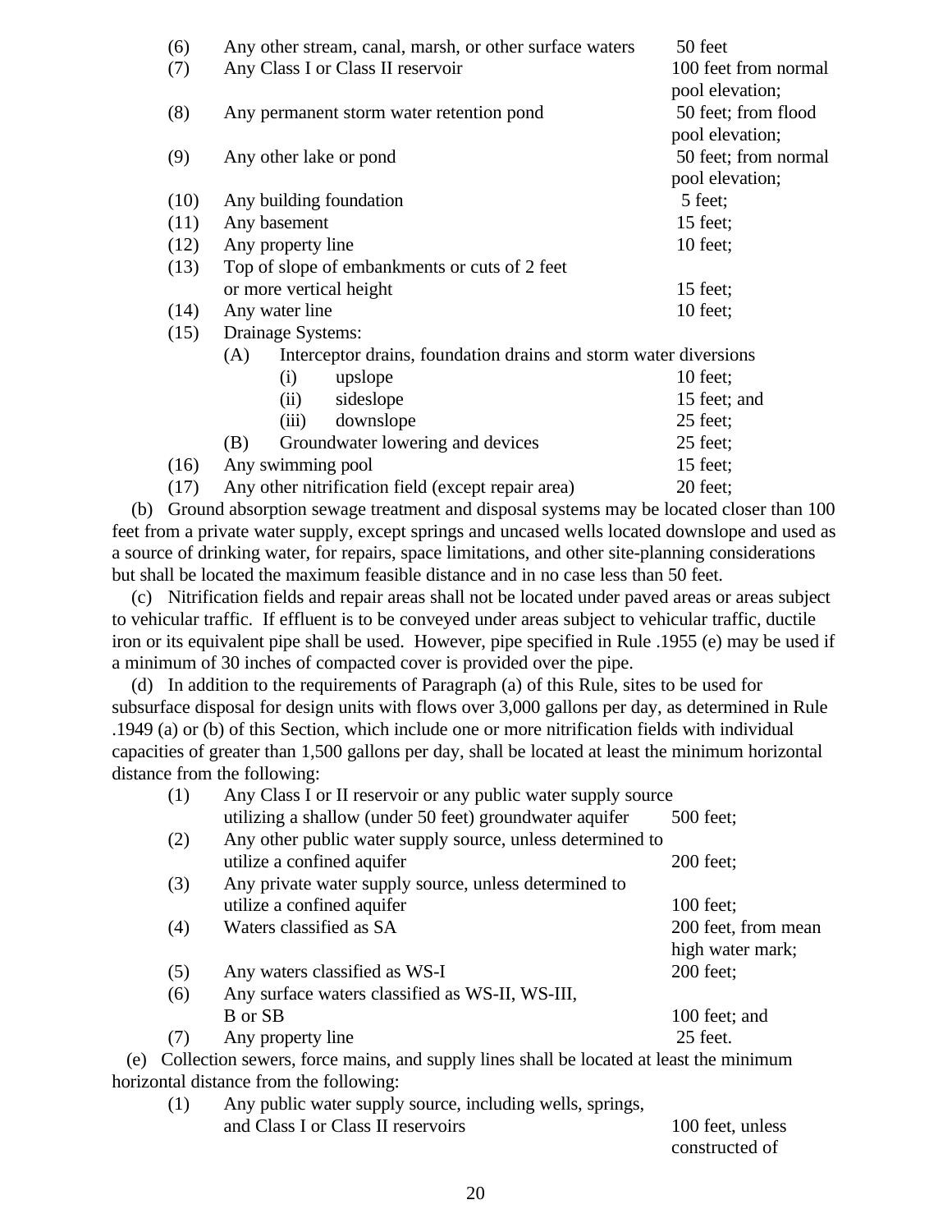| | | |
|---|---|---|
| (6) | Any other stream, canal, marsh, or other surface waters | 50 feet |
| (7) | Any Class I or Class II reservoir | 100 feet from normal pool elevation; |
| (8) | Any permanent storm water retention pond | 50 feet; from flood pool elevation; |
| (9) | Any other lake or pond | 50 feet; from normal pool elevation; |
| (10) | Any building foundation | 5 feet; |
| (11) | Any basement | 15 feet; |
| (12) | Any property line | 10 feet; |
| (13) | Top of slope of embankments or cuts of 2 feet or more vertical height | 15 feet; |
| (14) | Any water line | 10 feet; |
| (15) | Drainage Systems: | |
| | (A) Interceptor drains, foundation drains and storm water diversions | |
| | (i) upslope | 10 feet; |
| | (ii) sideslope | 15 feet; and |
| | (iii) downslope | 25 feet; |
| | (B) Groundwater lowering and devices | 25 feet; |
| (16) | Any swimming pool | 15 feet; |
| (17) | Any other nitrification field (except repair area) | 20 feet; |

(b) Ground absorption sewage treatment and disposal systems may be located closer than 100 feet from a private water supply, except springs and uncased wells located downslope and used as a source of drinking water, for repairs, space limitations, and other site-planning considerations but shall be located the maximum feasible distance and in no case less than 50 feet.

(c) Nitrification fields and repair areas shall not be located under paved areas or areas subject to vehicular traffic. If effluent is to be conveyed under areas subject to vehicular traffic, ductile iron or its equivalent pipe shall be used. However, pipe specified in Rule .1955 (e) may be used if a minimum of 30 inches of compacted cover is provided over the pipe.

(d) In addition to the requirements of Paragraph (a) of this Rule, sites to be used for subsurface disposal for design units with flows over 3,000 gallons per day, as determined in Rule .1949 (a) or (b) of this Section, which include one or more nitrification fields with individual capacities of greater than 1,500 gallons per day, shall be located at least the minimum horizontal distance from the following:

| | | |
|---|---|---|
| (1) | Any Class I or II reservoir or any public water supply source utilizing a shallow (under 50 feet) groundwater aquifer | 500 feet; |
| (2) | Any other public water supply source, unless determined to utilize a confined aquifer | 200 feet; |
| (3) | Any private water supply source, unless determined to utilize a confined aquifer | 100 feet; |
| (4) | Waters classified as SA | 200 feet, from mean high water mark; |
| (5) | Any waters classified as WS-I | 200 feet; |
| (6) | Any surface waters classified as WS-II, WS-III, B or SB | 100 feet; and |
| (7) | Any property line | 25 feet. |

(e) Collection sewers, force mains, and supply lines shall be located at least the minimum horizontal distance from the following:

| | | |
|---|---|---|
| (1) | Any public water supply source, including wells, springs, and Class I or Class II reservoirs | 100 feet, unless constructed of |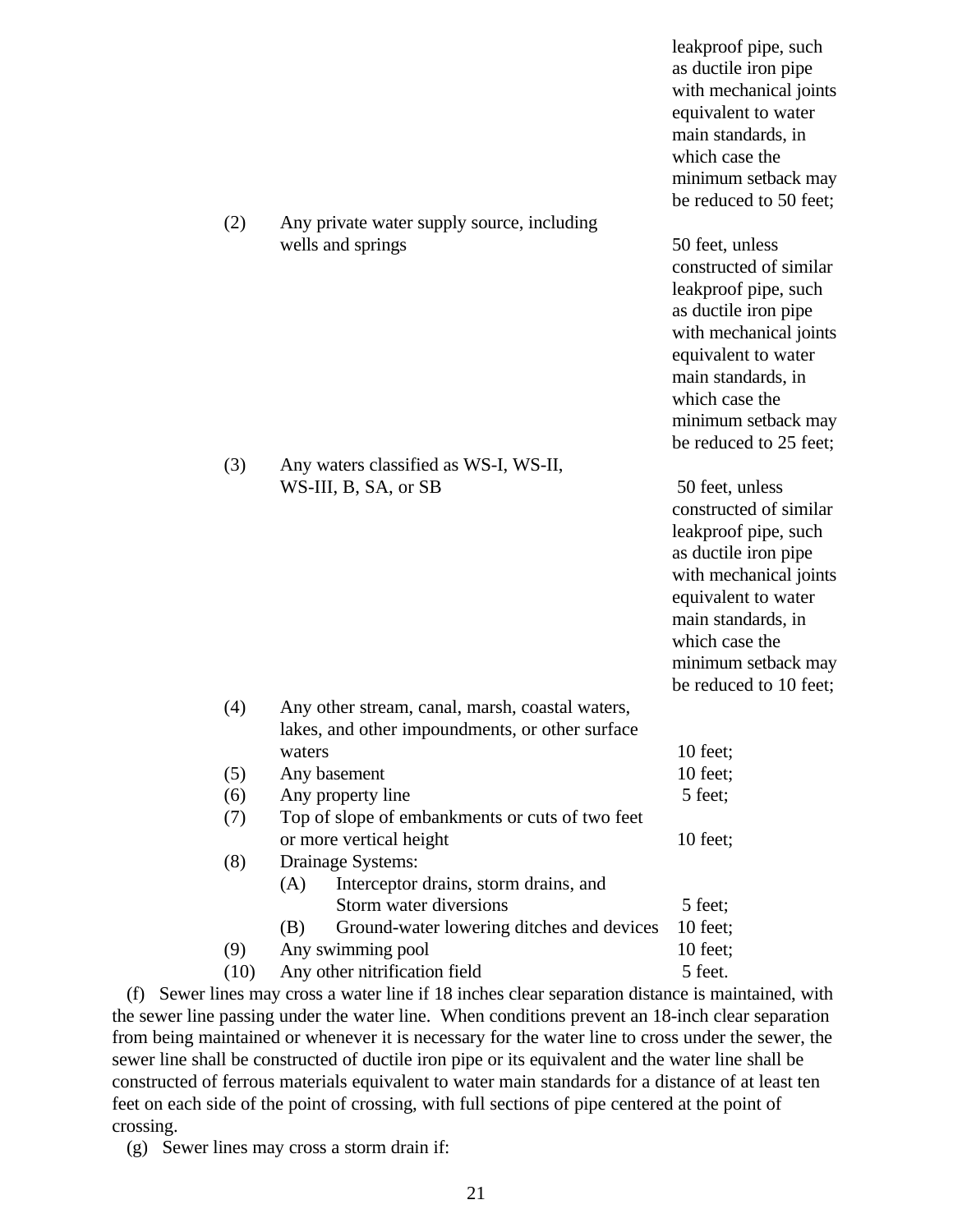leakproof pipe, such as ductile iron pipe with mechanical joints equivalent to water main standards, in which case the minimum setback may be reduced to 50 feet;

| | | |
|---|---|---|
| (2) | Any private water supply source, including wells and springs | 50 feet, unless constructed of similar leakproof pipe, such as ductile iron pipe with mechanical joints equivalent to water main standards, in which case the minimum setback may be reduced to 25 feet; |
| (3) | Any waters classified as WS-I, WS-II, WS-III, B, SA, or SB | 50 feet, unless constructed of similar leakproof pipe, such as ductile iron pipe with mechanical joints equivalent to water main standards, in which case the minimum setback may be reduced to 10 feet; |
| (4) | Any other stream, canal, marsh, coastal waters, lakes, and other impoundments, or other surface waters | 10 feet; |
| (5) | Any basement | 10 feet; |
| (6) | Any property line | 5 feet; |
| (7) | Top of slope of embankments or cuts of two feet or more vertical height | 10 feet; |
| (8) | Drainage Systems: | |
| | (A) Interceptor drains, storm drains, and Storm water diversions | 5 feet; |
| | (B) Ground-water lowering ditches and devices | 10 feet; |
| (9) | Any swimming pool | 10 feet; |
| (10) | Any other nitrification field | 5 feet. |

(f) Sewer lines may cross a water line if 18 inches clear separation distance is maintained, with the sewer line passing under the water line. When conditions prevent an 18-inch clear separation from being maintained or whenever it is necessary for the water line to cross under the sewer, the sewer line shall be constructed of ductile iron pipe or its equivalent and the water line shall be constructed of ferrous materials equivalent to water main standards for a distance of at least ten feet on each side of the point of crossing, with full sections of pipe centered at the point of crossing.

(g) Sewer lines may cross a storm drain if: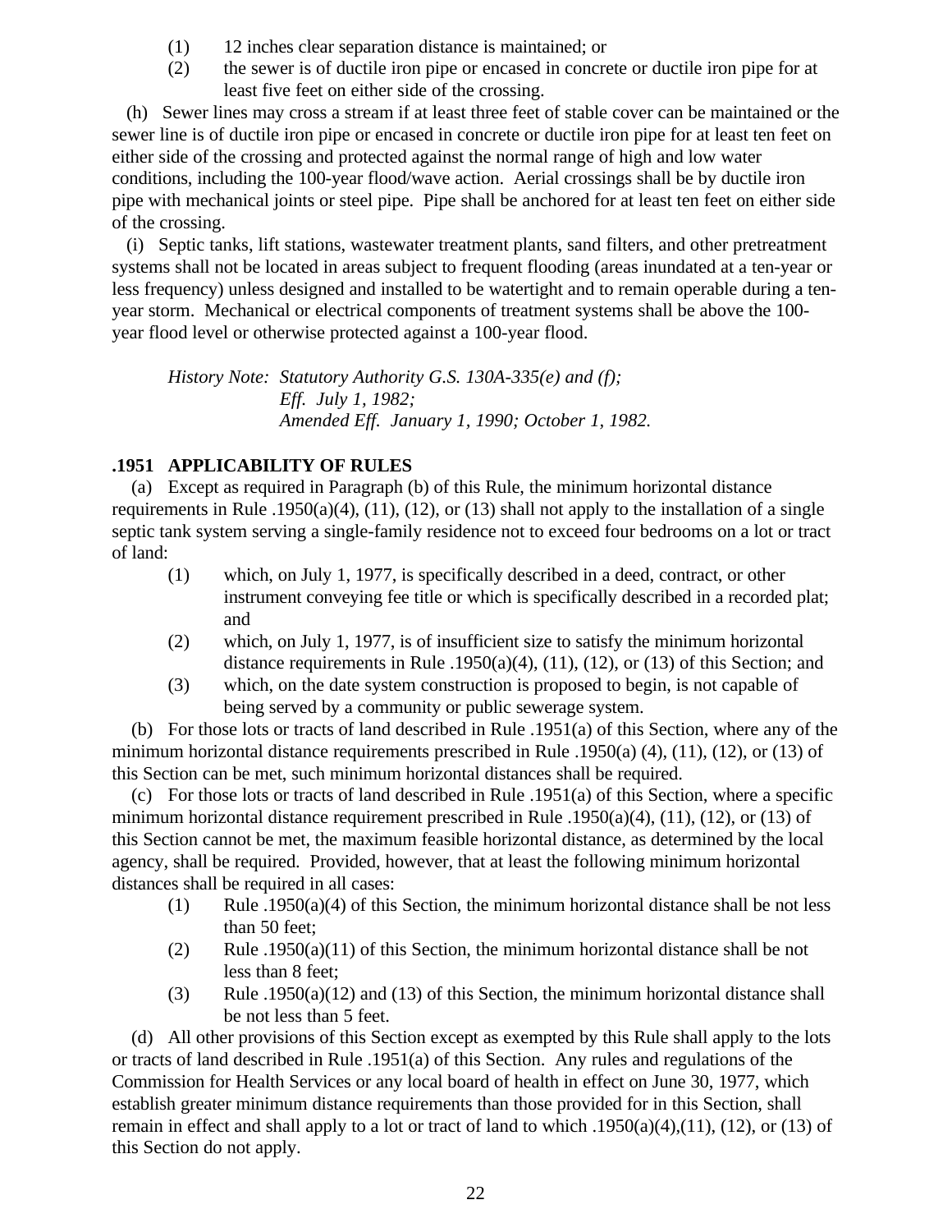(1) 12 inches clear separation distance is maintained; or
(2) the sewer is of ductile iron pipe or encased in concrete or ductile iron pipe for at least five feet on either side of the crossing.

(h) Sewer lines may cross a stream if at least three feet of stable cover can be maintained or the sewer line is of ductile iron pipe or encased in concrete or ductile iron pipe for at least ten feet on either side of the crossing and protected against the normal range of high and low water conditions, including the 100-year flood/wave action. Aerial crossings shall be by ductile iron pipe with mechanical joints or steel pipe. Pipe shall be anchored for at least ten feet on either side of the crossing.

(i) Septic tanks, lift stations, wastewater treatment plants, sand filters, and other pretreatment systems shall not be located in areas subject to frequent flooding (areas inundated at a ten-year or less frequency) unless designed and installed to be watertight and to remain operable during a ten-year storm. Mechanical or electrical components of treatment systems shall be above the 100-year flood level or otherwise protected against a 100-year flood.

*History Note: Statutory Authority G.S. 130A-335(e) and (f);*
*Eff. July 1, 1982;*
*Amended Eff. January 1, 1990; October 1, 1982.*

### .1951 APPLICABILITY OF RULES

(a) Except as required in Paragraph (b) of this Rule, the minimum horizontal distance requirements in Rule .1950(a)(4), (11), (12), or (13) shall not apply to the installation of a single septic tank system serving a single-family residence not to exceed four bedrooms on a lot or tract of land:

(1) which, on July 1, 1977, is specifically described in a deed, contract, or other instrument conveying fee title or which is specifically described in a recorded plat; and
(2) which, on July 1, 1977, is of insufficient size to satisfy the minimum horizontal distance requirements in Rule .1950(a)(4), (11), (12), or (13) of this Section; and
(3) which, on the date system construction is proposed to begin, is not capable of being served by a community or public sewerage system.

(b) For those lots or tracts of land described in Rule .1951(a) of this Section, where any of the minimum horizontal distance requirements prescribed in Rule .1950(a) (4), (11), (12), or (13) of this Section can be met, such minimum horizontal distances shall be required.

(c) For those lots or tracts of land described in Rule .1951(a) of this Section, where a specific minimum horizontal distance requirement prescribed in Rule .1950(a)(4), (11), (12), or (13) of this Section cannot be met, the maximum feasible horizontal distance, as determined by the local agency, shall be required. Provided, however, that at least the following minimum horizontal distances shall be required in all cases:

(1) Rule .1950(a)(4) of this Section, the minimum horizontal distance shall be not less than 50 feet;
(2) Rule .1950(a)(11) of this Section, the minimum horizontal distance shall be not less than 8 feet;
(3) Rule .1950(a)(12) and (13) of this Section, the minimum horizontal distance shall be not less than 5 feet.

(d) All other provisions of this Section except as exempted by this Rule shall apply to the lots or tracts of land described in Rule .1951(a) of this Section. Any rules and regulations of the Commission for Health Services or any local board of health in effect on June 30, 1977, which establish greater minimum distance requirements than those provided for in this Section, shall remain in effect and shall apply to a lot or tract of land to which .1950(a)(4),(11), (12), or (13) of this Section do not apply.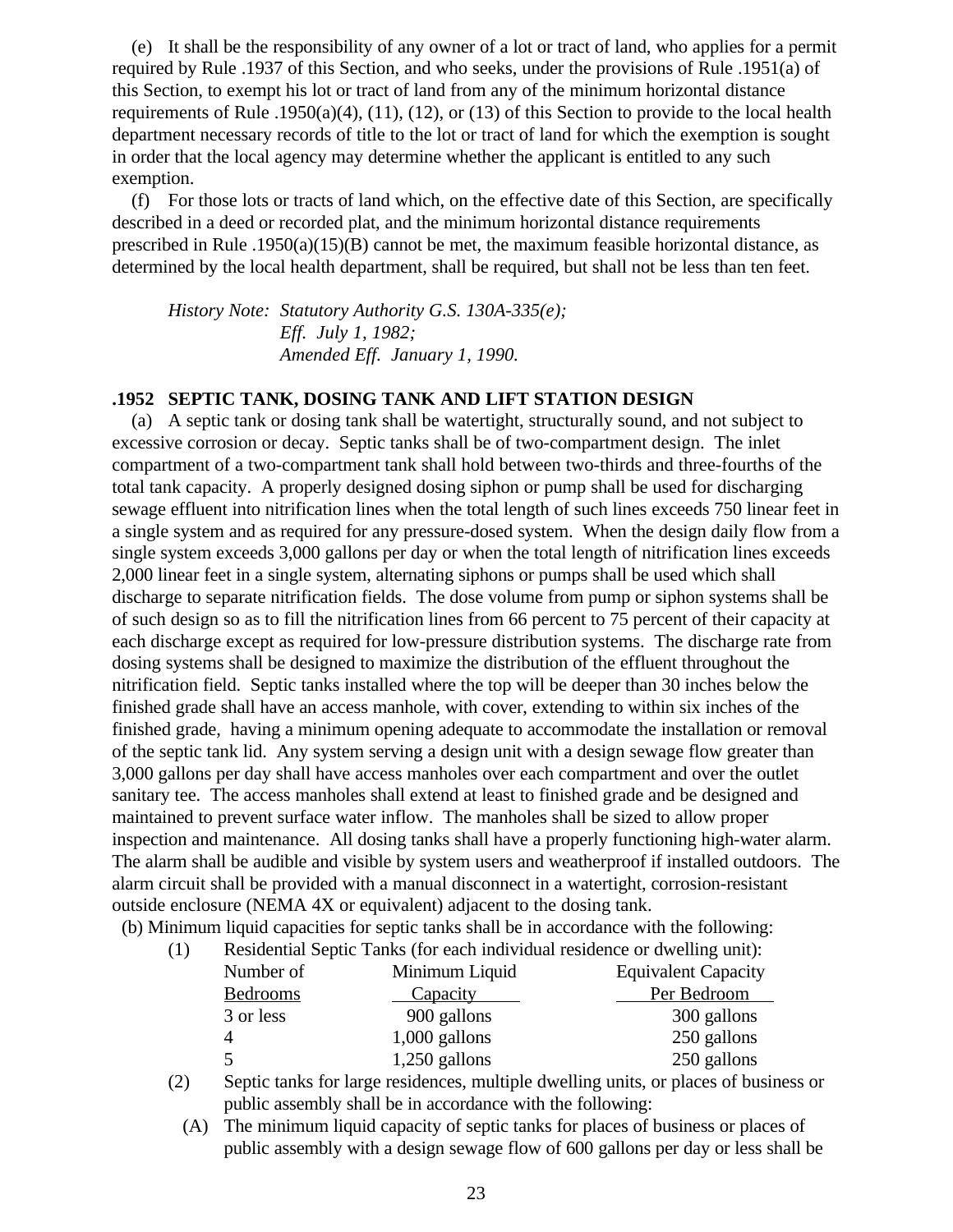(e) It shall be the responsibility of any owner of a lot or tract of land, who applies for a permit required by Rule .1937 of this Section, and who seeks, under the provisions of Rule .1951(a) of this Section, to exempt his lot or tract of land from any of the minimum horizontal distance requirements of Rule .1950(a)(4), (11), (12), or (13) of this Section to provide to the local health department necessary records of title to the lot or tract of land for which the exemption is sought in order that the local agency may determine whether the applicant is entitled to any such exemption.

(f) For those lots or tracts of land which, on the effective date of this Section, are specifically described in a deed or recorded plat, and the minimum horizontal distance requirements prescribed in Rule .1950(a)(15)(B) cannot be met, the maximum feasible horizontal distance, as determined by the local health department, shall be required, but shall not be less than ten feet.

*History Note: Statutory Authority G.S. 130A-335(e);*
*Eff. July 1, 1982;*
*Amended Eff. January 1, 1990.*

**.1952 SEPTIC TANK, DOSING TANK AND LIFT STATION DESIGN**

(a) A septic tank or dosing tank shall be watertight, structurally sound, and not subject to excessive corrosion or decay. Septic tanks shall be of two-compartment design. The inlet compartment of a two-compartment tank shall hold between two-thirds and three-fourths of the total tank capacity. A properly designed dosing siphon or pump shall be used for discharging sewage effluent into nitrification lines when the total length of such lines exceeds 750 linear feet in a single system and as required for any pressure-dosed system. When the design daily flow from a single system exceeds 3,000 gallons per day or when the total length of nitrification lines exceeds 2,000 linear feet in a single system, alternating siphons or pumps shall be used which shall discharge to separate nitrification fields. The dose volume from pump or siphon systems shall be of such design so as to fill the nitrification lines from 66 percent to 75 percent of their capacity at each discharge except as required for low-pressure distribution systems. The discharge rate from dosing systems shall be designed to maximize the distribution of the effluent throughout the nitrification field. Septic tanks installed where the top will be deeper than 30 inches below the finished grade shall have an access manhole, with cover, extending to within six inches of the finished grade, having a minimum opening adequate to accommodate the installation or removal of the septic tank lid. Any system serving a design unit with a design sewage flow greater than 3,000 gallons per day shall have access manholes over each compartment and over the outlet sanitary tee. The access manholes shall extend at least to finished grade and be designed and maintained to prevent surface water inflow. The manholes shall be sized to allow proper inspection and maintenance. All dosing tanks shall have a properly functioning high-water alarm. The alarm shall be audible and visible by system users and weatherproof if installed outdoors. The alarm circuit shall be provided with a manual disconnect in a watertight, corrosion-resistant outside enclosure (NEMA 4X or equivalent) adjacent to the dosing tank.

(b) Minimum liquid capacities for septic tanks shall be in accordance with the following:

(1) Residential Septic Tanks (for each individual residence or dwelling unit):

| Number of Bedrooms | Minimum Liquid Capacity | Equivalent Capacity Per Bedroom |
|---|---|---|
| 3 or less | 900 gallons | 300 gallons |
| 4 | 1,000 gallons | 250 gallons |
| 5 | 1,250 gallons | 250 gallons |

(2) Septic tanks for large residences, multiple dwelling units, or places of business or public assembly shall be in accordance with the following:

(A) The minimum liquid capacity of septic tanks for places of business or places of public assembly with a design sewage flow of 600 gallons per day or less shall be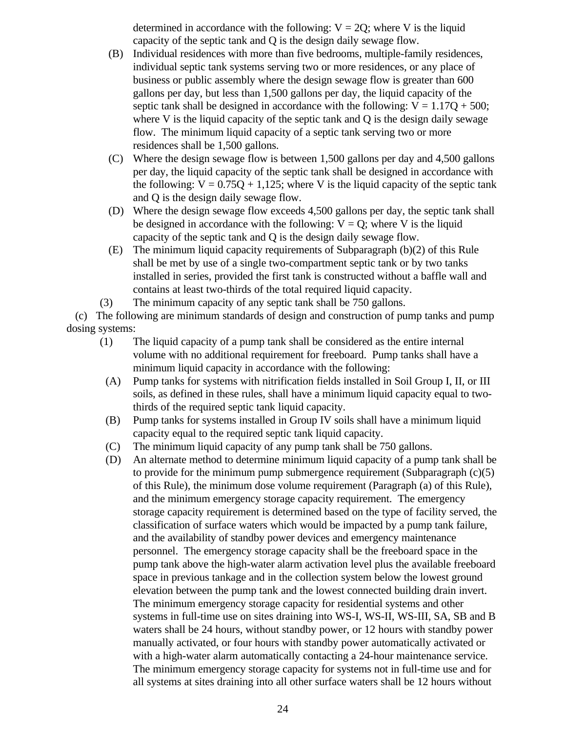determined in accordance with the following: $V = 2Q$; where V is the liquid capacity of the septic tank and Q is the design daily sewage flow.

(B) Individual residences with more than five bedrooms, multiple-family residences, individual septic tank systems serving two or more residences, or any place of business or public assembly where the design sewage flow is greater than 600 gallons per day, but less than 1,500 gallons per day, the liquid capacity of the septic tank shall be designed in accordance with the following: $V = 1.17Q + 500$; where V is the liquid capacity of the septic tank and Q is the design daily sewage flow. The minimum liquid capacity of a septic tank serving two or more residences shall be 1,500 gallons.

(C) Where the design sewage flow is between 1,500 gallons per day and 4,500 gallons per day, the liquid capacity of the septic tank shall be designed in accordance with the following: $V = 0.75Q + 1{,}125$; where V is the liquid capacity of the septic tank and Q is the design daily sewage flow.

(D) Where the design sewage flow exceeds 4,500 gallons per day, the septic tank shall be designed in accordance with the following: $V = Q$; where V is the liquid capacity of the septic tank and Q is the design daily sewage flow.

(E) The minimum liquid capacity requirements of Subparagraph (b)(2) of this Rule shall be met by use of a single two-compartment septic tank or by two tanks installed in series, provided the first tank is constructed without a baffle wall and contains at least two-thirds of the total required liquid capacity.

(3) The minimum capacity of any septic tank shall be 750 gallons.

(c) The following are minimum standards of design and construction of pump tanks and pump dosing systems:

(1) The liquid capacity of a pump tank shall be considered as the entire internal volume with no additional requirement for freeboard. Pump tanks shall have a minimum liquid capacity in accordance with the following:

(A) Pump tanks for systems with nitrification fields installed in Soil Group I, II, or III soils, as defined in these rules, shall have a minimum liquid capacity equal to two-thirds of the required septic tank liquid capacity.

(B) Pump tanks for systems installed in Group IV soils shall have a minimum liquid capacity equal to the required septic tank liquid capacity.

(C) The minimum liquid capacity of any pump tank shall be 750 gallons.

(D) An alternate method to determine minimum liquid capacity of a pump tank shall be to provide for the minimum pump submergence requirement (Subparagraph (c)(5) of this Rule), the minimum dose volume requirement (Paragraph (a) of this Rule), and the minimum emergency storage capacity requirement. The emergency storage capacity requirement is determined based on the type of facility served, the classification of surface waters which would be impacted by a pump tank failure, and the availability of standby power devices and emergency maintenance personnel. The emergency storage capacity shall be the freeboard space in the pump tank above the high-water alarm activation level plus the available freeboard space in previous tankage and in the collection system below the lowest ground elevation between the pump tank and the lowest connected building drain invert. The minimum emergency storage capacity for residential systems and other systems in full-time use on sites draining into WS-I, WS-II, WS-III, SA, SB and B waters shall be 24 hours, without standby power, or 12 hours with standby power manually activated, or four hours with standby power automatically activated or with a high-water alarm automatically contacting a 24-hour maintenance service. The minimum emergency storage capacity for systems not in full-time use and for all systems at sites draining into all other surface waters shall be 12 hours without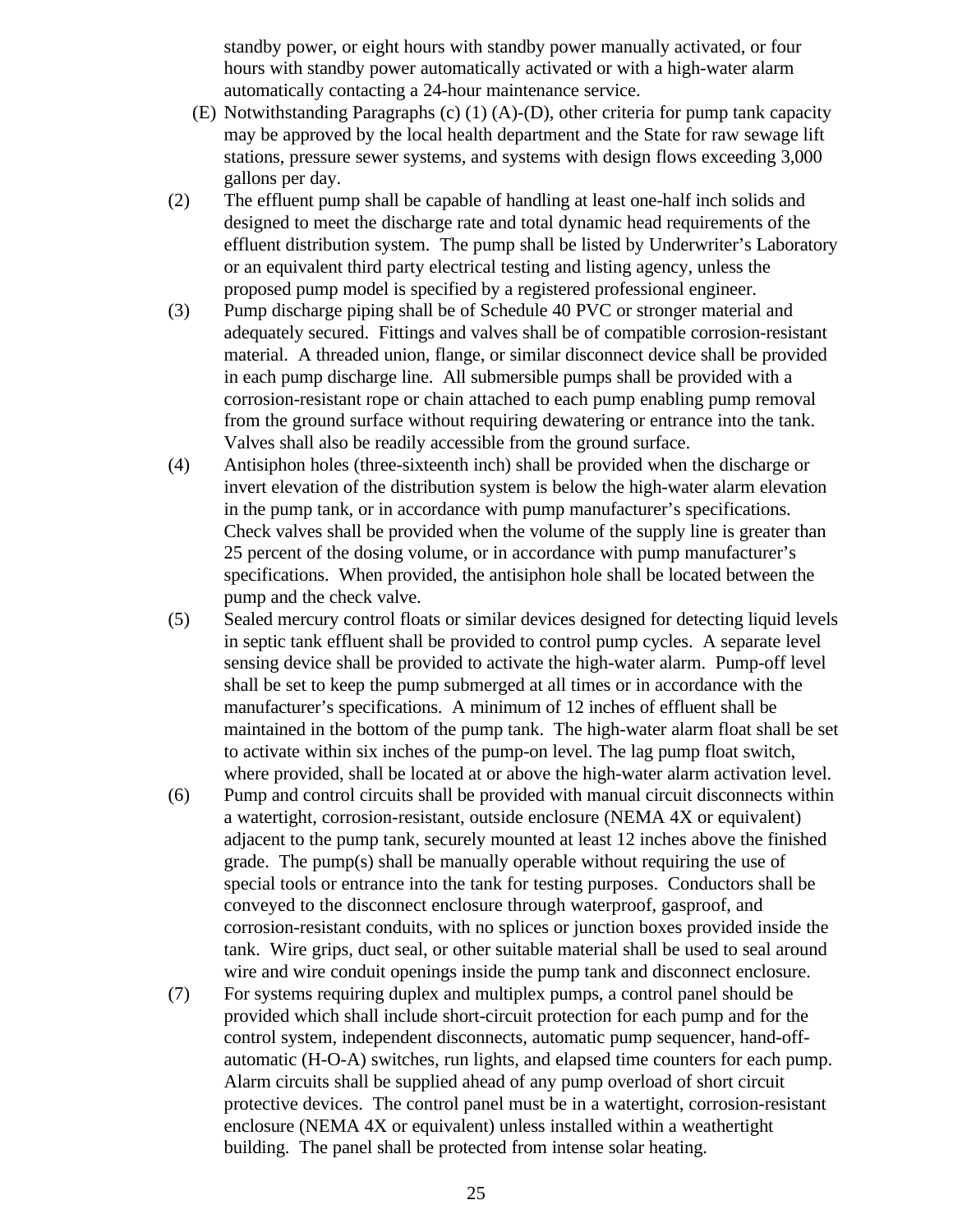standby power, or eight hours with standby power manually activated, or four hours with standby power automatically activated or with a high-water alarm automatically contacting a 24-hour maintenance service.

(E) Notwithstanding Paragraphs (c) (1) (A)-(D), other criteria for pump tank capacity may be approved by the local health department and the State for raw sewage lift stations, pressure sewer systems, and systems with design flows exceeding 3,000 gallons per day.

(2) The effluent pump shall be capable of handling at least one-half inch solids and designed to meet the discharge rate and total dynamic head requirements of the effluent distribution system. The pump shall be listed by Underwriter's Laboratory or an equivalent third party electrical testing and listing agency, unless the proposed pump model is specified by a registered professional engineer.

(3) Pump discharge piping shall be of Schedule 40 PVC or stronger material and adequately secured. Fittings and valves shall be of compatible corrosion-resistant material. A threaded union, flange, or similar disconnect device shall be provided in each pump discharge line. All submersible pumps shall be provided with a corrosion-resistant rope or chain attached to each pump enabling pump removal from the ground surface without requiring dewatering or entrance into the tank. Valves shall also be readily accessible from the ground surface.

(4) Antisiphon holes (three-sixteenth inch) shall be provided when the discharge or invert elevation of the distribution system is below the high-water alarm elevation in the pump tank, or in accordance with pump manufacturer's specifications. Check valves shall be provided when the volume of the supply line is greater than 25 percent of the dosing volume, or in accordance with pump manufacturer's specifications. When provided, the antisiphon hole shall be located between the pump and the check valve.

(5) Sealed mercury control floats or similar devices designed for detecting liquid levels in septic tank effluent shall be provided to control pump cycles. A separate level sensing device shall be provided to activate the high-water alarm. Pump-off level shall be set to keep the pump submerged at all times or in accordance with the manufacturer's specifications. A minimum of 12 inches of effluent shall be maintained in the bottom of the pump tank. The high-water alarm float shall be set to activate within six inches of the pump-on level. The lag pump float switch, where provided, shall be located at or above the high-water alarm activation level.

(6) Pump and control circuits shall be provided with manual circuit disconnects within a watertight, corrosion-resistant, outside enclosure (NEMA 4X or equivalent) adjacent to the pump tank, securely mounted at least 12 inches above the finished grade. The pump(s) shall be manually operable without requiring the use of special tools or entrance into the tank for testing purposes. Conductors shall be conveyed to the disconnect enclosure through waterproof, gasproof, and corrosion-resistant conduits, with no splices or junction boxes provided inside the tank. Wire grips, duct seal, or other suitable material shall be used to seal around wire and wire conduit openings inside the pump tank and disconnect enclosure.

(7) For systems requiring duplex and multiplex pumps, a control panel should be provided which shall include short-circuit protection for each pump and for the control system, independent disconnects, automatic pump sequencer, hand-off-automatic (H-O-A) switches, run lights, and elapsed time counters for each pump. Alarm circuits shall be supplied ahead of any pump overload of short circuit protective devices. The control panel must be in a watertight, corrosion-resistant enclosure (NEMA 4X or equivalent) unless installed within a weathertight building. The panel shall be protected from intense solar heating.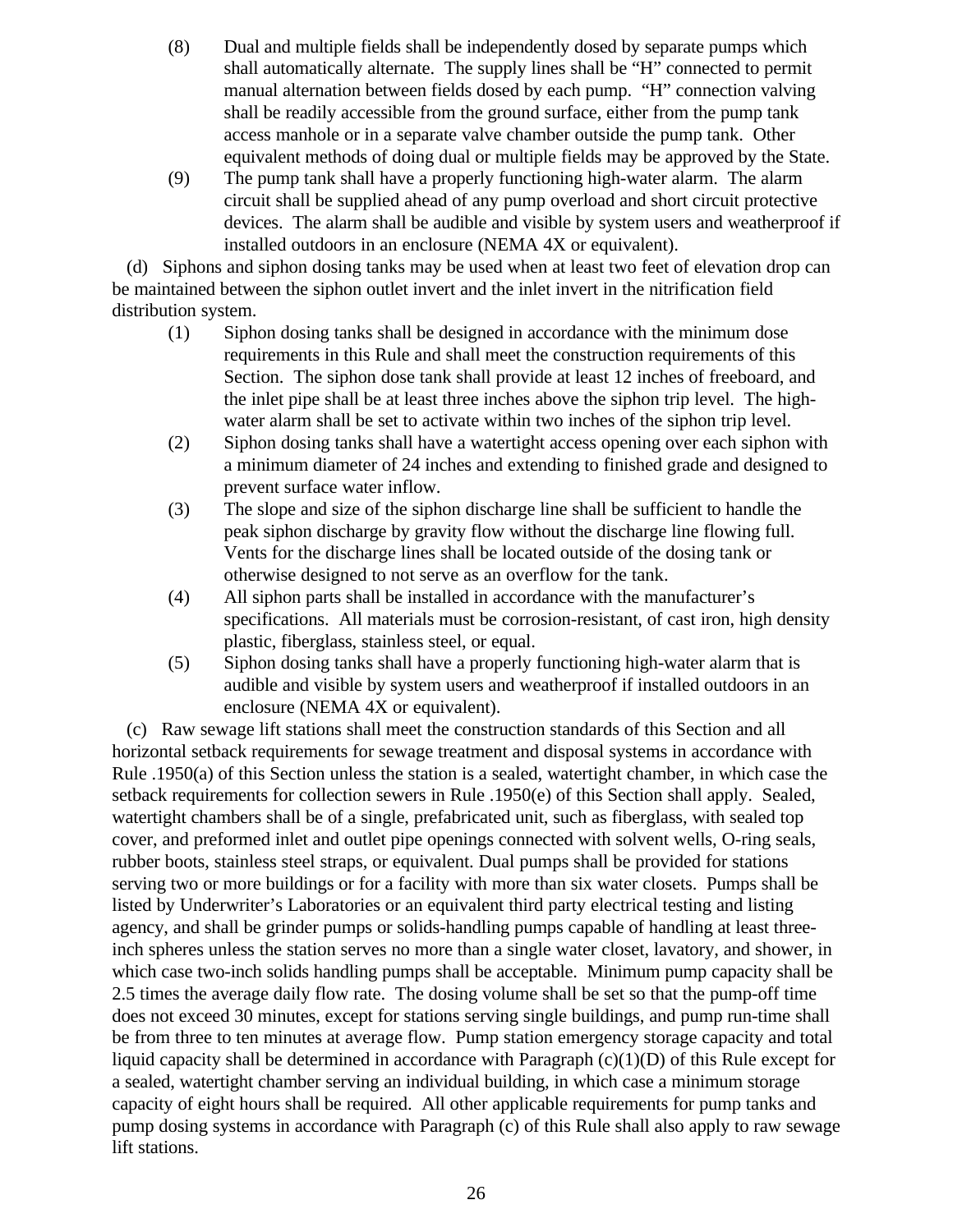(8) Dual and multiple fields shall be independently dosed by separate pumps which shall automatically alternate. The supply lines shall be "H" connected to permit manual alternation between fields dosed by each pump. "H" connection valving shall be readily accessible from the ground surface, either from the pump tank access manhole or in a separate valve chamber outside the pump tank. Other equivalent methods of doing dual or multiple fields may be approved by the State.

(9) The pump tank shall have a properly functioning high-water alarm. The alarm circuit shall be supplied ahead of any pump overload and short circuit protective devices. The alarm shall be audible and visible by system users and weatherproof if installed outdoors in an enclosure (NEMA 4X or equivalent).

(d) Siphons and siphon dosing tanks may be used when at least two feet of elevation drop can be maintained between the siphon outlet invert and the inlet invert in the nitrification field distribution system.

(1) Siphon dosing tanks shall be designed in accordance with the minimum dose requirements in this Rule and shall meet the construction requirements of this Section. The siphon dose tank shall provide at least 12 inches of freeboard, and the inlet pipe shall be at least three inches above the siphon trip level. The high-water alarm shall be set to activate within two inches of the siphon trip level.

(2) Siphon dosing tanks shall have a watertight access opening over each siphon with a minimum diameter of 24 inches and extending to finished grade and designed to prevent surface water inflow.

(3) The slope and size of the siphon discharge line shall be sufficient to handle the peak siphon discharge by gravity flow without the discharge line flowing full. Vents for the discharge lines shall be located outside of the dosing tank or otherwise designed to not serve as an overflow for the tank.

(4) All siphon parts shall be installed in accordance with the manufacturer's specifications. All materials must be corrosion-resistant, of cast iron, high density plastic, fiberglass, stainless steel, or equal.

(5) Siphon dosing tanks shall have a properly functioning high-water alarm that is audible and visible by system users and weatherproof if installed outdoors in an enclosure (NEMA 4X or equivalent).

(c) Raw sewage lift stations shall meet the construction standards of this Section and all horizontal setback requirements for sewage treatment and disposal systems in accordance with Rule .1950(a) of this Section unless the station is a sealed, watertight chamber, in which case the setback requirements for collection sewers in Rule .1950(e) of this Section shall apply. Sealed, watertight chambers shall be of a single, prefabricated unit, such as fiberglass, with sealed top cover, and preformed inlet and outlet pipe openings connected with solvent wells, O-ring seals, rubber boots, stainless steel straps, or equivalent. Dual pumps shall be provided for stations serving two or more buildings or for a facility with more than six water closets. Pumps shall be listed by Underwriter's Laboratories or an equivalent third party electrical testing and listing agency, and shall be grinder pumps or solids-handling pumps capable of handling at least three-inch spheres unless the station serves no more than a single water closet, lavatory, and shower, in which case two-inch solids handling pumps shall be acceptable. Minimum pump capacity shall be 2.5 times the average daily flow rate. The dosing volume shall be set so that the pump-off time does not exceed 30 minutes, except for stations serving single buildings, and pump run-time shall be from three to ten minutes at average flow. Pump station emergency storage capacity and total liquid capacity shall be determined in accordance with Paragraph (c)(1)(D) of this Rule except for a sealed, watertight chamber serving an individual building, in which case a minimum storage capacity of eight hours shall be required. All other applicable requirements for pump tanks and pump dosing systems in accordance with Paragraph (c) of this Rule shall also apply to raw sewage lift stations.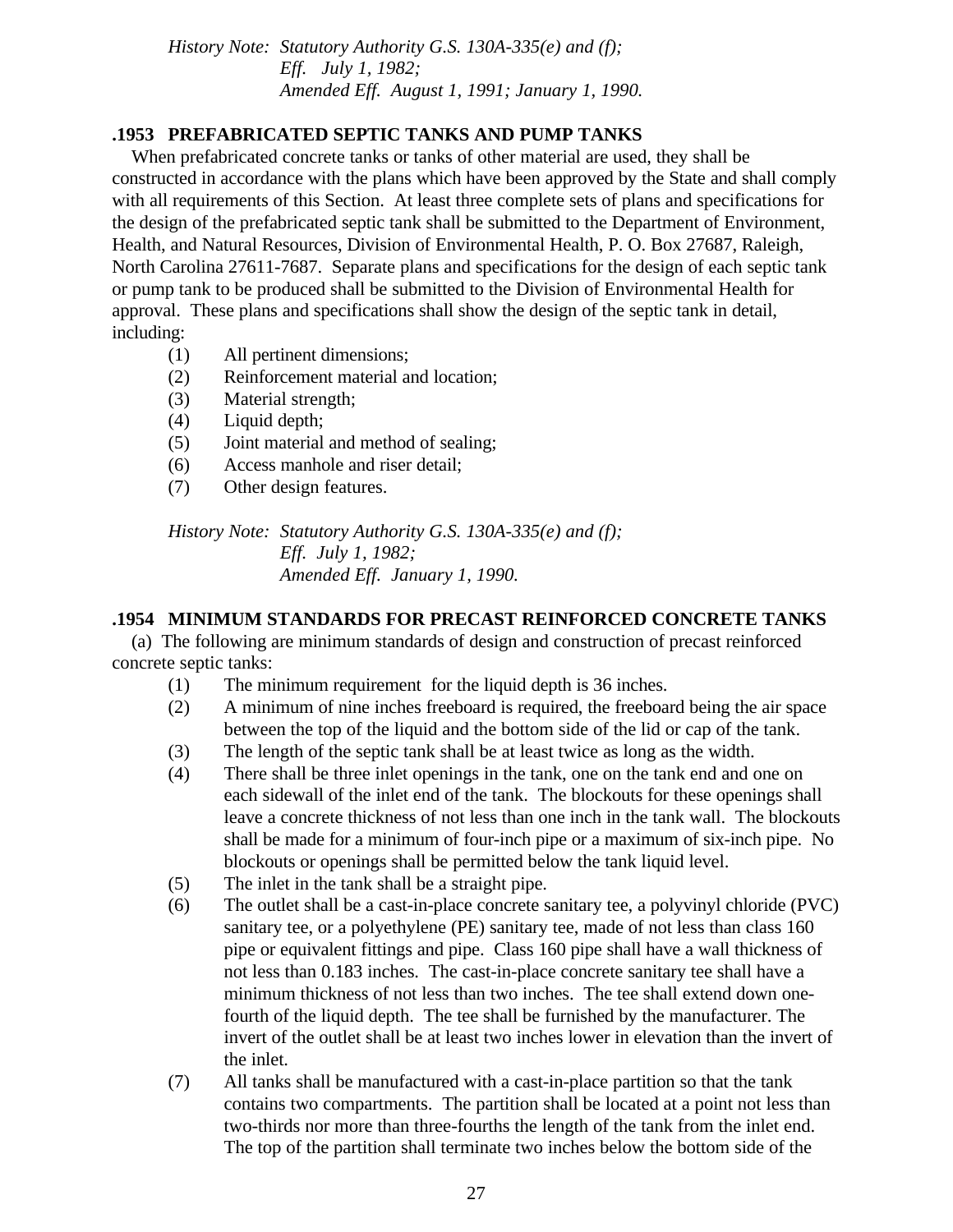*History Note: Statutory Authority G.S. 130A-335(e) and (f);*
*Eff. July 1, 1982;*
*Amended Eff. August 1, 1991; January 1, 1990.*

### .1953 PREFABRICATED SEPTIC TANKS AND PUMP TANKS

When prefabricated concrete tanks or tanks of other material are used, they shall be constructed in accordance with the plans which have been approved by the State and shall comply with all requirements of this Section. At least three complete sets of plans and specifications for the design of the prefabricated septic tank shall be submitted to the Department of Environment, Health, and Natural Resources, Division of Environmental Health, P. O. Box 27687, Raleigh, North Carolina 27611-7687. Separate plans and specifications for the design of each septic tank or pump tank to be produced shall be submitted to the Division of Environmental Health for approval. These plans and specifications shall show the design of the septic tank in detail, including:

(1) All pertinent dimensions;
(2) Reinforcement material and location;
(3) Material strength;
(4) Liquid depth;
(5) Joint material and method of sealing;
(6) Access manhole and riser detail;
(7) Other design features.

*History Note: Statutory Authority G.S. 130A-335(e) and (f);*
*Eff. July 1, 1982;*
*Amended Eff. January 1, 1990.*

### .1954 MINIMUM STANDARDS FOR PRECAST REINFORCED CONCRETE TANKS

(a) The following are minimum standards of design and construction of precast reinforced concrete septic tanks:

(1) The minimum requirement for the liquid depth is 36 inches.
(2) A minimum of nine inches freeboard is required, the freeboard being the air space between the top of the liquid and the bottom side of the lid or cap of the tank.
(3) The length of the septic tank shall be at least twice as long as the width.
(4) There shall be three inlet openings in the tank, one on the tank end and one on each sidewall of the inlet end of the tank. The blockouts for these openings shall leave a concrete thickness of not less than one inch in the tank wall. The blockouts shall be made for a minimum of four-inch pipe or a maximum of six-inch pipe. No blockouts or openings shall be permitted below the tank liquid level.
(5) The inlet in the tank shall be a straight pipe.
(6) The outlet shall be a cast-in-place concrete sanitary tee, a polyvinyl chloride (PVC) sanitary tee, or a polyethylene (PE) sanitary tee, made of not less than class 160 pipe or equivalent fittings and pipe. Class 160 pipe shall have a wall thickness of not less than 0.183 inches. The cast-in-place concrete sanitary tee shall have a minimum thickness of not less than two inches. The tee shall extend down one-fourth of the liquid depth. The tee shall be furnished by the manufacturer. The invert of the outlet shall be at least two inches lower in elevation than the invert of the inlet.
(7) All tanks shall be manufactured with a cast-in-place partition so that the tank contains two compartments. The partition shall be located at a point not less than two-thirds nor more than three-fourths the length of the tank from the inlet end. The top of the partition shall terminate two inches below the bottom side of the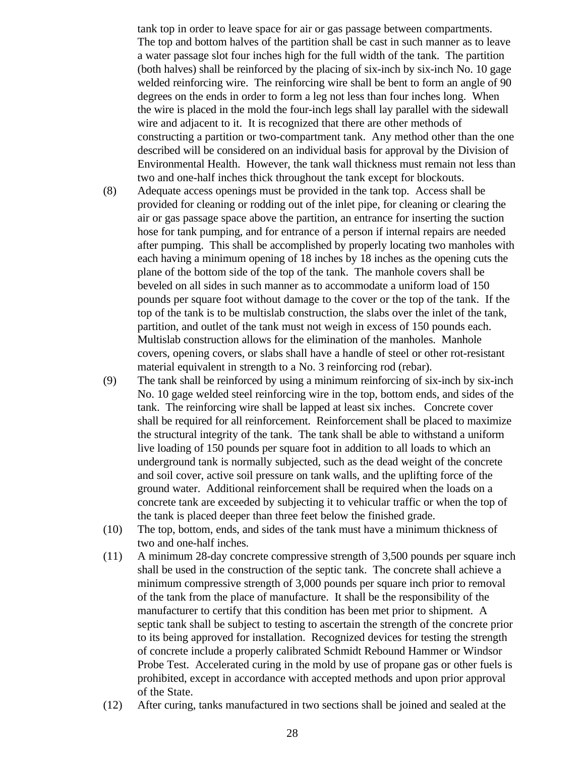tank top in order to leave space for air or gas passage between compartments. The top and bottom halves of the partition shall be cast in such manner as to leave a water passage slot four inches high for the full width of the tank. The partition (both halves) shall be reinforced by the placing of six-inch by six-inch No. 10 gage welded reinforcing wire. The reinforcing wire shall be bent to form an angle of 90 degrees on the ends in order to form a leg not less than four inches long. When the wire is placed in the mold the four-inch legs shall lay parallel with the sidewall wire and adjacent to it. It is recognized that there are other methods of constructing a partition or two-compartment tank. Any method other than the one described will be considered on an individual basis for approval by the Division of Environmental Health. However, the tank wall thickness must remain not less than two and one-half inches thick throughout the tank except for blockouts.

(8) Adequate access openings must be provided in the tank top. Access shall be provided for cleaning or rodding out of the inlet pipe, for cleaning or clearing the air or gas passage space above the partition, an entrance for inserting the suction hose for tank pumping, and for entrance of a person if internal repairs are needed after pumping. This shall be accomplished by properly locating two manholes with each having a minimum opening of 18 inches by 18 inches as the opening cuts the plane of the bottom side of the top of the tank. The manhole covers shall be beveled on all sides in such manner as to accommodate a uniform load of 150 pounds per square foot without damage to the cover or the top of the tank. If the top of the tank is to be multislab construction, the slabs over the inlet of the tank, partition, and outlet of the tank must not weigh in excess of 150 pounds each. Multislab construction allows for the elimination of the manholes. Manhole covers, opening covers, or slabs shall have a handle of steel or other rot-resistant material equivalent in strength to a No. 3 reinforcing rod (rebar).

(9) The tank shall be reinforced by using a minimum reinforcing of six-inch by six-inch No. 10 gage welded steel reinforcing wire in the top, bottom ends, and sides of the tank. The reinforcing wire shall be lapped at least six inches. Concrete cover shall be required for all reinforcement. Reinforcement shall be placed to maximize the structural integrity of the tank. The tank shall be able to withstand a uniform live loading of 150 pounds per square foot in addition to all loads to which an underground tank is normally subjected, such as the dead weight of the concrete and soil cover, active soil pressure on tank walls, and the uplifting force of the ground water. Additional reinforcement shall be required when the loads on a concrete tank are exceeded by subjecting it to vehicular traffic or when the top of the tank is placed deeper than three feet below the finished grade.

(10) The top, bottom, ends, and sides of the tank must have a minimum thickness of two and one-half inches.

(11) A minimum 28-day concrete compressive strength of 3,500 pounds per square inch shall be used in the construction of the septic tank. The concrete shall achieve a minimum compressive strength of 3,000 pounds per square inch prior to removal of the tank from the place of manufacture. It shall be the responsibility of the manufacturer to certify that this condition has been met prior to shipment. A septic tank shall be subject to testing to ascertain the strength of the concrete prior to its being approved for installation. Recognized devices for testing the strength of concrete include a properly calibrated Schmidt Rebound Hammer or Windsor Probe Test. Accelerated curing in the mold by use of propane gas or other fuels is prohibited, except in accordance with accepted methods and upon prior approval of the State.

(12) After curing, tanks manufactured in two sections shall be joined and sealed at the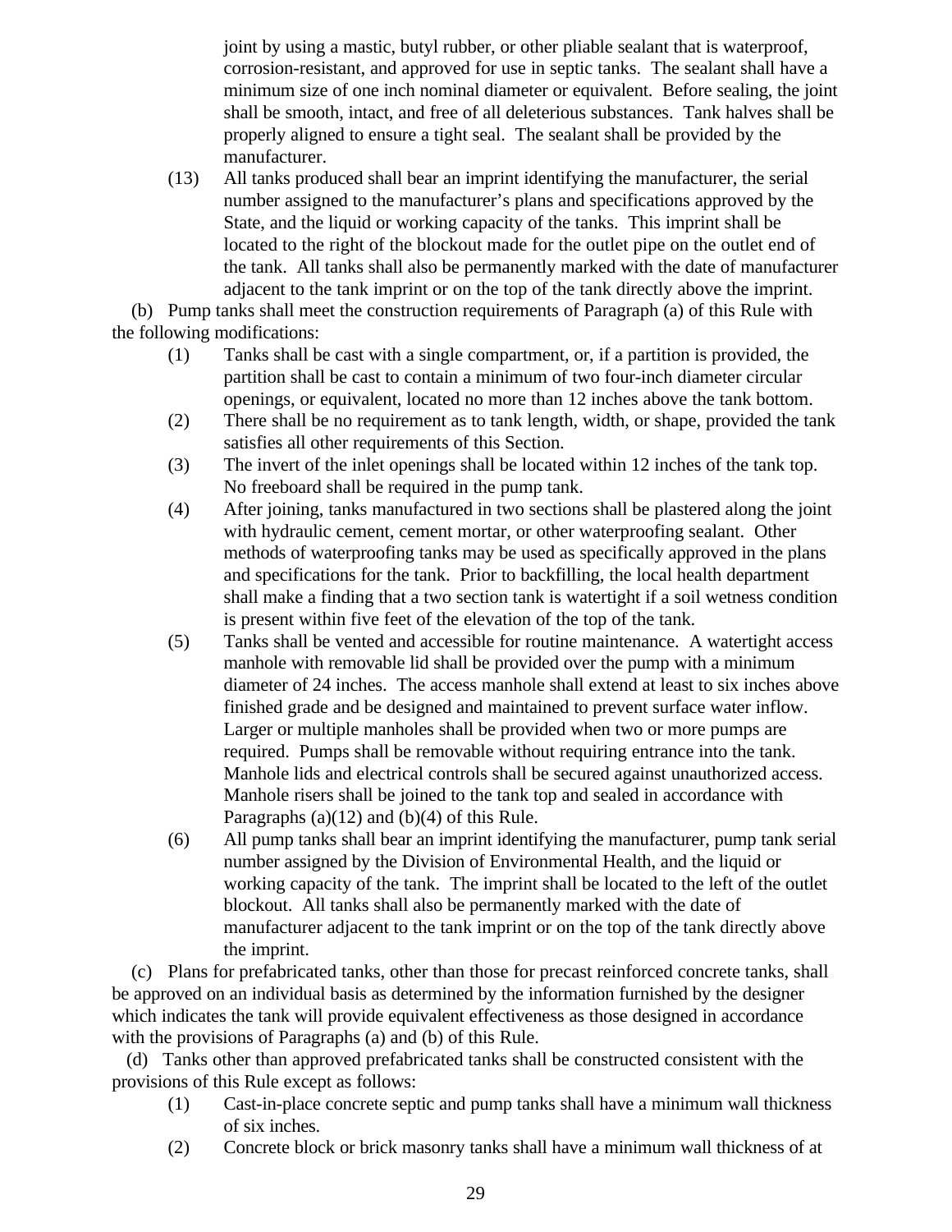joint by using a mastic, butyl rubber, or other pliable sealant that is waterproof, corrosion-resistant, and approved for use in septic tanks. The sealant shall have a minimum size of one inch nominal diameter or equivalent. Before sealing, the joint shall be smooth, intact, and free of all deleterious substances. Tank halves shall be properly aligned to ensure a tight seal. The sealant shall be provided by the manufacturer.

(13) All tanks produced shall bear an imprint identifying the manufacturer, the serial number assigned to the manufacturer's plans and specifications approved by the State, and the liquid or working capacity of the tanks. This imprint shall be located to the right of the blockout made for the outlet pipe on the outlet end of the tank. All tanks shall also be permanently marked with the date of manufacturer adjacent to the tank imprint or on the top of the tank directly above the imprint.

(b) Pump tanks shall meet the construction requirements of Paragraph (a) of this Rule with the following modifications:

(1) Tanks shall be cast with a single compartment, or, if a partition is provided, the partition shall be cast to contain a minimum of two four-inch diameter circular openings, or equivalent, located no more than 12 inches above the tank bottom.

(2) There shall be no requirement as to tank length, width, or shape, provided the tank satisfies all other requirements of this Section.

(3) The invert of the inlet openings shall be located within 12 inches of the tank top. No freeboard shall be required in the pump tank.

(4) After joining, tanks manufactured in two sections shall be plastered along the joint with hydraulic cement, cement mortar, or other waterproofing sealant. Other methods of waterproofing tanks may be used as specifically approved in the plans and specifications for the tank. Prior to backfilling, the local health department shall make a finding that a two section tank is watertight if a soil wetness condition is present within five feet of the elevation of the top of the tank.

(5) Tanks shall be vented and accessible for routine maintenance. A watertight access manhole with removable lid shall be provided over the pump with a minimum diameter of 24 inches. The access manhole shall extend at least to six inches above finished grade and be designed and maintained to prevent surface water inflow. Larger or multiple manholes shall be provided when two or more pumps are required. Pumps shall be removable without requiring entrance into the tank. Manhole lids and electrical controls shall be secured against unauthorized access. Manhole risers shall be joined to the tank top and sealed in accordance with Paragraphs (a)(12) and (b)(4) of this Rule.

(6) All pump tanks shall bear an imprint identifying the manufacturer, pump tank serial number assigned by the Division of Environmental Health, and the liquid or working capacity of the tank. The imprint shall be located to the left of the outlet blockout. All tanks shall also be permanently marked with the date of manufacturer adjacent to the tank imprint or on the top of the tank directly above the imprint.

(c) Plans for prefabricated tanks, other than those for precast reinforced concrete tanks, shall be approved on an individual basis as determined by the information furnished by the designer which indicates the tank will provide equivalent effectiveness as those designed in accordance with the provisions of Paragraphs (a) and (b) of this Rule.

(d) Tanks other than approved prefabricated tanks shall be constructed consistent with the provisions of this Rule except as follows:

(1) Cast-in-place concrete septic and pump tanks shall have a minimum wall thickness of six inches.

(2) Concrete block or brick masonry tanks shall have a minimum wall thickness of at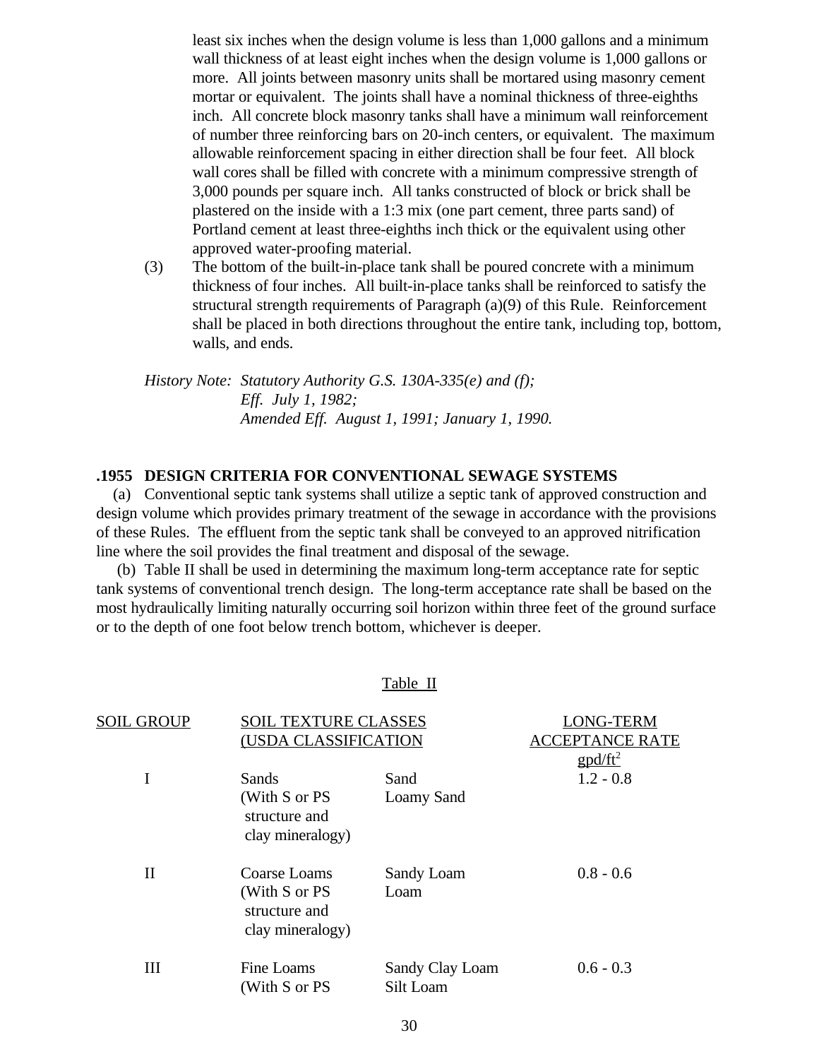least six inches when the design volume is less than 1,000 gallons and a minimum wall thickness of at least eight inches when the design volume is 1,000 gallons or more. All joints between masonry units shall be mortared using masonry cement mortar or equivalent. The joints shall have a nominal thickness of three-eighths inch. All concrete block masonry tanks shall have a minimum wall reinforcement of number three reinforcing bars on 20-inch centers, or equivalent. The maximum allowable reinforcement spacing in either direction shall be four feet. All block wall cores shall be filled with concrete with a minimum compressive strength of 3,000 pounds per square inch. All tanks constructed of block or brick shall be plastered on the inside with a 1:3 mix (one part cement, three parts sand) of Portland cement at least three-eighths inch thick or the equivalent using other approved water-proofing material.

(3) The bottom of the built-in-place tank shall be poured concrete with a minimum thickness of four inches. All built-in-place tanks shall be reinforced to satisfy the structural strength requirements of Paragraph (a)(9) of this Rule. Reinforcement shall be placed in both directions throughout the entire tank, including top, bottom, walls, and ends.

*History Note: Statutory Authority G.S. 130A-335(e) and (f);*
*Eff. July 1, 1982;*
*Amended Eff. August 1, 1991; January 1, 1990.*

## .1955 DESIGN CRITERIA FOR CONVENTIONAL SEWAGE SYSTEMS

(a) Conventional septic tank systems shall utilize a septic tank of approved construction and design volume which provides primary treatment of the sewage in accordance with the provisions of these Rules. The effluent from the septic tank shall be conveyed to an approved nitrification line where the soil provides the final treatment and disposal of the sewage.

(b) Table II shall be used in determining the maximum long-term acceptance rate for septic tank systems of conventional trench design. The long-term acceptance rate shall be based on the most hydraulically limiting naturally occurring soil horizon within three feet of the ground surface or to the depth of one foot below trench bottom, whichever is deeper.

Table II

| SOIL GROUP | SOIL TEXTURE CLASSES (USDA CLASSIFICATION | | LONG-TERM ACCEPTANCE RATE $gpd/ft^2$ |
|---|---|---|---|
| I | Sands (With S or PS structure and clay mineralogy) | Sand<br>Loamy Sand | 1.2 - 0.8 |
| II | Coarse Loams (With S or PS structure and clay mineralogy) | Sandy Loam<br>Loam | 0.8 - 0.6 |
| III | Fine Loams (With S or PS | Sandy Clay Loam<br>Silt Loam | 0.6 - 0.3 |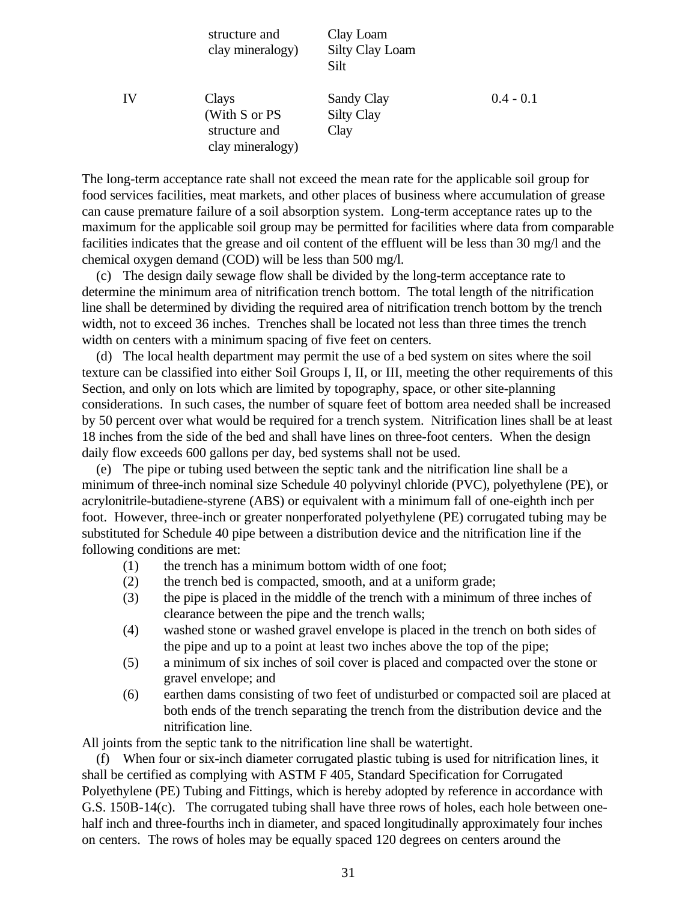| | | | |
|---|---|---|---|
| | structure and clay mineralogy) | Clay Loam<br>Silty Clay Loam<br>Silt | |
| IV | Clays (With S or PS structure and clay mineralogy) | Sandy Clay<br>Silty Clay<br>Clay | 0.4 - 0.1 |

The long-term acceptance rate shall not exceed the mean rate for the applicable soil group for food services facilities, meat markets, and other places of business where accumulation of grease can cause premature failure of a soil absorption system. Long-term acceptance rates up to the maximum for the applicable soil group may be permitted for facilities where data from comparable facilities indicates that the grease and oil content of the effluent will be less than 30 mg/l and the chemical oxygen demand (COD) will be less than 500 mg/l.

(c) The design daily sewage flow shall be divided by the long-term acceptance rate to determine the minimum area of nitrification trench bottom. The total length of the nitrification line shall be determined by dividing the required area of nitrification trench bottom by the trench width, not to exceed 36 inches. Trenches shall be located not less than three times the trench width on centers with a minimum spacing of five feet on centers.

(d) The local health department may permit the use of a bed system on sites where the soil texture can be classified into either Soil Groups I, II, or III, meeting the other requirements of this Section, and only on lots which are limited by topography, space, or other site-planning considerations. In such cases, the number of square feet of bottom area needed shall be increased by 50 percent over what would be required for a trench system. Nitrification lines shall be at least 18 inches from the side of the bed and shall have lines on three-foot centers. When the design daily flow exceeds 600 gallons per day, bed systems shall not be used.

(e) The pipe or tubing used between the septic tank and the nitrification line shall be a minimum of three-inch nominal size Schedule 40 polyvinyl chloride (PVC), polyethylene (PE), or acrylonitrile-butadiene-styrene (ABS) or equivalent with a minimum fall of one-eighth inch per foot. However, three-inch or greater nonperforated polyethylene (PE) corrugated tubing may be substituted for Schedule 40 pipe between a distribution device and the nitrification line if the following conditions are met:

(1) the trench has a minimum bottom width of one foot;
(2) the trench bed is compacted, smooth, and at a uniform grade;
(3) the pipe is placed in the middle of the trench with a minimum of three inches of clearance between the pipe and the trench walls;
(4) washed stone or washed gravel envelope is placed in the trench on both sides of the pipe and up to a point at least two inches above the top of the pipe;
(5) a minimum of six inches of soil cover is placed and compacted over the stone or gravel envelope; and
(6) earthen dams consisting of two feet of undisturbed or compacted soil are placed at both ends of the trench separating the trench from the distribution device and the nitrification line.

All joints from the septic tank to the nitrification line shall be watertight.

(f) When four or six-inch diameter corrugated plastic tubing is used for nitrification lines, it shall be certified as complying with ASTM F 405, Standard Specification for Corrugated Polyethylene (PE) Tubing and Fittings, which is hereby adopted by reference in accordance with G.S. 150B-14(c). The corrugated tubing shall have three rows of holes, each hole between one-half inch and three-fourths inch in diameter, and spaced longitudinally approximately four inches on centers. The rows of holes may be equally spaced 120 degrees on centers around the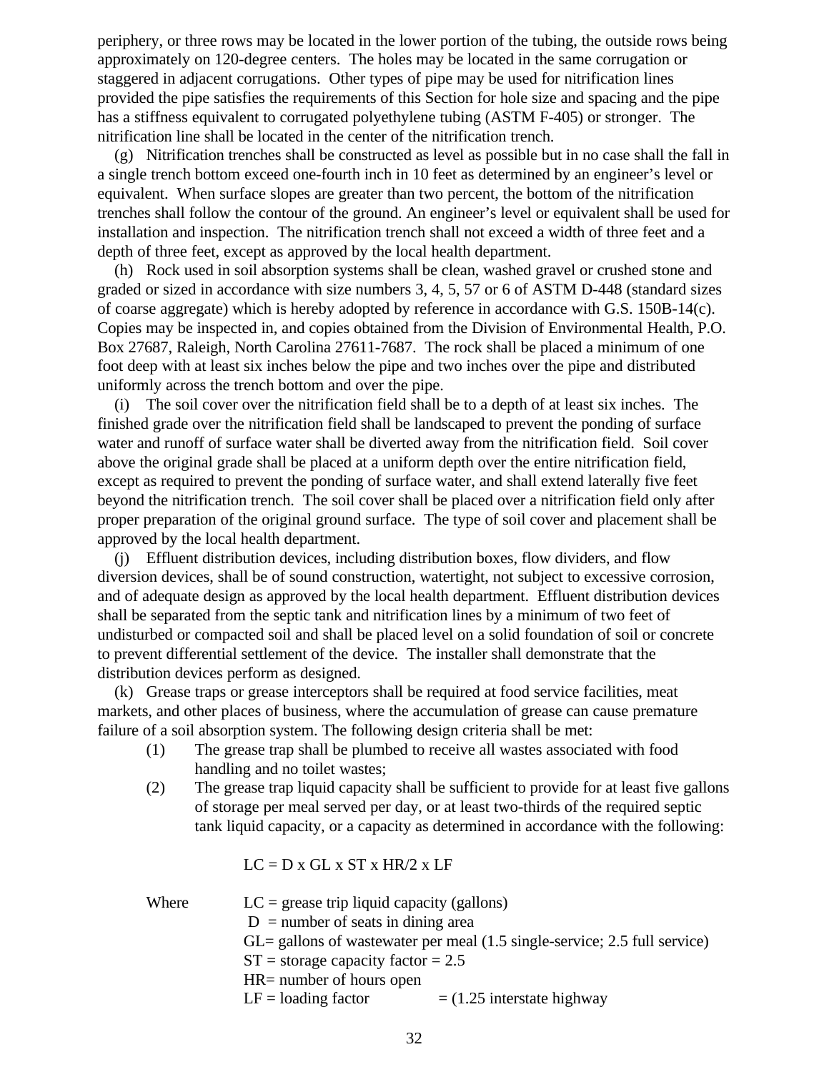periphery, or three rows may be located in the lower portion of the tubing, the outside rows being approximately on 120-degree centers. The holes may be located in the same corrugation or staggered in adjacent corrugations. Other types of pipe may be used for nitrification lines provided the pipe satisfies the requirements of this Section for hole size and spacing and the pipe has a stiffness equivalent to corrugated polyethylene tubing (ASTM F-405) or stronger. The nitrification line shall be located in the center of the nitrification trench.

(g) Nitrification trenches shall be constructed as level as possible but in no case shall the fall in a single trench bottom exceed one-fourth inch in 10 feet as determined by an engineer's level or equivalent. When surface slopes are greater than two percent, the bottom of the nitrification trenches shall follow the contour of the ground. An engineer's level or equivalent shall be used for installation and inspection. The nitrification trench shall not exceed a width of three feet and a depth of three feet, except as approved by the local health department.

(h) Rock used in soil absorption systems shall be clean, washed gravel or crushed stone and graded or sized in accordance with size numbers 3, 4, 5, 57 or 6 of ASTM D-448 (standard sizes of coarse aggregate) which is hereby adopted by reference in accordance with G.S. 150B-14(c). Copies may be inspected in, and copies obtained from the Division of Environmental Health, P.O. Box 27687, Raleigh, North Carolina 27611-7687. The rock shall be placed a minimum of one foot deep with at least six inches below the pipe and two inches over the pipe and distributed uniformly across the trench bottom and over the pipe.

(i) The soil cover over the nitrification field shall be to a depth of at least six inches. The finished grade over the nitrification field shall be landscaped to prevent the ponding of surface water and runoff of surface water shall be diverted away from the nitrification field. Soil cover above the original grade shall be placed at a uniform depth over the entire nitrification field, except as required to prevent the ponding of surface water, and shall extend laterally five feet beyond the nitrification trench. The soil cover shall be placed over a nitrification field only after proper preparation of the original ground surface. The type of soil cover and placement shall be approved by the local health department.

(j) Effluent distribution devices, including distribution boxes, flow dividers, and flow diversion devices, shall be of sound construction, watertight, not subject to excessive corrosion, and of adequate design as approved by the local health department. Effluent distribution devices shall be separated from the septic tank and nitrification lines by a minimum of two feet of undisturbed or compacted soil and shall be placed level on a solid foundation of soil or concrete to prevent differential settlement of the device. The installer shall demonstrate that the distribution devices perform as designed.

(k) Grease traps or grease interceptors shall be required at food service facilities, meat markets, and other places of business, where the accumulation of grease can cause premature failure of a soil absorption system. The following design criteria shall be met:

(1) The grease trap shall be plumbed to receive all wastes associated with food handling and no toilet wastes;

(2) The grease trap liquid capacity shall be sufficient to provide for at least five gallons of storage per meal served per day, or at least two-thirds of the required septic tank liquid capacity, or a capacity as determined in accordance with the following:

$$LC = D \times GL \times ST \times HR/2 \times LF$$

Where
- $LC$ = grease trip liquid capacity (gallons)
- $D$ = number of seats in dining area
- $GL$ = gallons of wastewater per meal (1.5 single-service; 2.5 full service)
- $ST$ = storage capacity factor = 2.5
- $HR$ = number of hours open
- $LF$ = loading factor = (1.25 interstate highway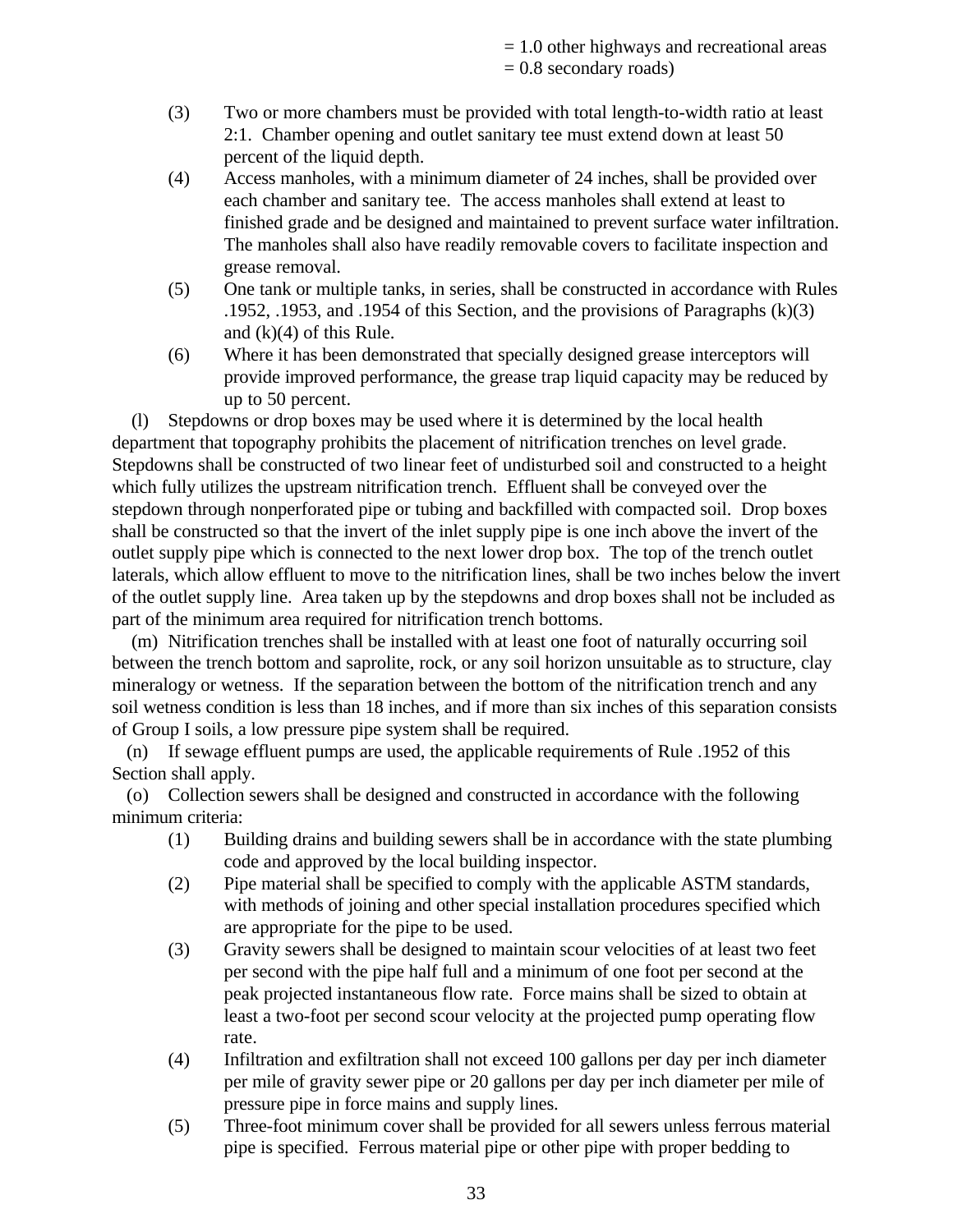= 1.0 other highways and recreational areas
= 0.8 secondary roads)

(3) Two or more chambers must be provided with total length-to-width ratio at least 2:1. Chamber opening and outlet sanitary tee must extend down at least 50 percent of the liquid depth.

(4) Access manholes, with a minimum diameter of 24 inches, shall be provided over each chamber and sanitary tee. The access manholes shall extend at least to finished grade and be designed and maintained to prevent surface water infiltration. The manholes shall also have readily removable covers to facilitate inspection and grease removal.

(5) One tank or multiple tanks, in series, shall be constructed in accordance with Rules .1952, .1953, and .1954 of this Section, and the provisions of Paragraphs (k)(3) and (k)(4) of this Rule.

(6) Where it has been demonstrated that specially designed grease interceptors will provide improved performance, the grease trap liquid capacity may be reduced by up to 50 percent.

(l) Stepdowns or drop boxes may be used where it is determined by the local health department that topography prohibits the placement of nitrification trenches on level grade. Stepdowns shall be constructed of two linear feet of undisturbed soil and constructed to a height which fully utilizes the upstream nitrification trench. Effluent shall be conveyed over the stepdown through nonperforated pipe or tubing and backfilled with compacted soil. Drop boxes shall be constructed so that the invert of the inlet supply pipe is one inch above the invert of the outlet supply pipe which is connected to the next lower drop box. The top of the trench outlet laterals, which allow effluent to move to the nitrification lines, shall be two inches below the invert of the outlet supply line. Area taken up by the stepdowns and drop boxes shall not be included as part of the minimum area required for nitrification trench bottoms.

(m) Nitrification trenches shall be installed with at least one foot of naturally occurring soil between the trench bottom and saprolite, rock, or any soil horizon unsuitable as to structure, clay mineralogy or wetness. If the separation between the bottom of the nitrification trench and any soil wetness condition is less than 18 inches, and if more than six inches of this separation consists of Group I soils, a low pressure pipe system shall be required.

(n) If sewage effluent pumps are used, the applicable requirements of Rule .1952 of this Section shall apply.

(o) Collection sewers shall be designed and constructed in accordance with the following minimum criteria:

(1) Building drains and building sewers shall be in accordance with the state plumbing code and approved by the local building inspector.

(2) Pipe material shall be specified to comply with the applicable ASTM standards, with methods of joining and other special installation procedures specified which are appropriate for the pipe to be used.

(3) Gravity sewers shall be designed to maintain scour velocities of at least two feet per second with the pipe half full and a minimum of one foot per second at the peak projected instantaneous flow rate. Force mains shall be sized to obtain at least a two-foot per second scour velocity at the projected pump operating flow rate.

(4) Infiltration and exfiltration shall not exceed 100 gallons per day per inch diameter per mile of gravity sewer pipe or 20 gallons per day per inch diameter per mile of pressure pipe in force mains and supply lines.

(5) Three-foot minimum cover shall be provided for all sewers unless ferrous material pipe is specified. Ferrous material pipe or other pipe with proper bedding to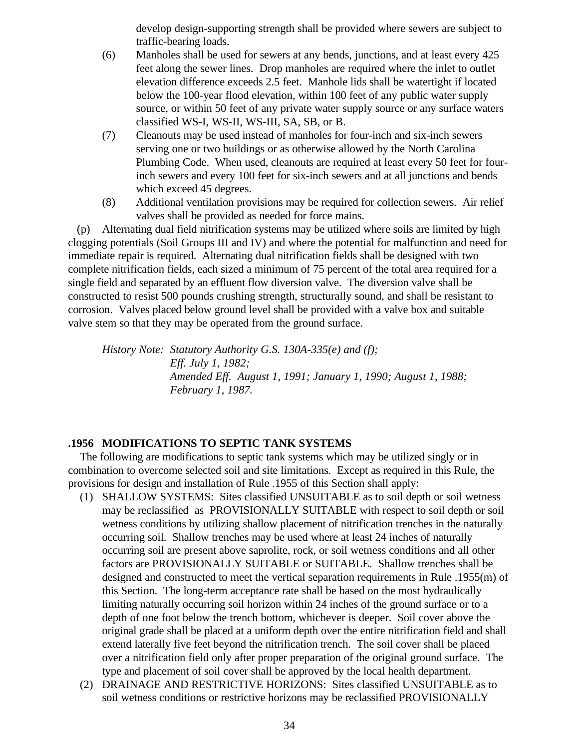develop design-supporting strength shall be provided where sewers are subject to traffic-bearing loads.

(6) Manholes shall be used for sewers at any bends, junctions, and at least every 425 feet along the sewer lines. Drop manholes are required where the inlet to outlet elevation difference exceeds 2.5 feet. Manhole lids shall be watertight if located below the 100-year flood elevation, within 100 feet of any public water supply source, or within 50 feet of any private water supply source or any surface waters classified WS-I, WS-II, WS-III, SA, SB, or B.

(7) Cleanouts may be used instead of manholes for four-inch and six-inch sewers serving one or two buildings or as otherwise allowed by the North Carolina Plumbing Code. When used, cleanouts are required at least every 50 feet for four-inch sewers and every 100 feet for six-inch sewers and at all junctions and bends which exceed 45 degrees.

(8) Additional ventilation provisions may be required for collection sewers. Air relief valves shall be provided as needed for force mains.

(p) Alternating dual field nitrification systems may be utilized where soils are limited by high clogging potentials (Soil Groups III and IV) and where the potential for malfunction and need for immediate repair is required. Alternating dual nitrification fields shall be designed with two complete nitrification fields, each sized a minimum of 75 percent of the total area required for a single field and separated by an effluent flow diversion valve. The diversion valve shall be constructed to resist 500 pounds crushing strength, structurally sound, and shall be resistant to corrosion. Valves placed below ground level shall be provided with a valve box and suitable valve stem so that they may be operated from the ground surface.

*History Note: Statutory Authority G.S. 130A-335(e) and (f);*
*Eff. July 1, 1982;*
*Amended Eff. August 1, 1991; January 1, 1990; August 1, 1988; February 1, 1987.*

**.1956 MODIFICATIONS TO SEPTIC TANK SYSTEMS**

The following are modifications to septic tank systems which may be utilized singly or in combination to overcome selected soil and site limitations. Except as required in this Rule, the provisions for design and installation of Rule .1955 of this Section shall apply:

(1) SHALLOW SYSTEMS: Sites classified UNSUITABLE as to soil depth or soil wetness may be reclassified as PROVISIONALLY SUITABLE with respect to soil depth or soil wetness conditions by utilizing shallow placement of nitrification trenches in the naturally occurring soil. Shallow trenches may be used where at least 24 inches of naturally occurring soil are present above saprolite, rock, or soil wetness conditions and all other factors are PROVISIONALLY SUITABLE or SUITABLE. Shallow trenches shall be designed and constructed to meet the vertical separation requirements in Rule .1955(m) of this Section. The long-term acceptance rate shall be based on the most hydraulically limiting naturally occurring soil horizon within 24 inches of the ground surface or to a depth of one foot below the trench bottom, whichever is deeper. Soil cover above the original grade shall be placed at a uniform depth over the entire nitrification field and shall extend laterally five feet beyond the nitrification trench. The soil cover shall be placed over a nitrification field only after proper preparation of the original ground surface. The type and placement of soil cover shall be approved by the local health department.

(2) DRAINAGE AND RESTRICTIVE HORIZONS: Sites classified UNSUITABLE as to soil wetness conditions or restrictive horizons may be reclassified PROVISIONALLY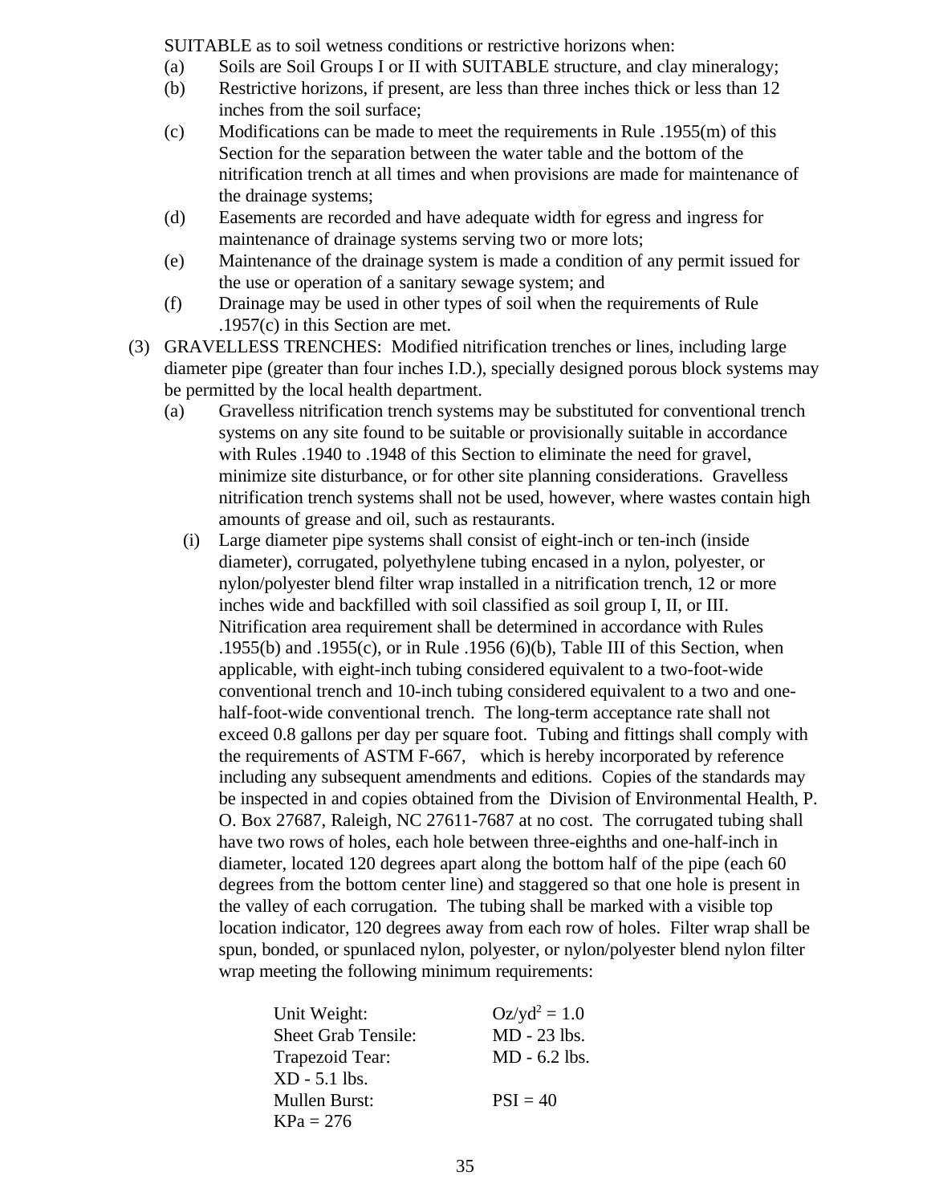SUITABLE as to soil wetness conditions or restrictive horizons when:

- (a) Soils are Soil Groups I or II with SUITABLE structure, and clay mineralogy;
- (b) Restrictive horizons, if present, are less than three inches thick or less than 12 inches from the soil surface;
- (c) Modifications can be made to meet the requirements in Rule .1955(m) of this Section for the separation between the water table and the bottom of the nitrification trench at all times and when provisions are made for maintenance of the drainage systems;
- (d) Easements are recorded and have adequate width for egress and ingress for maintenance of drainage systems serving two or more lots;
- (e) Maintenance of the drainage system is made a condition of any permit issued for the use or operation of a sanitary sewage system; and
- (f) Drainage may be used in other types of soil when the requirements of Rule .1957(c) in this Section are met.

(3) GRAVELLESS TRENCHES: Modified nitrification trenches or lines, including large diameter pipe (greater than four inches I.D.), specially designed porous block systems may be permitted by the local health department.

- (a) Gravelless nitrification trench systems may be substituted for conventional trench systems on any site found to be suitable or provisionally suitable in accordance with Rules .1940 to .1948 of this Section to eliminate the need for gravel, minimize site disturbance, or for other site planning considerations. Gravelless nitrification trench systems shall not be used, however, where wastes contain high amounts of grease and oil, such as restaurants.
  - (i) Large diameter pipe systems shall consist of eight-inch or ten-inch (inside diameter), corrugated, polyethylene tubing encased in a nylon, polyester, or nylon/polyester blend filter wrap installed in a nitrification trench, 12 or more inches wide and backfilled with soil classified as soil group I, II, or III. Nitrification area requirement shall be determined in accordance with Rules .1955(b) and .1955(c), or in Rule .1956 (6)(b), Table III of this Section, when applicable, with eight-inch tubing considered equivalent to a two-foot-wide conventional trench and 10-inch tubing considered equivalent to a two and one-half-foot-wide conventional trench. The long-term acceptance rate shall not exceed 0.8 gallons per day per square foot. Tubing and fittings shall comply with the requirements of ASTM F-667, which is hereby incorporated by reference including any subsequent amendments and editions. Copies of the standards may be inspected in and copies obtained from the Division of Environmental Health, P. O. Box 27687, Raleigh, NC 27611-7687 at no cost. The corrugated tubing shall have two rows of holes, each hole between three-eighths and one-half-inch in diameter, located 120 degrees apart along the bottom half of the pipe (each 60 degrees from the bottom center line) and staggered so that one hole is present in the valley of each corrugation. The tubing shall be marked with a visible top location indicator, 120 degrees away from each row of holes. Filter wrap shall be spun, bonded, or spunlaced nylon, polyester, or nylon/polyester blend nylon filter wrap meeting the following minimum requirements:

| | |
|---|---|
| Unit Weight: | $Oz/yd^2 = 1.0$ |
| Sheet Grab Tensile: | MD - 23 lbs. |
| Trapezoid Tear: | MD - 6.2 lbs. |
| XD - 5.1 lbs. | |
| Mullen Burst: | PSI = 40 |
| KPa = 276 | |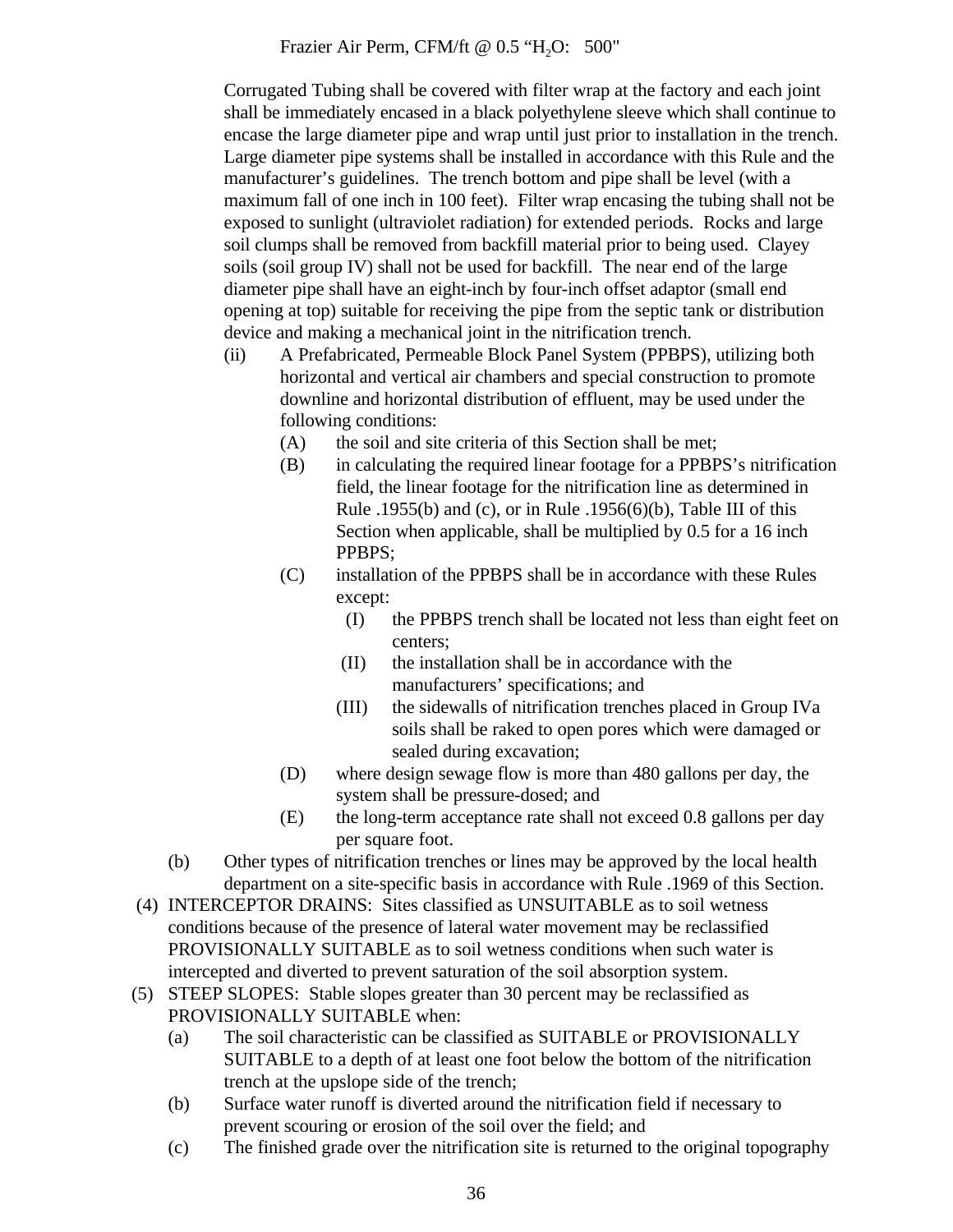Frazier Air Perm, CFM/ft @ 0.5 "$H_2O$: 500"

Corrugated Tubing shall be covered with filter wrap at the factory and each joint shall be immediately encased in a black polyethylene sleeve which shall continue to encase the large diameter pipe and wrap until just prior to installation in the trench. Large diameter pipe systems shall be installed in accordance with this Rule and the manufacturer's guidelines. The trench bottom and pipe shall be level (with a maximum fall of one inch in 100 feet). Filter wrap encasing the tubing shall not be exposed to sunlight (ultraviolet radiation) for extended periods. Rocks and large soil clumps shall be removed from backfill material prior to being used. Clayey soils (soil group IV) shall not be used for backfill. The near end of the large diameter pipe shall have an eight-inch by four-inch offset adaptor (small end opening at top) suitable for receiving the pipe from the septic tank or distribution device and making a mechanical joint in the nitrification trench.

- (ii) A Prefabricated, Permeable Block Panel System (PPBPS), utilizing both horizontal and vertical air chambers and special construction to promote downline and horizontal distribution of effluent, may be used under the following conditions:
  - (A) the soil and site criteria of this Section shall be met;
  - (B) in calculating the required linear footage for a PPBPS's nitrification field, the linear footage for the nitrification line as determined in Rule .1955(b) and (c), or in Rule .1956(6)(b), Table III of this Section when applicable, shall be multiplied by 0.5 for a 16 inch PPBPS;
  - (C) installation of the PPBPS shall be in accordance with these Rules except:
    - (I) the PPBPS trench shall be located not less than eight feet on centers;
    - (II) the installation shall be in accordance with the manufacturers' specifications; and
    - (III) the sidewalls of nitrification trenches placed in Group IVa soils shall be raked to open pores which were damaged or sealed during excavation;
  - (D) where design sewage flow is more than 480 gallons per day, the system shall be pressure-dosed; and
  - (E) the long-term acceptance rate shall not exceed 0.8 gallons per day per square foot.

(b) Other types of nitrification trenches or lines may be approved by the local health department on a site-specific basis in accordance with Rule .1969 of this Section.

(4) INTERCEPTOR DRAINS: Sites classified as UNSUITABLE as to soil wetness conditions because of the presence of lateral water movement may be reclassified PROVISIONALLY SUITABLE as to soil wetness conditions when such water is intercepted and diverted to prevent saturation of the soil absorption system.

(5) STEEP SLOPES: Stable slopes greater than 30 percent may be reclassified as PROVISIONALLY SUITABLE when:

- (a) The soil characteristic can be classified as SUITABLE or PROVISIONALLY SUITABLE to a depth of at least one foot below the bottom of the nitrification trench at the upslope side of the trench;
- (b) Surface water runoff is diverted around the nitrification field if necessary to prevent scouring or erosion of the soil over the field; and
- (c) The finished grade over the nitrification site is returned to the original topography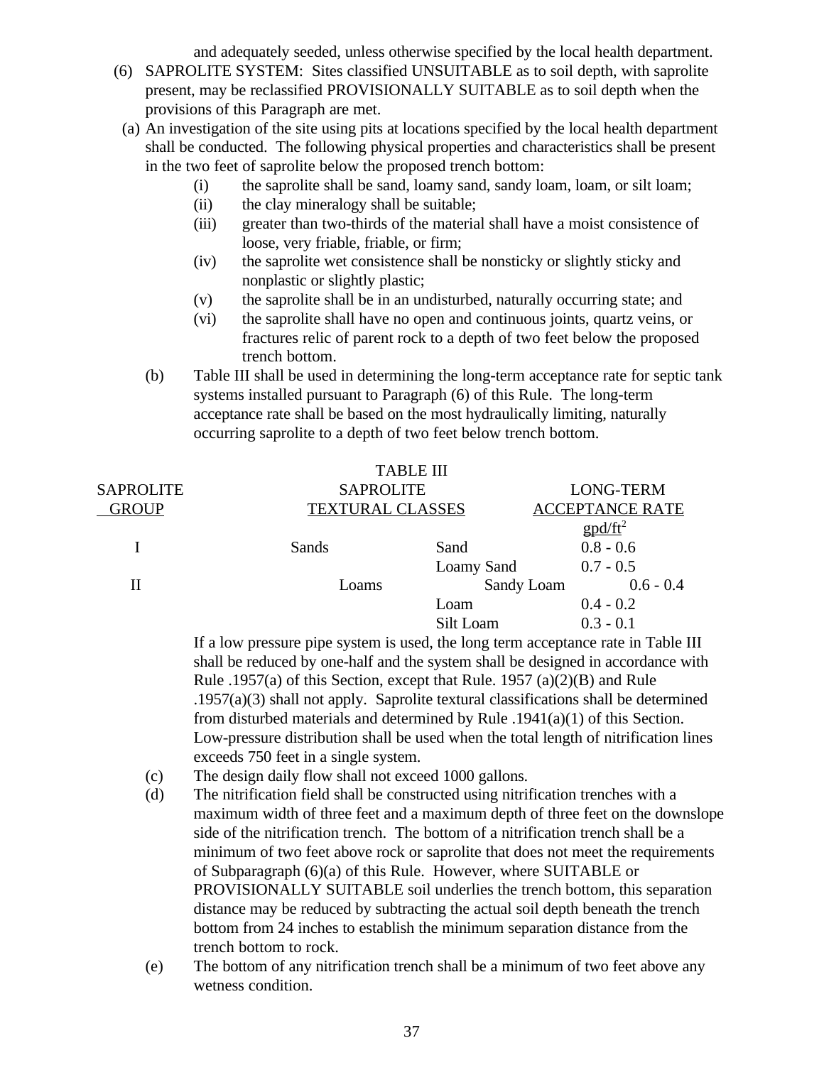and adequately seeded, unless otherwise specified by the local health department.

(6) SAPROLITE SYSTEM: Sites classified UNSUITABLE as to soil depth, with saprolite present, may be reclassified PROVISIONALLY SUITABLE as to soil depth when the provisions of this Paragraph are met.

(a) An investigation of the site using pits at locations specified by the local health department shall be conducted. The following physical properties and characteristics shall be present in the two feet of saprolite below the proposed trench bottom:

- (i) the saprolite shall be sand, loamy sand, sandy loam, loam, or silt loam;
- (ii) the clay mineralogy shall be suitable;
- (iii) greater than two-thirds of the material shall have a moist consistence of loose, very friable, friable, or firm;
- (iv) the saprolite wet consistence shall be nonsticky or slightly sticky and nonplastic or slightly plastic;
- (v) the saprolite shall be in an undisturbed, naturally occurring state; and
- (vi) the saprolite shall have no open and continuous joints, quartz veins, or fractures relic of parent rock to a depth of two feet below the proposed trench bottom.

(b) Table III shall be used in determining the long-term acceptance rate for septic tank systems installed pursuant to Paragraph (6) of this Rule. The long-term acceptance rate shall be based on the most hydraulically limiting, naturally occurring saprolite to a depth of two feet below trench bottom.

TABLE III

| SAPROLITE GROUP | SAPROLITE TEXTURAL CLASSES | | LONG-TERM ACCEPTANCE RATE gpd/ft$^2$ |
|---|---|---|---|
| I | Sands | Sand | 0.8 - 0.6 |
| | | Loamy Sand | 0.7 - 0.5 |
| II | Loams | Sandy Loam | 0.6 - 0.4 |
| | | Loam | 0.4 - 0.2 |
| | | Silt Loam | 0.3 - 0.1 |

If a low pressure pipe system is used, the long term acceptance rate in Table III shall be reduced by one-half and the system shall be designed in accordance with Rule .1957(a) of this Section, except that Rule. 1957 (a)(2)(B) and Rule .1957(a)(3) shall not apply. Saprolite textural classifications shall be determined from disturbed materials and determined by Rule .1941(a)(1) of this Section. Low-pressure distribution shall be used when the total length of nitrification lines exceeds 750 feet in a single system.

(c) The design daily flow shall not exceed 1000 gallons.

(d) The nitrification field shall be constructed using nitrification trenches with a maximum width of three feet and a maximum depth of three feet on the downslope side of the nitrification trench. The bottom of a nitrification trench shall be a minimum of two feet above rock or saprolite that does not meet the requirements of Subparagraph (6)(a) of this Rule. However, where SUITABLE or PROVISIONALLY SUITABLE soil underlies the trench bottom, this separation distance may be reduced by subtracting the actual soil depth beneath the trench bottom from 24 inches to establish the minimum separation distance from the trench bottom to rock.

(e) The bottom of any nitrification trench shall be a minimum of two feet above any wetness condition.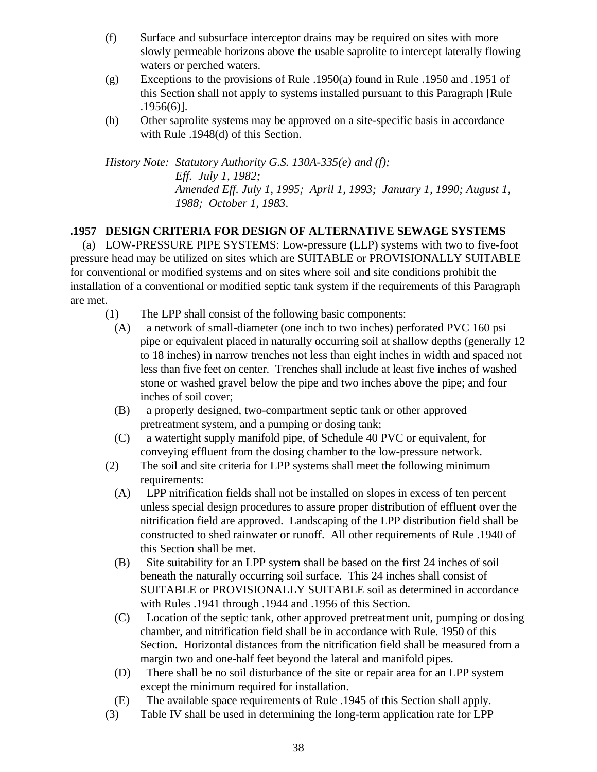(f) Surface and subsurface interceptor drains may be required on sites with more slowly permeable horizons above the usable saprolite to intercept laterally flowing waters or perched waters.

(g) Exceptions to the provisions of Rule .1950(a) found in Rule .1950 and .1951 of this Section shall not apply to systems installed pursuant to this Paragraph [Rule .1956(6)].

(h) Other saprolite systems may be approved on a site-specific basis in accordance with Rule .1948(d) of this Section.

*History Note: Statutory Authority G.S. 130A-335(e) and (f);*
*Eff. July 1, 1982;*
*Amended Eff. July 1, 1995; April 1, 1993; January 1, 1990; August 1, 1988; October 1, 1983.*

**.1957 DESIGN CRITERIA FOR DESIGN OF ALTERNATIVE SEWAGE SYSTEMS**

(a) LOW-PRESSURE PIPE SYSTEMS: Low-pressure (LLP) systems with two to five-foot pressure head may be utilized on sites which are SUITABLE or PROVISIONALLY SUITABLE for conventional or modified systems and on sites where soil and site conditions prohibit the installation of a conventional or modified septic tank system if the requirements of this Paragraph are met.

(1) The LPP shall consist of the following basic components:

(A) a network of small-diameter (one inch to two inches) perforated PVC 160 psi pipe or equivalent placed in naturally occurring soil at shallow depths (generally 12 to 18 inches) in narrow trenches not less than eight inches in width and spaced not less than five feet on center. Trenches shall include at least five inches of washed stone or washed gravel below the pipe and two inches above the pipe; and four inches of soil cover;

(B) a properly designed, two-compartment septic tank or other approved pretreatment system, and a pumping or dosing tank;

(C) a watertight supply manifold pipe, of Schedule 40 PVC or equivalent, for conveying effluent from the dosing chamber to the low-pressure network.

(2) The soil and site criteria for LPP systems shall meet the following minimum requirements:

(A) LPP nitrification fields shall not be installed on slopes in excess of ten percent unless special design procedures to assure proper distribution of effluent over the nitrification field are approved. Landscaping of the LPP distribution field shall be constructed to shed rainwater or runoff. All other requirements of Rule .1940 of this Section shall be met.

(B) Site suitability for an LPP system shall be based on the first 24 inches of soil beneath the naturally occurring soil surface. This 24 inches shall consist of SUITABLE or PROVISIONALLY SUITABLE soil as determined in accordance with Rules .1941 through .1944 and .1956 of this Section.

(C) Location of the septic tank, other approved pretreatment unit, pumping or dosing chamber, and nitrification field shall be in accordance with Rule. 1950 of this Section. Horizontal distances from the nitrification field shall be measured from a margin two and one-half feet beyond the lateral and manifold pipes.

(D) There shall be no soil disturbance of the site or repair area for an LPP system except the minimum required for installation.

(E) The available space requirements of Rule .1945 of this Section shall apply.

(3) Table IV shall be used in determining the long-term application rate for LPP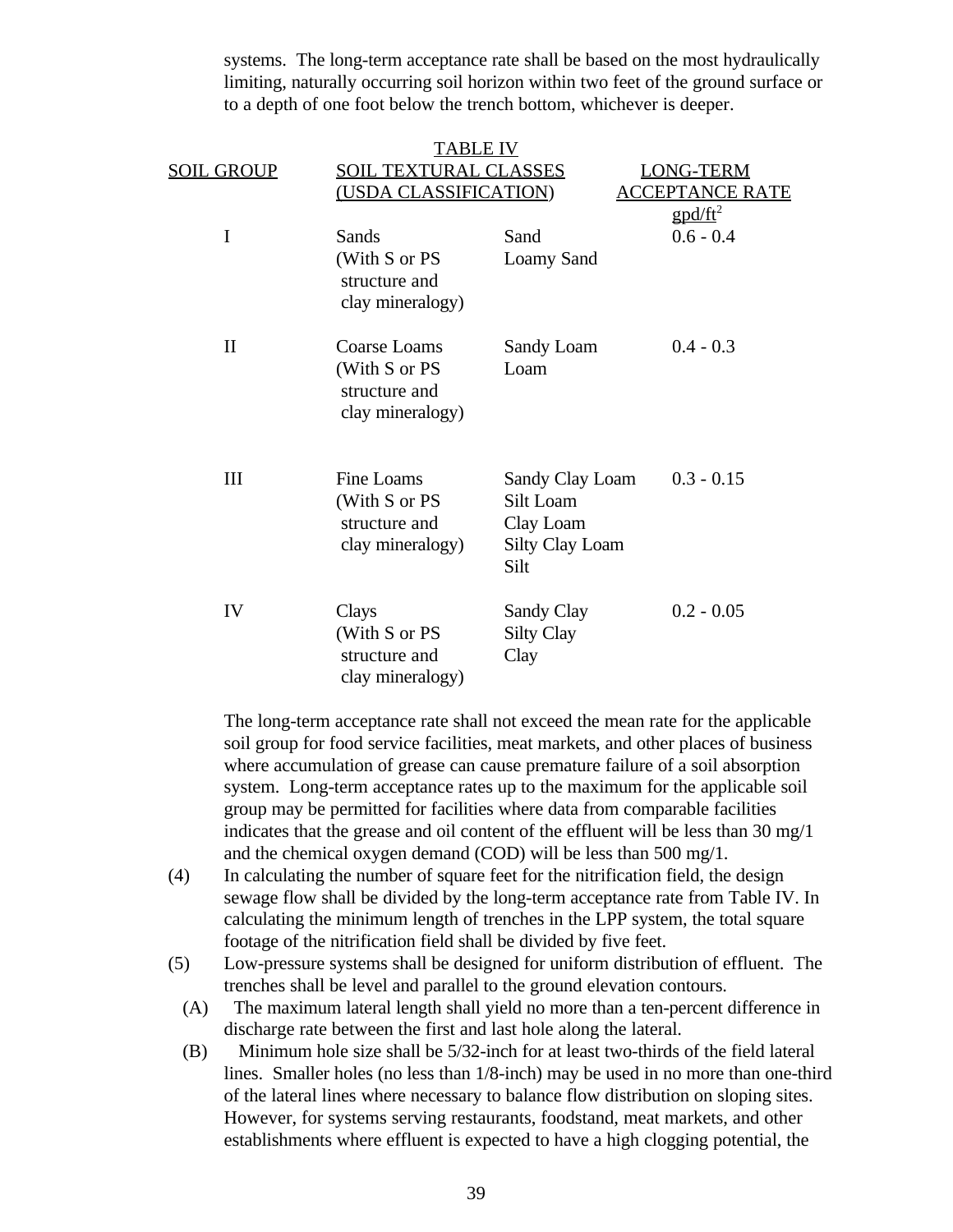systems. The long-term acceptance rate shall be based on the most hydraulically limiting, naturally occurring soil horizon within two feet of the ground surface or to a depth of one foot below the trench bottom, whichever is deeper.

TABLE IV

| SOIL GROUP | SOIL TEXTURAL CLASSES (USDA CLASSIFICATION) | | LONG-TERM ACCEPTANCE RATE gpd/ft$^2$ |
|---|---|---|---|
| I | Sands (With S or PS structure and clay mineralogy) | Sand<br>Loamy Sand | 0.6 - 0.4 |
| II | Coarse Loams (With S or PS structure and clay mineralogy) | Sandy Loam<br>Loam | 0.4 - 0.3 |
| III | Fine Loams (With S or PS structure and clay mineralogy) | Sandy Clay Loam<br>Silt Loam<br>Clay Loam<br>Silty Clay Loam<br>Silt | 0.3 - 0.15 |
| IV | Clays (With S or PS structure and clay mineralogy) | Sandy Clay<br>Silty Clay<br>Clay | 0.2 - 0.05 |

The long-term acceptance rate shall not exceed the mean rate for the applicable soil group for food service facilities, meat markets, and other places of business where accumulation of grease can cause premature failure of a soil absorption system. Long-term acceptance rates up to the maximum for the applicable soil group may be permitted for facilities where data from comparable facilities indicates that the grease and oil content of the effluent will be less than 30 mg/1 and the chemical oxygen demand (COD) will be less than 500 mg/1.

(4) In calculating the number of square feet for the nitrification field, the design sewage flow shall be divided by the long-term acceptance rate from Table IV. In calculating the minimum length of trenches in the LPP system, the total square footage of the nitrification field shall be divided by five feet.

(5) Low-pressure systems shall be designed for uniform distribution of effluent. The trenches shall be level and parallel to the ground elevation contours.

(A) The maximum lateral length shall yield no more than a ten-percent difference in discharge rate between the first and last hole along the lateral.

(B) Minimum hole size shall be 5/32-inch for at least two-thirds of the field lateral lines. Smaller holes (no less than 1/8-inch) may be used in no more than one-third of the lateral lines where necessary to balance flow distribution on sloping sites. However, for systems serving restaurants, foodstand, meat markets, and other establishments where effluent is expected to have a high clogging potential, the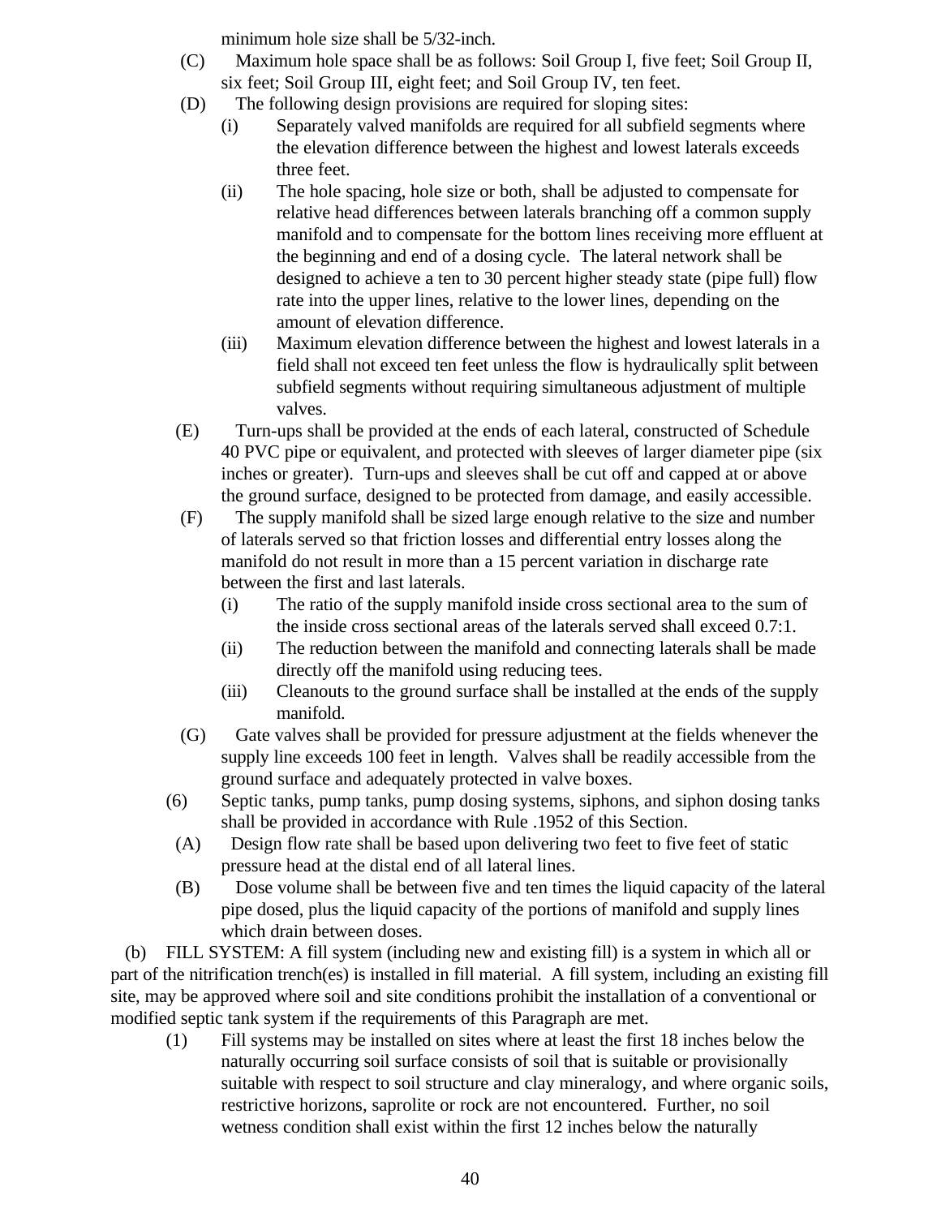minimum hole size shall be 5/32-inch.

(C) Maximum hole space shall be as follows: Soil Group I, five feet; Soil Group II, six feet; Soil Group III, eight feet; and Soil Group IV, ten feet.

(D) The following design provisions are required for sloping sites:

(i) Separately valved manifolds are required for all subfield segments where the elevation difference between the highest and lowest laterals exceeds three feet.

(ii) The hole spacing, hole size or both, shall be adjusted to compensate for relative head differences between laterals branching off a common supply manifold and to compensate for the bottom lines receiving more effluent at the beginning and end of a dosing cycle. The lateral network shall be designed to achieve a ten to 30 percent higher steady state (pipe full) flow rate into the upper lines, relative to the lower lines, depending on the amount of elevation difference.

(iii) Maximum elevation difference between the highest and lowest laterals in a field shall not exceed ten feet unless the flow is hydraulically split between subfield segments without requiring simultaneous adjustment of multiple valves.

(E) Turn-ups shall be provided at the ends of each lateral, constructed of Schedule 40 PVC pipe or equivalent, and protected with sleeves of larger diameter pipe (six inches or greater). Turn-ups and sleeves shall be cut off and capped at or above the ground surface, designed to be protected from damage, and easily accessible.

(F) The supply manifold shall be sized large enough relative to the size and number of laterals served so that friction losses and differential entry losses along the manifold do not result in more than a 15 percent variation in discharge rate between the first and last laterals.

(i) The ratio of the supply manifold inside cross sectional area to the sum of the inside cross sectional areas of the laterals served shall exceed 0.7:1.

(ii) The reduction between the manifold and connecting laterals shall be made directly off the manifold using reducing tees.

(iii) Cleanouts to the ground surface shall be installed at the ends of the supply manifold.

(G) Gate valves shall be provided for pressure adjustment at the fields whenever the supply line exceeds 100 feet in length. Valves shall be readily accessible from the ground surface and adequately protected in valve boxes.

(6) Septic tanks, pump tanks, pump dosing systems, siphons, and siphon dosing tanks shall be provided in accordance with Rule .1952 of this Section.

(A) Design flow rate shall be based upon delivering two feet to five feet of static pressure head at the distal end of all lateral lines.

(B) Dose volume shall be between five and ten times the liquid capacity of the lateral pipe dosed, plus the liquid capacity of the portions of manifold and supply lines which drain between doses.

(b) FILL SYSTEM: A fill system (including new and existing fill) is a system in which all or part of the nitrification trench(es) is installed in fill material. A fill system, including an existing fill site, may be approved where soil and site conditions prohibit the installation of a conventional or modified septic tank system if the requirements of this Paragraph are met.

(1) Fill systems may be installed on sites where at least the first 18 inches below the naturally occurring soil surface consists of soil that is suitable or provisionally suitable with respect to soil structure and clay mineralogy, and where organic soils, restrictive horizons, saprolite or rock are not encountered. Further, no soil wetness condition shall exist within the first 12 inches below the naturally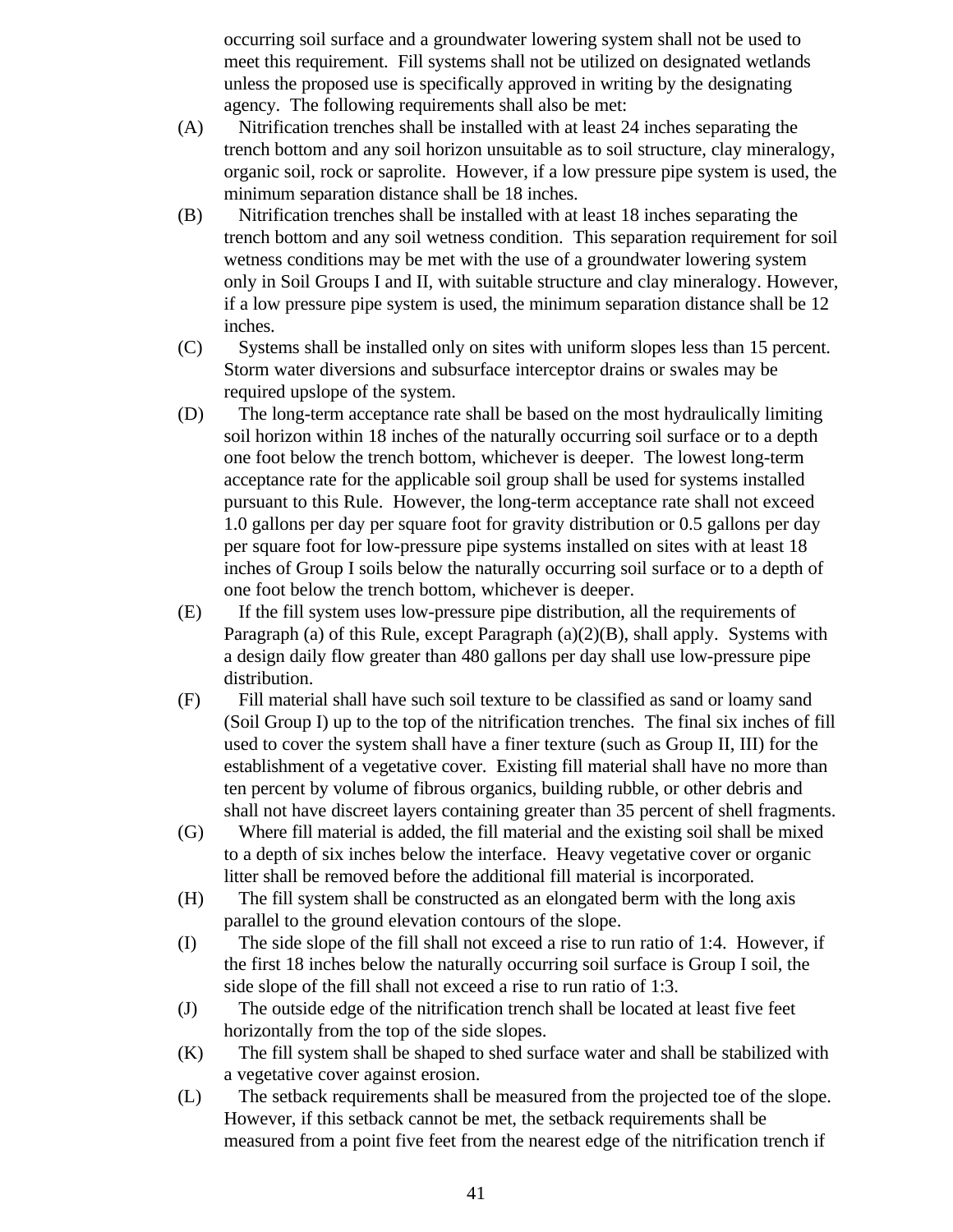occurring soil surface and a groundwater lowering system shall not be used to meet this requirement. Fill systems shall not be utilized on designated wetlands unless the proposed use is specifically approved in writing by the designating agency. The following requirements shall also be met:

(A) Nitrification trenches shall be installed with at least 24 inches separating the trench bottom and any soil horizon unsuitable as to soil structure, clay mineralogy, organic soil, rock or saprolite. However, if a low pressure pipe system is used, the minimum separation distance shall be 18 inches.

(B) Nitrification trenches shall be installed with at least 18 inches separating the trench bottom and any soil wetness condition. This separation requirement for soil wetness conditions may be met with the use of a groundwater lowering system only in Soil Groups I and II, with suitable structure and clay mineralogy. However, if a low pressure pipe system is used, the minimum separation distance shall be 12 inches.

(C) Systems shall be installed only on sites with uniform slopes less than 15 percent. Storm water diversions and subsurface interceptor drains or swales may be required upslope of the system.

(D) The long-term acceptance rate shall be based on the most hydraulically limiting soil horizon within 18 inches of the naturally occurring soil surface or to a depth one foot below the trench bottom, whichever is deeper. The lowest long-term acceptance rate for the applicable soil group shall be used for systems installed pursuant to this Rule. However, the long-term acceptance rate shall not exceed 1.0 gallons per day per square foot for gravity distribution or 0.5 gallons per day per square foot for low-pressure pipe systems installed on sites with at least 18 inches of Group I soils below the naturally occurring soil surface or to a depth of one foot below the trench bottom, whichever is deeper.

(E) If the fill system uses low-pressure pipe distribution, all the requirements of Paragraph (a) of this Rule, except Paragraph (a)(2)(B), shall apply. Systems with a design daily flow greater than 480 gallons per day shall use low-pressure pipe distribution.

(F) Fill material shall have such soil texture to be classified as sand or loamy sand (Soil Group I) up to the top of the nitrification trenches. The final six inches of fill used to cover the system shall have a finer texture (such as Group II, III) for the establishment of a vegetative cover. Existing fill material shall have no more than ten percent by volume of fibrous organics, building rubble, or other debris and shall not have discreet layers containing greater than 35 percent of shell fragments.

(G) Where fill material is added, the fill material and the existing soil shall be mixed to a depth of six inches below the interface. Heavy vegetative cover or organic litter shall be removed before the additional fill material is incorporated.

(H) The fill system shall be constructed as an elongated berm with the long axis parallel to the ground elevation contours of the slope.

(I) The side slope of the fill shall not exceed a rise to run ratio of 1:4. However, if the first 18 inches below the naturally occurring soil surface is Group I soil, the side slope of the fill shall not exceed a rise to run ratio of 1:3.

(J) The outside edge of the nitrification trench shall be located at least five feet horizontally from the top of the side slopes.

(K) The fill system shall be shaped to shed surface water and shall be stabilized with a vegetative cover against erosion.

(L) The setback requirements shall be measured from the projected toe of the slope. However, if this setback cannot be met, the setback requirements shall be measured from a point five feet from the nearest edge of the nitrification trench if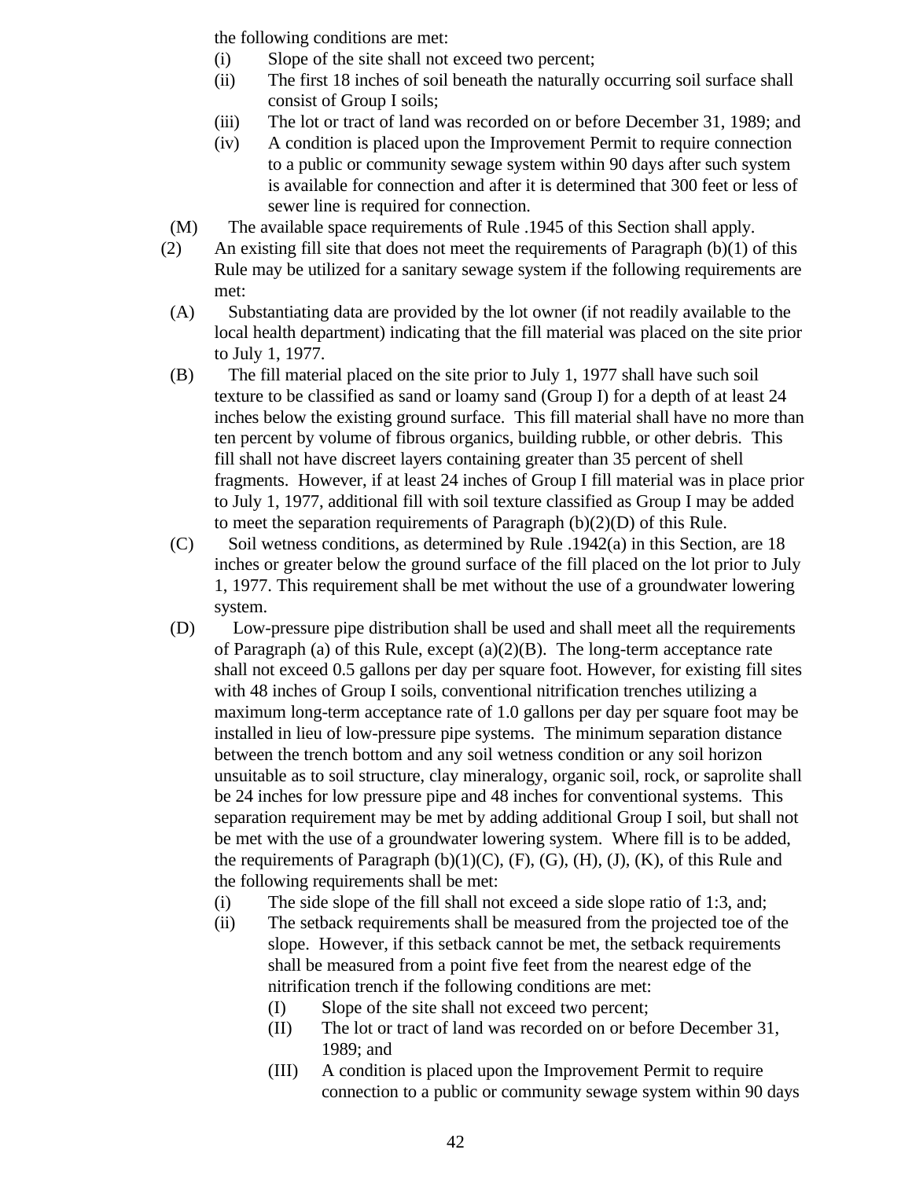the following conditions are met:

(i) Slope of the site shall not exceed two percent;

(ii) The first 18 inches of soil beneath the naturally occurring soil surface shall consist of Group I soils;

(iii) The lot or tract of land was recorded on or before December 31, 1989; and

(iv) A condition is placed upon the Improvement Permit to require connection to a public or community sewage system within 90 days after such system is available for connection and after it is determined that 300 feet or less of sewer line is required for connection.

(M) The available space requirements of Rule .1945 of this Section shall apply.

(2) An existing fill site that does not meet the requirements of Paragraph (b)(1) of this Rule may be utilized for a sanitary sewage system if the following requirements are met:

(A) Substantiating data are provided by the lot owner (if not readily available to the local health department) indicating that the fill material was placed on the site prior to July 1, 1977.

(B) The fill material placed on the site prior to July 1, 1977 shall have such soil texture to be classified as sand or loamy sand (Group I) for a depth of at least 24 inches below the existing ground surface. This fill material shall have no more than ten percent by volume of fibrous organics, building rubble, or other debris. This fill shall not have discreet layers containing greater than 35 percent of shell fragments. However, if at least 24 inches of Group I fill material was in place prior to July 1, 1977, additional fill with soil texture classified as Group I may be added to meet the separation requirements of Paragraph (b)(2)(D) of this Rule.

(C) Soil wetness conditions, as determined by Rule .1942(a) in this Section, are 18 inches or greater below the ground surface of the fill placed on the lot prior to July 1, 1977. This requirement shall be met without the use of a groundwater lowering system.

(D) Low-pressure pipe distribution shall be used and shall meet all the requirements of Paragraph (a) of this Rule, except (a)(2)(B). The long-term acceptance rate shall not exceed 0.5 gallons per day per square foot. However, for existing fill sites with 48 inches of Group I soils, conventional nitrification trenches utilizing a maximum long-term acceptance rate of 1.0 gallons per day per square foot may be installed in lieu of low-pressure pipe systems. The minimum separation distance between the trench bottom and any soil wetness condition or any soil horizon unsuitable as to soil structure, clay mineralogy, organic soil, rock, or saprolite shall be 24 inches for low pressure pipe and 48 inches for conventional systems. This separation requirement may be met by adding additional Group I soil, but shall not be met with the use of a groundwater lowering system. Where fill is to be added, the requirements of Paragraph (b)(1)(C), (F), (G), (H), (J), (K), of this Rule and the following requirements shall be met:

(i) The side slope of the fill shall not exceed a side slope ratio of 1:3, and;

(ii) The setback requirements shall be measured from the projected toe of the slope. However, if this setback cannot be met, the setback requirements shall be measured from a point five feet from the nearest edge of the nitrification trench if the following conditions are met:

(I) Slope of the site shall not exceed two percent;

(II) The lot or tract of land was recorded on or before December 31, 1989; and

(III) A condition is placed upon the Improvement Permit to require connection to a public or community sewage system within 90 days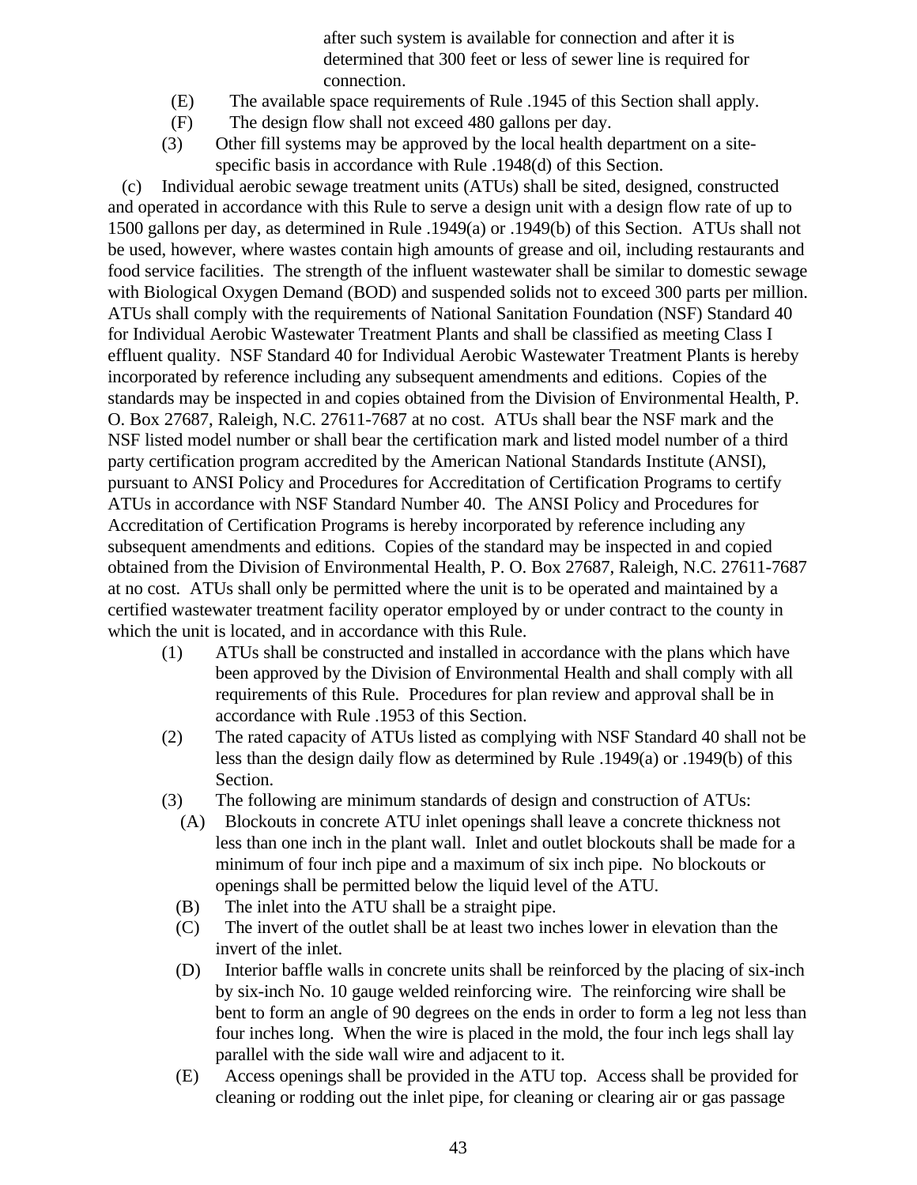after such system is available for connection and after it is determined that 300 feet or less of sewer line is required for connection.

(E) The available space requirements of Rule .1945 of this Section shall apply.

(F) The design flow shall not exceed 480 gallons per day.

(3) Other fill systems may be approved by the local health department on a site-specific basis in accordance with Rule .1948(d) of this Section.

(c) Individual aerobic sewage treatment units (ATUs) shall be sited, designed, constructed and operated in accordance with this Rule to serve a design unit with a design flow rate of up to 1500 gallons per day, as determined in Rule .1949(a) or .1949(b) of this Section. ATUs shall not be used, however, where wastes contain high amounts of grease and oil, including restaurants and food service facilities. The strength of the influent wastewater shall be similar to domestic sewage with Biological Oxygen Demand (BOD) and suspended solids not to exceed 300 parts per million. ATUs shall comply with the requirements of National Sanitation Foundation (NSF) Standard 40 for Individual Aerobic Wastewater Treatment Plants and shall be classified as meeting Class I effluent quality. NSF Standard 40 for Individual Aerobic Wastewater Treatment Plants is hereby incorporated by reference including any subsequent amendments and editions. Copies of the standards may be inspected in and copies obtained from the Division of Environmental Health, P. O. Box 27687, Raleigh, N.C. 27611-7687 at no cost. ATUs shall bear the NSF mark and the NSF listed model number or shall bear the certification mark and listed model number of a third party certification program accredited by the American National Standards Institute (ANSI), pursuant to ANSI Policy and Procedures for Accreditation of Certification Programs to certify ATUs in accordance with NSF Standard Number 40. The ANSI Policy and Procedures for Accreditation of Certification Programs is hereby incorporated by reference including any subsequent amendments and editions. Copies of the standard may be inspected in and copied obtained from the Division of Environmental Health, P. O. Box 27687, Raleigh, N.C. 27611-7687 at no cost. ATUs shall only be permitted where the unit is to be operated and maintained by a certified wastewater treatment facility operator employed by or under contract to the county in which the unit is located, and in accordance with this Rule.

(1) ATUs shall be constructed and installed in accordance with the plans which have been approved by the Division of Environmental Health and shall comply with all requirements of this Rule. Procedures for plan review and approval shall be in accordance with Rule .1953 of this Section.

(2) The rated capacity of ATUs listed as complying with NSF Standard 40 shall not be less than the design daily flow as determined by Rule .1949(a) or .1949(b) of this Section.

(3) The following are minimum standards of design and construction of ATUs:

(A) Blockouts in concrete ATU inlet openings shall leave a concrete thickness not less than one inch in the plant wall. Inlet and outlet blockouts shall be made for a minimum of four inch pipe and a maximum of six inch pipe. No blockouts or openings shall be permitted below the liquid level of the ATU.

(B) The inlet into the ATU shall be a straight pipe.

(C) The invert of the outlet shall be at least two inches lower in elevation than the invert of the inlet.

(D) Interior baffle walls in concrete units shall be reinforced by the placing of six-inch by six-inch No. 10 gauge welded reinforcing wire. The reinforcing wire shall be bent to form an angle of 90 degrees on the ends in order to form a leg not less than four inches long. When the wire is placed in the mold, the four inch legs shall lay parallel with the side wall wire and adjacent to it.

(E) Access openings shall be provided in the ATU top. Access shall be provided for cleaning or rodding out the inlet pipe, for cleaning or clearing air or gas passage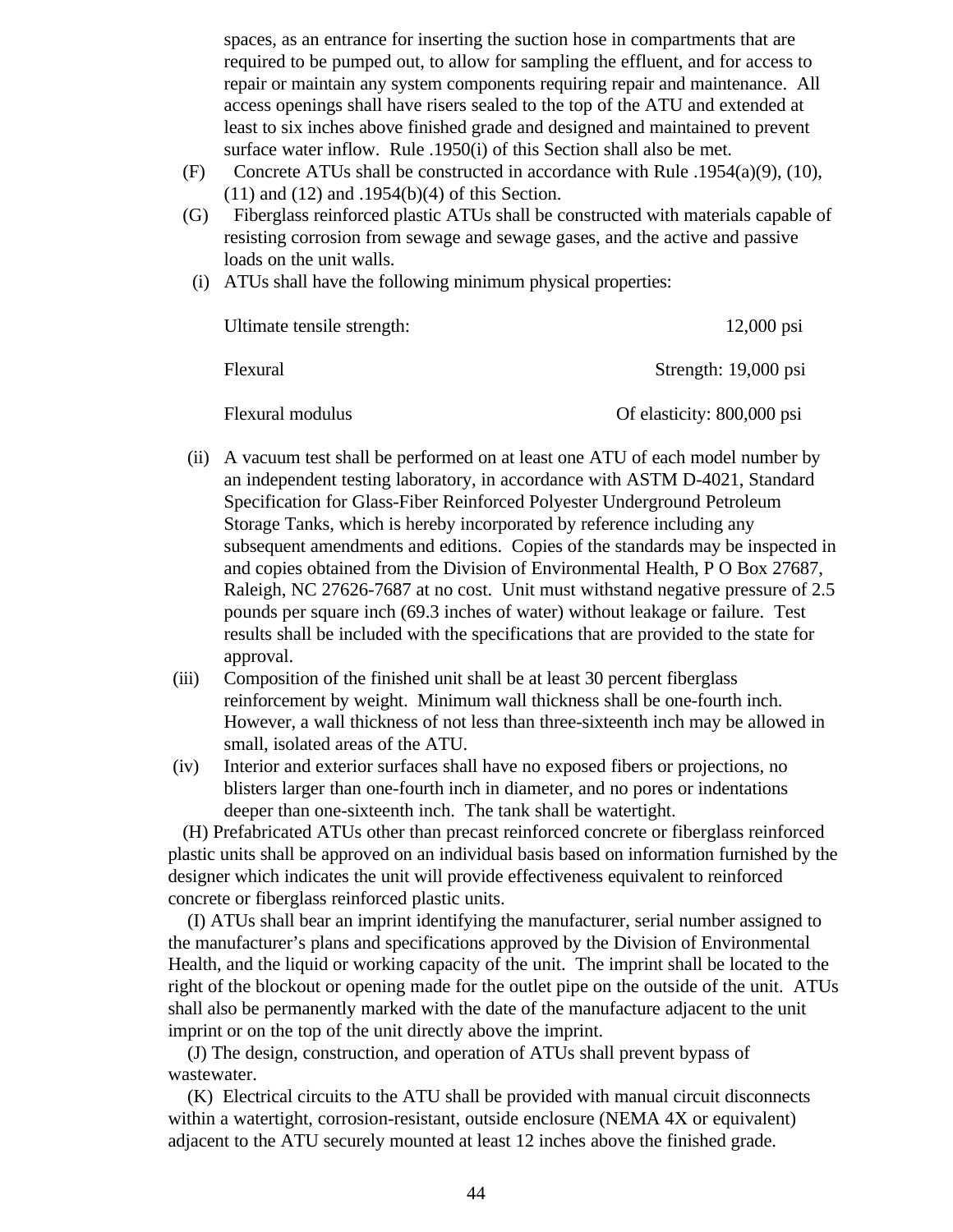spaces, as an entrance for inserting the suction hose in compartments that are required to be pumped out, to allow for sampling the effluent, and for access to repair or maintain any system components requiring repair and maintenance. All access openings shall have risers sealed to the top of the ATU and extended at least to six inches above finished grade and designed and maintained to prevent surface water inflow. Rule .1950(i) of this Section shall also be met.

(F) Concrete ATUs shall be constructed in accordance with Rule .1954(a)(9), (10), (11) and (12) and .1954(b)(4) of this Section.

(G) Fiberglass reinforced plastic ATUs shall be constructed with materials capable of resisting corrosion from sewage and sewage gases, and the active and passive loads on the unit walls.

(i) ATUs shall have the following minimum physical properties:

| | |
|---|---|
| Ultimate tensile strength: | 12,000 psi |
| Flexural | Strength: 19,000 psi |
| Flexural modulus | Of elasticity: 800,000 psi |

(ii) A vacuum test shall be performed on at least one ATU of each model number by an independent testing laboratory, in accordance with ASTM D-4021, Standard Specification for Glass-Fiber Reinforced Polyester Underground Petroleum Storage Tanks, which is hereby incorporated by reference including any subsequent amendments and editions. Copies of the standards may be inspected in and copies obtained from the Division of Environmental Health, P O Box 27687, Raleigh, NC 27626-7687 at no cost. Unit must withstand negative pressure of 2.5 pounds per square inch (69.3 inches of water) without leakage or failure. Test results shall be included with the specifications that are provided to the state for approval.

(iii) Composition of the finished unit shall be at least 30 percent fiberglass reinforcement by weight. Minimum wall thickness shall be one-fourth inch. However, a wall thickness of not less than three-sixteenth inch may be allowed in small, isolated areas of the ATU.

(iv) Interior and exterior surfaces shall have no exposed fibers or projections, no blisters larger than one-fourth inch in diameter, and no pores or indentations deeper than one-sixteenth inch. The tank shall be watertight.

(H) Prefabricated ATUs other than precast reinforced concrete or fiberglass reinforced plastic units shall be approved on an individual basis based on information furnished by the designer which indicates the unit will provide effectiveness equivalent to reinforced concrete or fiberglass reinforced plastic units.

(I) ATUs shall bear an imprint identifying the manufacturer, serial number assigned to the manufacturer's plans and specifications approved by the Division of Environmental Health, and the liquid or working capacity of the unit. The imprint shall be located to the right of the blockout or opening made for the outlet pipe on the outside of the unit. ATUs shall also be permanently marked with the date of the manufacture adjacent to the unit imprint or on the top of the unit directly above the imprint.

(J) The design, construction, and operation of ATUs shall prevent bypass of wastewater.

(K) Electrical circuits to the ATU shall be provided with manual circuit disconnects within a watertight, corrosion-resistant, outside enclosure (NEMA 4X or equivalent) adjacent to the ATU securely mounted at least 12 inches above the finished grade.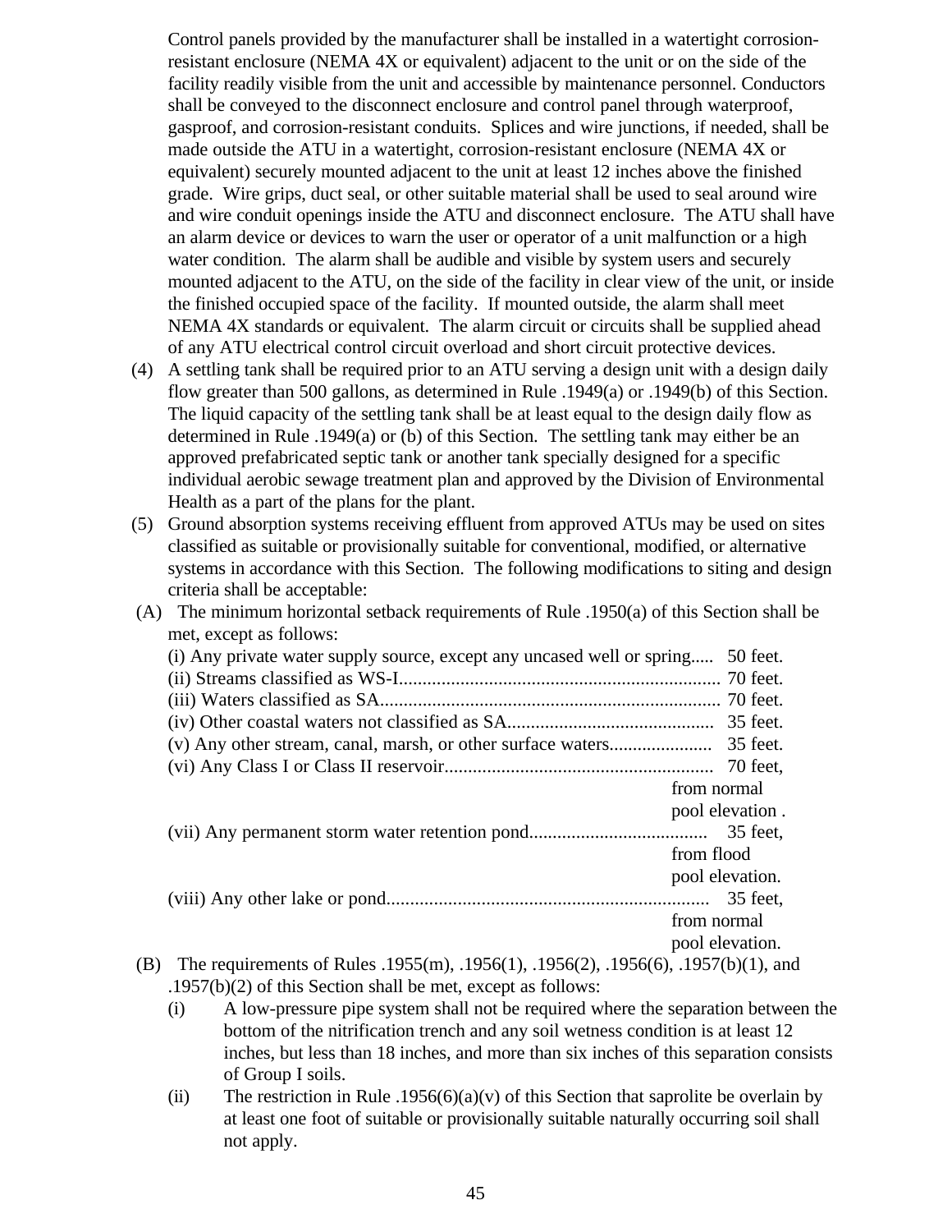Control panels provided by the manufacturer shall be installed in a watertight corrosion-resistant enclosure (NEMA 4X or equivalent) adjacent to the unit or on the side of the facility readily visible from the unit and accessible by maintenance personnel. Conductors shall be conveyed to the disconnect enclosure and control panel through waterproof, gasproof, and corrosion-resistant conduits. Splices and wire junctions, if needed, shall be made outside the ATU in a watertight, corrosion-resistant enclosure (NEMA 4X or equivalent) securely mounted adjacent to the unit at least 12 inches above the finished grade. Wire grips, duct seal, or other suitable material shall be used to seal around wire and wire conduit openings inside the ATU and disconnect enclosure. The ATU shall have an alarm device or devices to warn the user or operator of a unit malfunction or a high water condition. The alarm shall be audible and visible by system users and securely mounted adjacent to the ATU, on the side of the facility in clear view of the unit, or inside the finished occupied space of the facility. If mounted outside, the alarm shall meet NEMA 4X standards or equivalent. The alarm circuit or circuits shall be supplied ahead of any ATU electrical control circuit overload and short circuit protective devices.

(4) A settling tank shall be required prior to an ATU serving a design unit with a design daily flow greater than 500 gallons, as determined in Rule .1949(a) or .1949(b) of this Section. The liquid capacity of the settling tank shall be at least equal to the design daily flow as determined in Rule .1949(a) or (b) of this Section. The settling tank may either be an approved prefabricated septic tank or another tank specially designed for a specific individual aerobic sewage treatment plan and approved by the Division of Environmental Health as a part of the plans for the plant.

(5) Ground absorption systems receiving effluent from approved ATUs may be used on sites classified as suitable or provisionally suitable for conventional, modified, or alternative systems in accordance with this Section. The following modifications to siting and design criteria shall be acceptable:

(A) The minimum horizontal setback requirements of Rule .1950(a) of this Section shall be met, except as follows:

(i) Any private water supply source, except any uncased well or spring..... 50 feet.
(ii) Streams classified as WS-I.................................................................. 70 feet.
(iii) Waters classified as SA...................................................................... 70 feet.
(iv) Other coastal waters not classified as SA........................................... 35 feet.
(v) Any other stream, canal, marsh, or other surface waters...................... 35 feet.
(vi) Any Class I or Class II reservoir........................................................ 70 feet, from normal pool elevation .
(vii) Any permanent storm water retention pond..................................... 35 feet, from flood pool elevation.
(viii) Any other lake or pond.................................................................... 35 feet, from normal pool elevation.

(B) The requirements of Rules .1955(m), .1956(1), .1956(2), .1956(6), .1957(b)(1), and .1957(b)(2) of this Section shall be met, except as follows:

(i) A low-pressure pipe system shall not be required where the separation between the bottom of the nitrification trench and any soil wetness condition is at least 12 inches, but less than 18 inches, and more than six inches of this separation consists of Group I soils.

(ii) The restriction in Rule .1956(6)(a)(v) of this Section that saprolite be overlain by at least one foot of suitable or provisionally suitable naturally occurring soil shall not apply.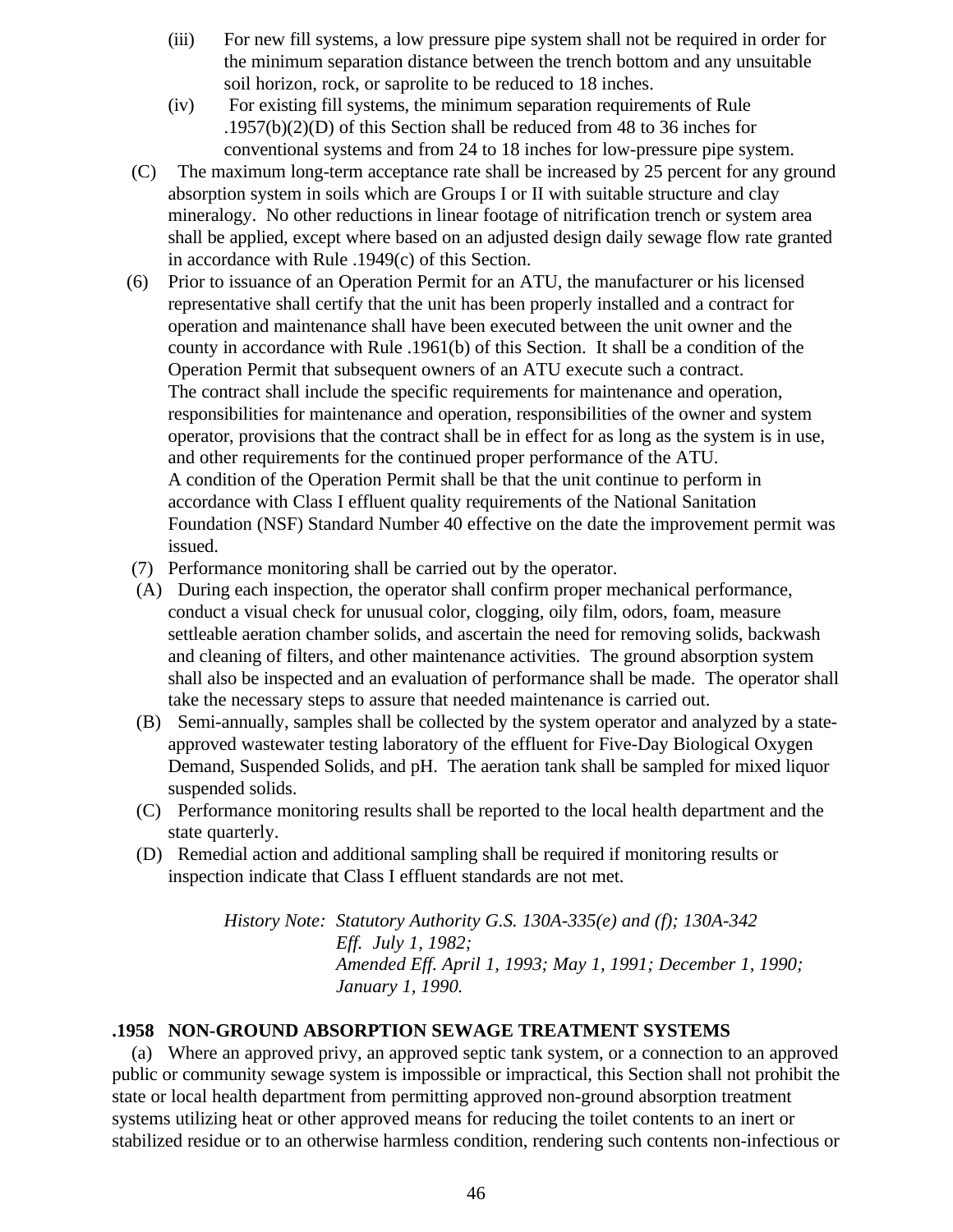(iii) For new fill systems, a low pressure pipe system shall not be required in order for the minimum separation distance between the trench bottom and any unsuitable soil horizon, rock, or saprolite to be reduced to 18 inches.

(iv) For existing fill systems, the minimum separation requirements of Rule .1957(b)(2)(D) of this Section shall be reduced from 48 to 36 inches for conventional systems and from 24 to 18 inches for low-pressure pipe system.

(C) The maximum long-term acceptance rate shall be increased by 25 percent for any ground absorption system in soils which are Groups I or II with suitable structure and clay mineralogy. No other reductions in linear footage of nitrification trench or system area shall be applied, except where based on an adjusted design daily sewage flow rate granted in accordance with Rule .1949(c) of this Section.

(6) Prior to issuance of an Operation Permit for an ATU, the manufacturer or his licensed representative shall certify that the unit has been properly installed and a contract for operation and maintenance shall have been executed between the unit owner and the county in accordance with Rule .1961(b) of this Section. It shall be a condition of the Operation Permit that subsequent owners of an ATU execute such a contract.
The contract shall include the specific requirements for maintenance and operation, responsibilities for maintenance and operation, responsibilities of the owner and system operator, provisions that the contract shall be in effect for as long as the system is in use, and other requirements for the continued proper performance of the ATU.
A condition of the Operation Permit shall be that the unit continue to perform in accordance with Class I effluent quality requirements of the National Sanitation Foundation (NSF) Standard Number 40 effective on the date the improvement permit was issued.

(7) Performance monitoring shall be carried out by the operator.

(A) During each inspection, the operator shall confirm proper mechanical performance, conduct a visual check for unusual color, clogging, oily film, odors, foam, measure settleable aeration chamber solids, and ascertain the need for removing solids, backwash and cleaning of filters, and other maintenance activities. The ground absorption system shall also be inspected and an evaluation of performance shall be made. The operator shall take the necessary steps to assure that needed maintenance is carried out.

(B) Semi-annually, samples shall be collected by the system operator and analyzed by a state-approved wastewater testing laboratory of the effluent for Five-Day Biological Oxygen Demand, Suspended Solids, and pH. The aeration tank shall be sampled for mixed liquor suspended solids.

(C) Performance monitoring results shall be reported to the local health department and the state quarterly.

(D) Remedial action and additional sampling shall be required if monitoring results or inspection indicate that Class I effluent standards are not met.

*History Note: Statutory Authority G.S. 130A-335(e) and (f); 130A-342*
*Eff. July 1, 1982;*
*Amended Eff. April 1, 1993; May 1, 1991; December 1, 1990; January 1, 1990.*

**.1958 NON-GROUND ABSORPTION SEWAGE TREATMENT SYSTEMS**

(a) Where an approved privy, an approved septic tank system, or a connection to an approved public or community sewage system is impossible or impractical, this Section shall not prohibit the state or local health department from permitting approved non-ground absorption treatment systems utilizing heat or other approved means for reducing the toilet contents to an inert or stabilized residue or to an otherwise harmless condition, rendering such contents non-infectious or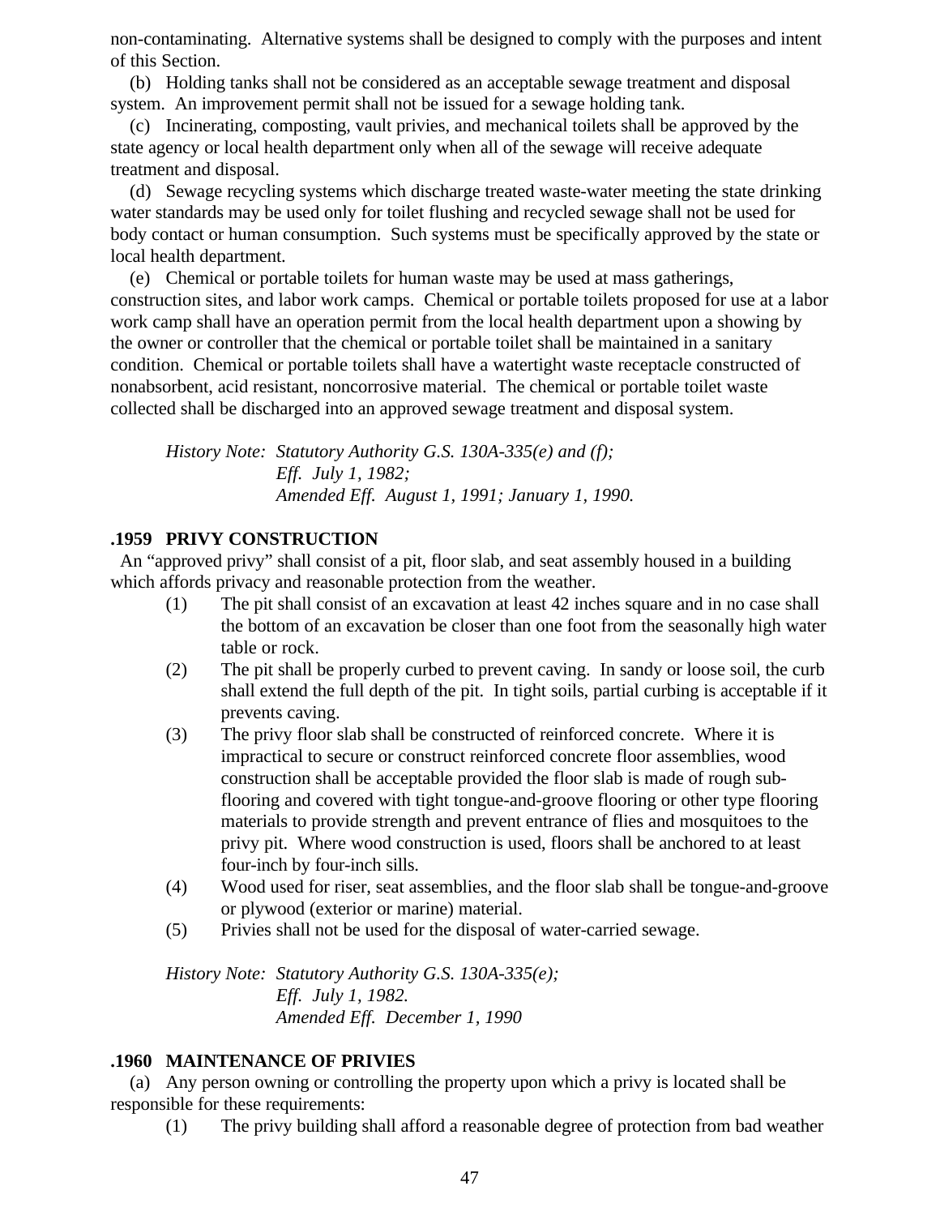non-contaminating. Alternative systems shall be designed to comply with the purposes and intent of this Section.

(b) Holding tanks shall not be considered as an acceptable sewage treatment and disposal system. An improvement permit shall not be issued for a sewage holding tank.

(c) Incinerating, composting, vault privies, and mechanical toilets shall be approved by the state agency or local health department only when all of the sewage will receive adequate treatment and disposal.

(d) Sewage recycling systems which discharge treated waste-water meeting the state drinking water standards may be used only for toilet flushing and recycled sewage shall not be used for body contact or human consumption. Such systems must be specifically approved by the state or local health department.

(e) Chemical or portable toilets for human waste may be used at mass gatherings, construction sites, and labor work camps. Chemical or portable toilets proposed for use at a labor work camp shall have an operation permit from the local health department upon a showing by the owner or controller that the chemical or portable toilet shall be maintained in a sanitary condition. Chemical or portable toilets shall have a watertight waste receptacle constructed of nonabsorbent, acid resistant, noncorrosive material. The chemical or portable toilet waste collected shall be discharged into an approved sewage treatment and disposal system.

*History Note: Statutory Authority G.S. 130A-335(e) and (f);*
*Eff. July 1, 1982;*
*Amended Eff. August 1, 1991; January 1, 1990.*

### .1959 PRIVY CONSTRUCTION

An "approved privy" shall consist of a pit, floor slab, and seat assembly housed in a building which affords privacy and reasonable protection from the weather.

(1) The pit shall consist of an excavation at least 42 inches square and in no case shall the bottom of an excavation be closer than one foot from the seasonally high water table or rock.

(2) The pit shall be properly curbed to prevent caving. In sandy or loose soil, the curb shall extend the full depth of the pit. In tight soils, partial curbing is acceptable if it prevents caving.

(3) The privy floor slab shall be constructed of reinforced concrete. Where it is impractical to secure or construct reinforced concrete floor assemblies, wood construction shall be acceptable provided the floor slab is made of rough sub-flooring and covered with tight tongue-and-groove flooring or other type flooring materials to provide strength and prevent entrance of flies and mosquitoes to the privy pit. Where wood construction is used, floors shall be anchored to at least four-inch by four-inch sills.

(4) Wood used for riser, seat assemblies, and the floor slab shall be tongue-and-groove or plywood (exterior or marine) material.

(5) Privies shall not be used for the disposal of water-carried sewage.

*History Note: Statutory Authority G.S. 130A-335(e);*
*Eff. July 1, 1982.*
*Amended Eff. December 1, 1990*

### .1960 MAINTENANCE OF PRIVIES

(a) Any person owning or controlling the property upon which a privy is located shall be responsible for these requirements:

(1) The privy building shall afford a reasonable degree of protection from bad weather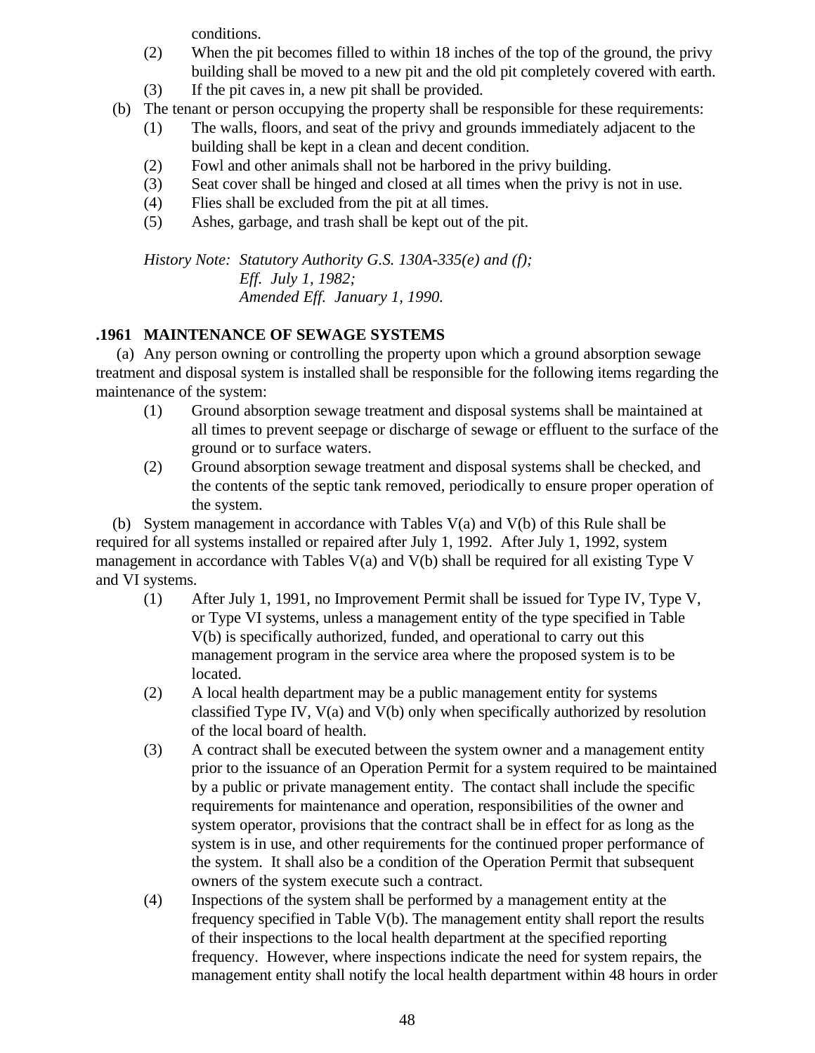conditions.

(2) When the pit becomes filled to within 18 inches of the top of the ground, the privy building shall be moved to a new pit and the old pit completely covered with earth.

(3) If the pit caves in, a new pit shall be provided.

(b) The tenant or person occupying the property shall be responsible for these requirements:

(1) The walls, floors, and seat of the privy and grounds immediately adjacent to the building shall be kept in a clean and decent condition.

(2) Fowl and other animals shall not be harbored in the privy building.

(3) Seat cover shall be hinged and closed at all times when the privy is not in use.

(4) Flies shall be excluded from the pit at all times.

(5) Ashes, garbage, and trash shall be kept out of the pit.

*History Note: Statutory Authority G.S. 130A-335(e) and (f);*
*Eff. July 1, 1982;*
*Amended Eff. January 1, 1990.*

### .1961 MAINTENANCE OF SEWAGE SYSTEMS

(a) Any person owning or controlling the property upon which a ground absorption sewage treatment and disposal system is installed shall be responsible for the following items regarding the maintenance of the system:

(1) Ground absorption sewage treatment and disposal systems shall be maintained at all times to prevent seepage or discharge of sewage or effluent to the surface of the ground or to surface waters.

(2) Ground absorption sewage treatment and disposal systems shall be checked, and the contents of the septic tank removed, periodically to ensure proper operation of the system.

(b) System management in accordance with Tables V(a) and V(b) of this Rule shall be required for all systems installed or repaired after July 1, 1992. After July 1, 1992, system management in accordance with Tables V(a) and V(b) shall be required for all existing Type V and VI systems.

(1) After July 1, 1991, no Improvement Permit shall be issued for Type IV, Type V, or Type VI systems, unless a management entity of the type specified in Table V(b) is specifically authorized, funded, and operational to carry out this management program in the service area where the proposed system is to be located.

(2) A local health department may be a public management entity for systems classified Type IV, V(a) and V(b) only when specifically authorized by resolution of the local board of health.

(3) A contract shall be executed between the system owner and a management entity prior to the issuance of an Operation Permit for a system required to be maintained by a public or private management entity. The contact shall include the specific requirements for maintenance and operation, responsibilities of the owner and system operator, provisions that the contract shall be in effect for as long as the system is in use, and other requirements for the continued proper performance of the system. It shall also be a condition of the Operation Permit that subsequent owners of the system execute such a contract.

(4) Inspections of the system shall be performed by a management entity at the frequency specified in Table V(b). The management entity shall report the results of their inspections to the local health department at the specified reporting frequency. However, where inspections indicate the need for system repairs, the management entity shall notify the local health department within 48 hours in order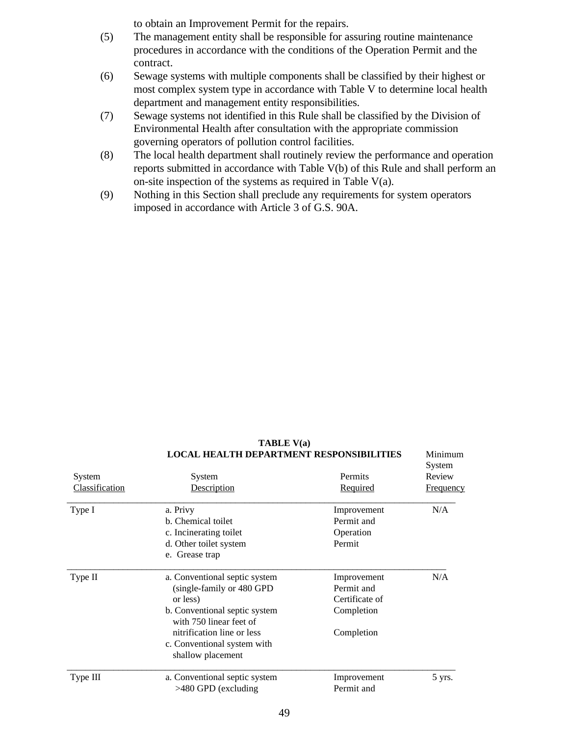to obtain an Improvement Permit for the repairs.

(5) The management entity shall be responsible for assuring routine maintenance procedures in accordance with the conditions of the Operation Permit and the contract.

(6) Sewage systems with multiple components shall be classified by their highest or most complex system type in accordance with Table V to determine local health department and management entity responsibilities.

(7) Sewage systems not identified in this Rule shall be classified by the Division of Environmental Health after consultation with the appropriate commission governing operators of pollution control facilities.

(8) The local health department shall routinely review the performance and operation reports submitted in accordance with Table V(b) of this Rule and shall perform an on-site inspection of the systems as required in Table V(a).

(9) Nothing in this Section shall preclude any requirements for system operators imposed in accordance with Article 3 of G.S. 90A.

**TABLE V(a)**
**LOCAL HEALTH DEPARTMENT RESPONSIBILITIES**

| System Classification | System Description | Permits Required | Minimum System Review Frequency |
|---|---|---|---|
| Type I | a. Privy<br>b. Chemical toilet<br>c. Incinerating toilet<br>d. Other toilet system<br>e. Grease trap | Improvement Permit and Operation Permit | N/A |
| Type II | a. Conventional septic system (single-family or 480 GPD or less)<br>b. Conventional septic system with 750 linear feet of nitrification line or less<br>c. Conventional system with shallow placement | Improvement Permit and Certificate of Completion<br><br>Completion | N/A |
| Type III | a. Conventional septic system >480 GPD (excluding | Improvement Permit and | 5 yrs. |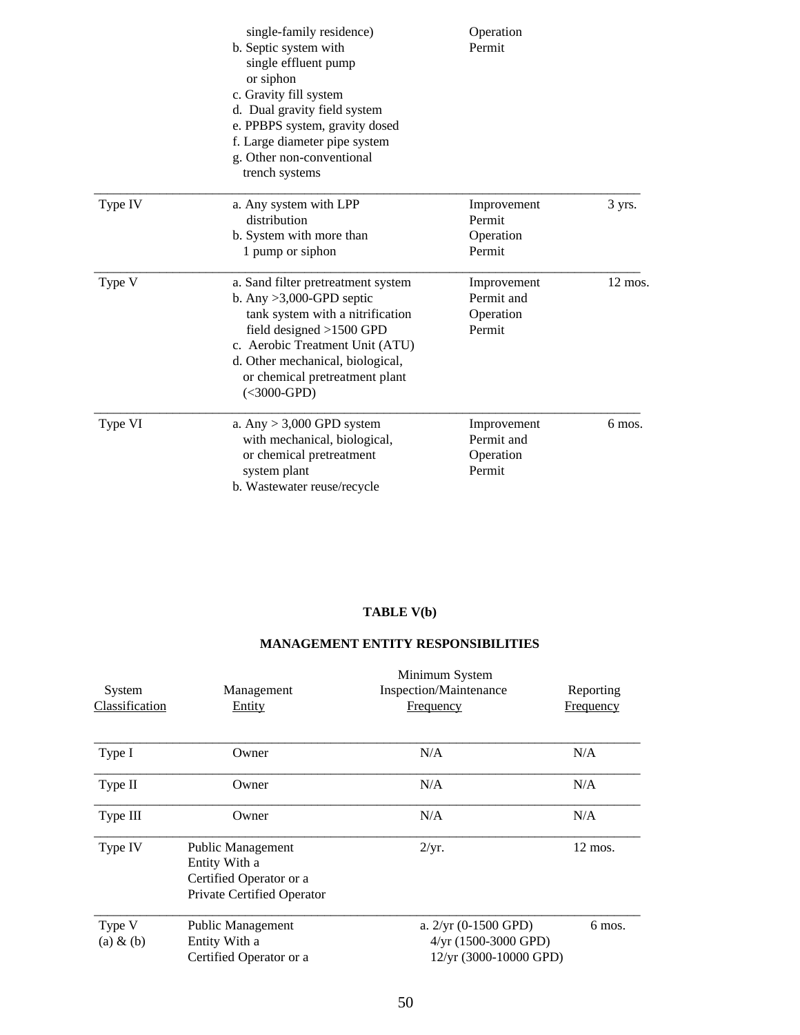| | | | |
|---|---|---|---|
| | single-family residence)<br>b. Septic system with single effluent pump or siphon<br>c. Gravity fill system<br>d. Dual gravity field system<br>e. PPBPS system, gravity dosed<br>f. Large diameter pipe system<br>g. Other non-conventional trench systems | Operation Permit | |
| Type IV | a. Any system with LPP distribution<br>b. System with more than 1 pump or siphon | Improvement Permit<br>Operation Permit | 3 yrs. |
| Type V | a. Sand filter pretreatment system<br>b. Any >3,000-GPD septic tank system with a nitrification field designed >1500 GPD<br>c. Aerobic Treatment Unit (ATU)<br>d. Other mechanical, biological, or chemical pretreatment plant (<3000-GPD) | Improvement Permit and Operation Permit | 12 mos. |
| Type VI | a. Any > 3,000 GPD system with mechanical, biological, or chemical pretreatment system plant<br>b. Wastewater reuse/recycle | Improvement Permit and Operation Permit | 6 mos. |

**TABLE V(b)**

**MANAGEMENT ENTITY RESPONSIBILITIES**

| System Classification | Management Entity | Minimum System Inspection/Maintenance Frequency | Reporting Frequency |
|---|---|---|---|
| Type I | Owner | N/A | N/A |
| Type II | Owner | N/A | N/A |
| Type III | Owner | N/A | N/A |
| Type IV | Public Management Entity With a Certified Operator or a Private Certified Operator | 2/yr. | 12 mos. |
| Type V (a) & (b) | Public Management Entity With a Certified Operator or a | a. 2/yr (0-1500 GPD)<br>4/yr (1500-3000 GPD)<br>12/yr (3000-10000 GPD) | 6 mos. |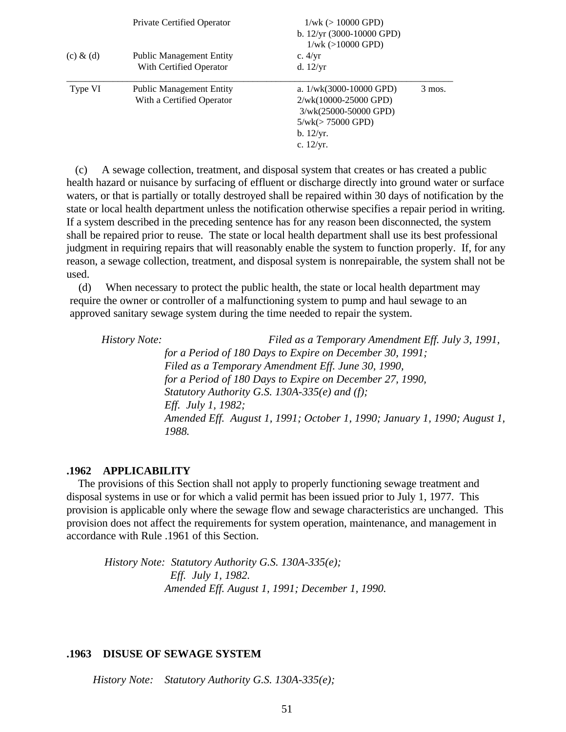| | | | |
|---|---|---|---|
| | Private Certified Operator | 1/wk (> 10000 GPD)<br>b. 12/yr (3000-10000 GPD)<br>1/wk (>10000 GPD) | |
| (c) & (d) | Public Management Entity With Certified Operator | c. 4/yr<br>d. 12/yr | |
| Type VI | Public Management Entity With a Certified Operator | a. 1/wk(3000-10000 GPD)<br>2/wk(10000-25000 GPD)<br>3/wk(25000-50000 GPD)<br>5/wk(> 75000 GPD)<br>b. 12/yr.<br>c. 12/yr. | 3 mos. |

(c) A sewage collection, treatment, and disposal system that creates or has created a public health hazard or nuisance by surfacing of effluent or discharge directly into ground water or surface waters, or that is partially or totally destroyed shall be repaired within 30 days of notification by the state or local health department unless the notification otherwise specifies a repair period in writing. If a system described in the preceding sentence has for any reason been disconnected, the system shall be repaired prior to reuse. The state or local health department shall use its best professional judgment in requiring repairs that will reasonably enable the system to function properly. If, for any reason, a sewage collection, treatment, and disposal system is nonrepairable, the system shall not be used.

(d) When necessary to protect the public health, the state or local health department may require the owner or controller of a malfunctioning system to pump and haul sewage to an approved sanitary sewage system during the time needed to repair the system.

*History Note: Filed as a Temporary Amendment Eff. July 3, 1991,*
*for a Period of 180 Days to Expire on December 30, 1991;*
*Filed as a Temporary Amendment Eff. June 30, 1990,*
*for a Period of 180 Days to Expire on December 27, 1990,*
*Statutory Authority G.S. 130A-335(e) and (f);*
*Eff. July 1, 1982;*
*Amended Eff. August 1, 1991; October 1, 1990; January 1, 1990; August 1, 1988.*

### .1962 APPLICABILITY

The provisions of this Section shall not apply to properly functioning sewage treatment and disposal systems in use or for which a valid permit has been issued prior to July 1, 1977. This provision is applicable only where the sewage flow and sewage characteristics are unchanged. This provision does not affect the requirements for system operation, maintenance, and management in accordance with Rule .1961 of this Section.

*History Note: Statutory Authority G.S. 130A-335(e);*
*Eff. July 1, 1982.*
*Amended Eff. August 1, 1991; December 1, 1990.*

### .1963 DISUSE OF SEWAGE SYSTEM

*History Note: Statutory Authority G.S. 130A-335(e);*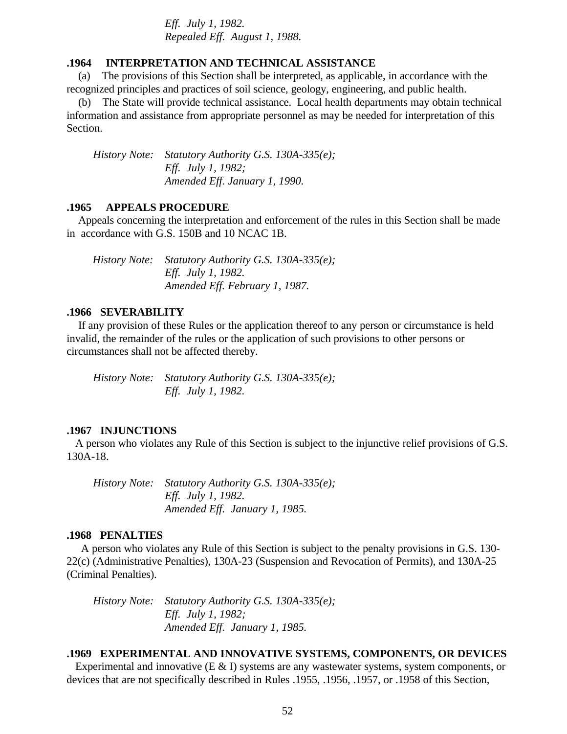*Eff. July 1, 1982.*
*Repealed Eff. August 1, 1988.*

**.1964 INTERPRETATION AND TECHNICAL ASSISTANCE**

(a) The provisions of this Section shall be interpreted, as applicable, in accordance with the recognized principles and practices of soil science, geology, engineering, and public health.

(b) The State will provide technical assistance. Local health departments may obtain technical information and assistance from appropriate personnel as may be needed for interpretation of this Section.

*History Note: Statutory Authority G.S. 130A-335(e);*
*Eff. July 1, 1982;*
*Amended Eff. January 1, 1990.*

**.1965 APPEALS PROCEDURE**

Appeals concerning the interpretation and enforcement of the rules in this Section shall be made in accordance with G.S. 150B and 10 NCAC 1B.

*History Note: Statutory Authority G.S. 130A-335(e);*
*Eff. July 1, 1982.*
*Amended Eff. February 1, 1987.*

**.1966 SEVERABILITY**

If any provision of these Rules or the application thereof to any person or circumstance is held invalid, the remainder of the rules or the application of such provisions to other persons or circumstances shall not be affected thereby.

*History Note: Statutory Authority G.S. 130A-335(e);*
*Eff. July 1, 1982.*

**.1967 INJUNCTIONS**

A person who violates any Rule of this Section is subject to the injunctive relief provisions of G.S. 130A-18.

*History Note: Statutory Authority G.S. 130A-335(e);*
*Eff. July 1, 1982.*
*Amended Eff. January 1, 1985.*

**.1968 PENALTIES**

A person who violates any Rule of this Section is subject to the penalty provisions in G.S. 130-22(c) (Administrative Penalties), 130A-23 (Suspension and Revocation of Permits), and 130A-25 (Criminal Penalties).

*History Note: Statutory Authority G.S. 130A-335(e);*
*Eff. July 1, 1982;*
*Amended Eff. January 1, 1985.*

**.1969 EXPERIMENTAL AND INNOVATIVE SYSTEMS, COMPONENTS, OR DEVICES**

Experimental and innovative (E & I) systems are any wastewater systems, system components, or devices that are not specifically described in Rules .1955, .1956, .1957, or .1958 of this Section,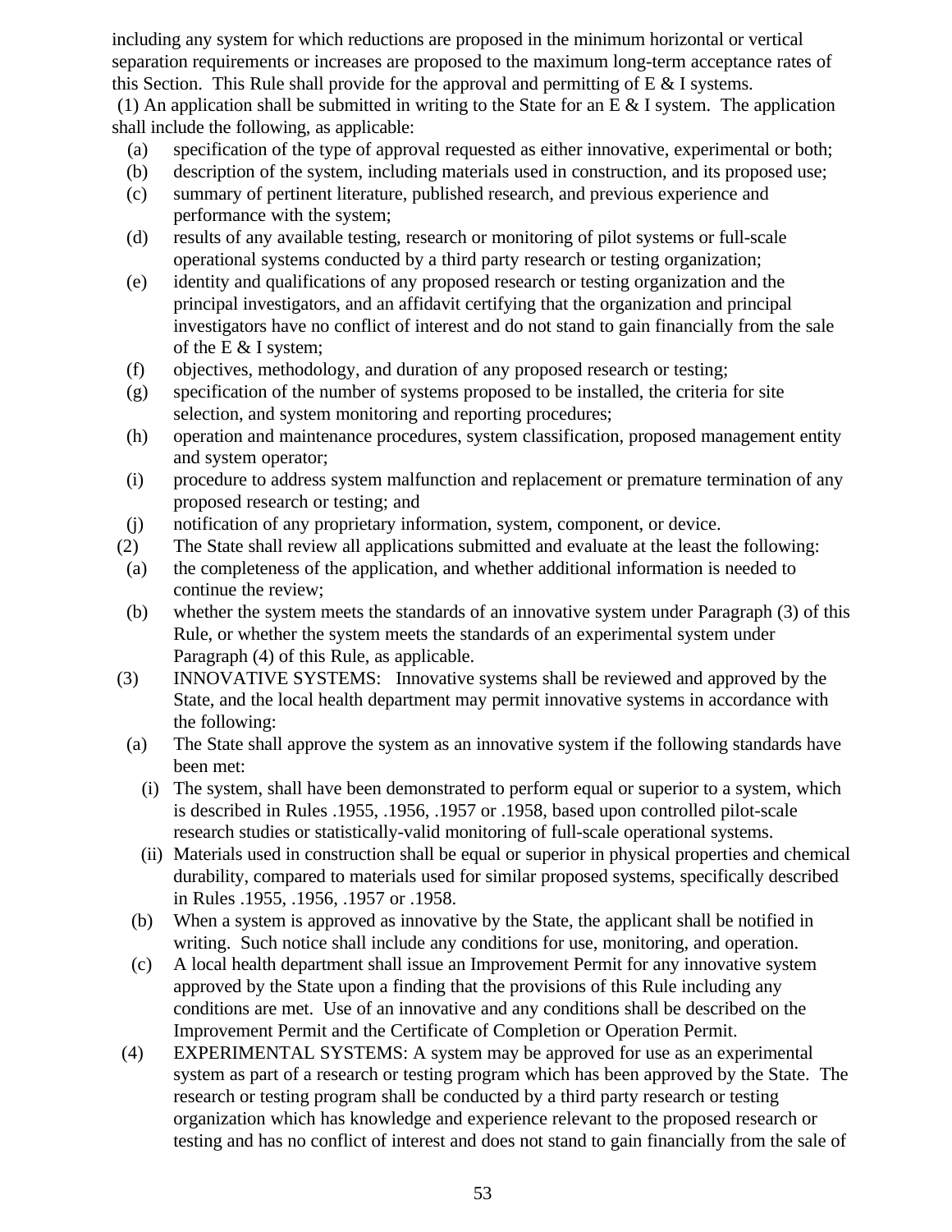including any system for which reductions are proposed in the minimum horizontal or vertical separation requirements or increases are proposed to the maximum long-term acceptance rates of this Section. This Rule shall provide for the approval and permitting of E & I systems.

(1) An application shall be submitted in writing to the State for an E & I system. The application shall include the following, as applicable:

- (a) specification of the type of approval requested as either innovative, experimental or both;
- (b) description of the system, including materials used in construction, and its proposed use;
- (c) summary of pertinent literature, published research, and previous experience and performance with the system;
- (d) results of any available testing, research or monitoring of pilot systems or full-scale operational systems conducted by a third party research or testing organization;
- (e) identity and qualifications of any proposed research or testing organization and the principal investigators, and an affidavit certifying that the organization and principal investigators have no conflict of interest and do not stand to gain financially from the sale of the E & I system;
- (f) objectives, methodology, and duration of any proposed research or testing;
- (g) specification of the number of systems proposed to be installed, the criteria for site selection, and system monitoring and reporting procedures;
- (h) operation and maintenance procedures, system classification, proposed management entity and system operator;
- (i) procedure to address system malfunction and replacement or premature termination of any proposed research or testing; and
- (j) notification of any proprietary information, system, component, or device.

(2) The State shall review all applications submitted and evaluate at the least the following:

- (a) the completeness of the application, and whether additional information is needed to continue the review;
- (b) whether the system meets the standards of an innovative system under Paragraph (3) of this Rule, or whether the system meets the standards of an experimental system under Paragraph (4) of this Rule, as applicable.

(3) INNOVATIVE SYSTEMS: Innovative systems shall be reviewed and approved by the State, and the local health department may permit innovative systems in accordance with the following:

- (a) The State shall approve the system as an innovative system if the following standards have been met:
  - (i) The system, shall have been demonstrated to perform equal or superior to a system, which is described in Rules .1955, .1956, .1957 or .1958, based upon controlled pilot-scale research studies or statistically-valid monitoring of full-scale operational systems.
  - (ii) Materials used in construction shall be equal or superior in physical properties and chemical durability, compared to materials used for similar proposed systems, specifically described in Rules .1955, .1956, .1957 or .1958.
- (b) When a system is approved as innovative by the State, the applicant shall be notified in writing. Such notice shall include any conditions for use, monitoring, and operation.
- (c) A local health department shall issue an Improvement Permit for any innovative system approved by the State upon a finding that the provisions of this Rule including any conditions are met. Use of an innovative and any conditions shall be described on the Improvement Permit and the Certificate of Completion or Operation Permit.

(4) EXPERIMENTAL SYSTEMS: A system may be approved for use as an experimental system as part of a research or testing program which has been approved by the State. The research or testing program shall be conducted by a third party research or testing organization which has knowledge and experience relevant to the proposed research or testing and has no conflict of interest and does not stand to gain financially from the sale of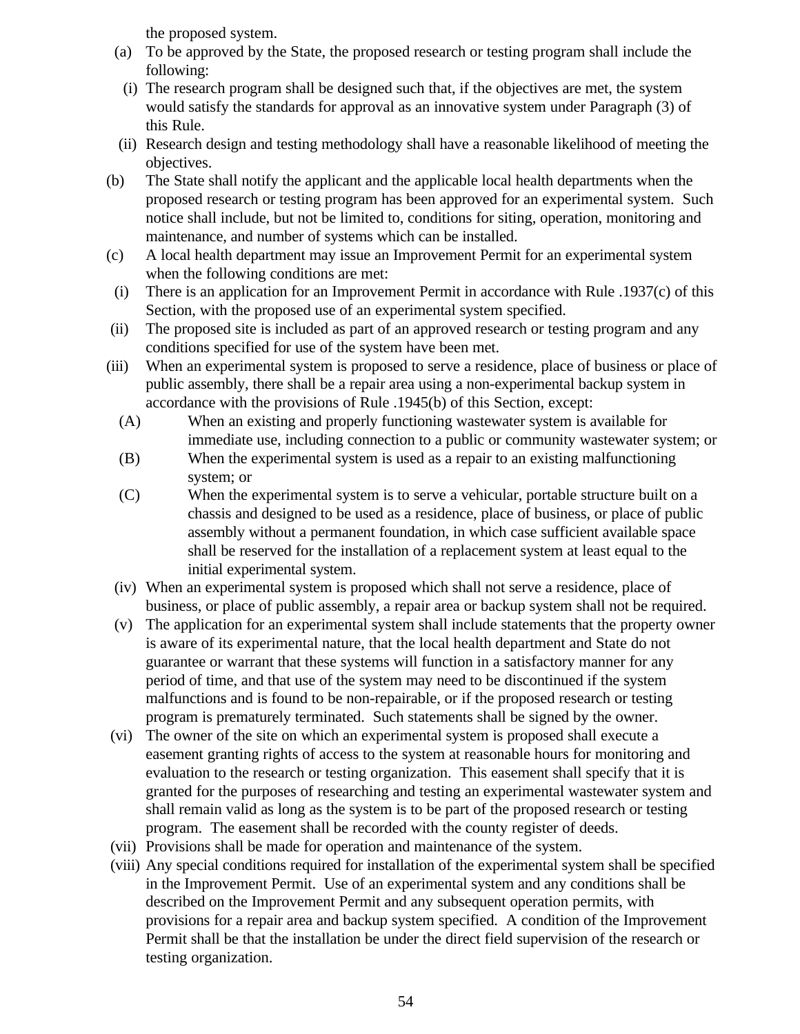the proposed system.

(a) To be approved by the State, the proposed research or testing program shall include the following:

(i) The research program shall be designed such that, if the objectives are met, the system would satisfy the standards for approval as an innovative system under Paragraph (3) of this Rule.

(ii) Research design and testing methodology shall have a reasonable likelihood of meeting the objectives.

(b) The State shall notify the applicant and the applicable local health departments when the proposed research or testing program has been approved for an experimental system. Such notice shall include, but not be limited to, conditions for siting, operation, monitoring and maintenance, and number of systems which can be installed.

(c) A local health department may issue an Improvement Permit for an experimental system when the following conditions are met:

(i) There is an application for an Improvement Permit in accordance with Rule .1937(c) of this Section, with the proposed use of an experimental system specified.

(ii) The proposed site is included as part of an approved research or testing program and any conditions specified for use of the system have been met.

(iii) When an experimental system is proposed to serve a residence, place of business or place of public assembly, there shall be a repair area using a non-experimental backup system in accordance with the provisions of Rule .1945(b) of this Section, except:

(A) When an existing and properly functioning wastewater system is available for immediate use, including connection to a public or community wastewater system; or

(B) When the experimental system is used as a repair to an existing malfunctioning system; or

(C) When the experimental system is to serve a vehicular, portable structure built on a chassis and designed to be used as a residence, place of business, or place of public assembly without a permanent foundation, in which case sufficient available space shall be reserved for the installation of a replacement system at least equal to the initial experimental system.

(iv) When an experimental system is proposed which shall not serve a residence, place of business, or place of public assembly, a repair area or backup system shall not be required.

(v) The application for an experimental system shall include statements that the property owner is aware of its experimental nature, that the local health department and State do not guarantee or warrant that these systems will function in a satisfactory manner for any period of time, and that use of the system may need to be discontinued if the system malfunctions and is found to be non-repairable, or if the proposed research or testing program is prematurely terminated. Such statements shall be signed by the owner.

(vi) The owner of the site on which an experimental system is proposed shall execute a easement granting rights of access to the system at reasonable hours for monitoring and evaluation to the research or testing organization. This easement shall specify that it is granted for the purposes of researching and testing an experimental wastewater system and shall remain valid as long as the system is to be part of the proposed research or testing program. The easement shall be recorded with the county register of deeds.

(vii) Provisions shall be made for operation and maintenance of the system.

(viii) Any special conditions required for installation of the experimental system shall be specified in the Improvement Permit. Use of an experimental system and any conditions shall be described on the Improvement Permit and any subsequent operation permits, with provisions for a repair area and backup system specified. A condition of the Improvement Permit shall be that the installation be under the direct field supervision of the research or testing organization.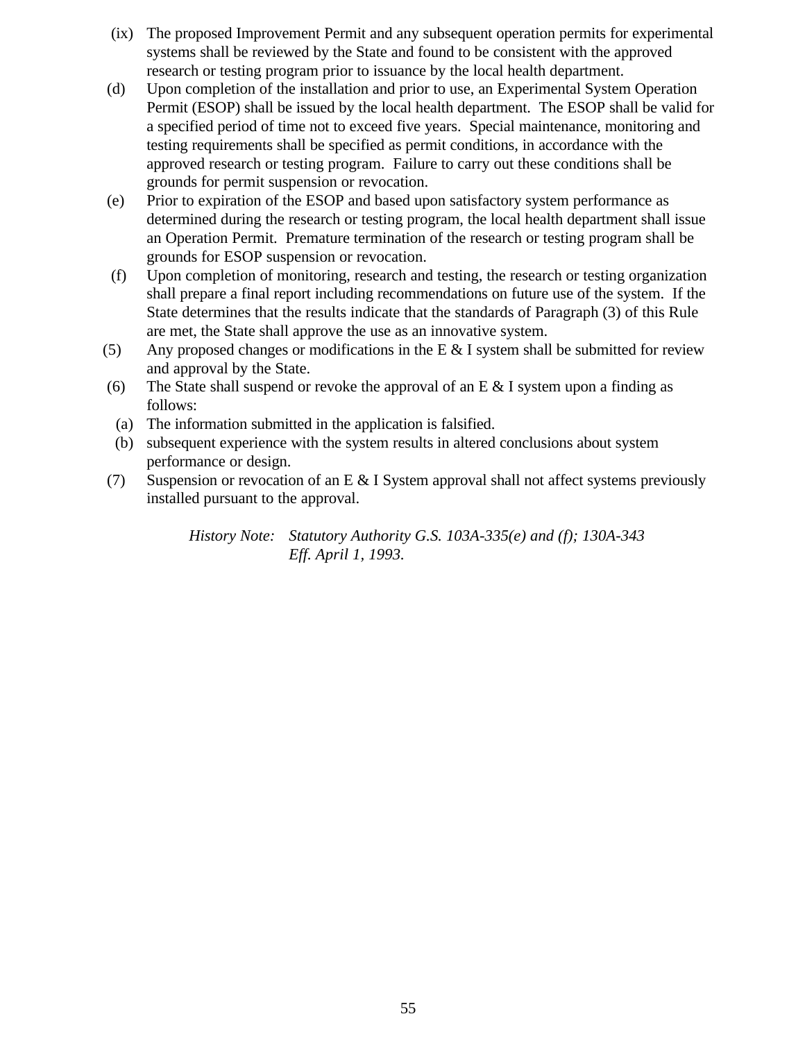(ix) The proposed Improvement Permit and any subsequent operation permits for experimental systems shall be reviewed by the State and found to be consistent with the approved research or testing program prior to issuance by the local health department.

(d) Upon completion of the installation and prior to use, an Experimental System Operation Permit (ESOP) shall be issued by the local health department. The ESOP shall be valid for a specified period of time not to exceed five years. Special maintenance, monitoring and testing requirements shall be specified as permit conditions, in accordance with the approved research or testing program. Failure to carry out these conditions shall be grounds for permit suspension or revocation.

(e) Prior to expiration of the ESOP and based upon satisfactory system performance as determined during the research or testing program, the local health department shall issue an Operation Permit. Premature termination of the research or testing program shall be grounds for ESOP suspension or revocation.

(f) Upon completion of monitoring, research and testing, the research or testing organization shall prepare a final report including recommendations on future use of the system. If the State determines that the results indicate that the standards of Paragraph (3) of this Rule are met, the State shall approve the use as an innovative system.

(5) Any proposed changes or modifications in the E & I system shall be submitted for review and approval by the State.

(6) The State shall suspend or revoke the approval of an E & I system upon a finding as follows:

(a) The information submitted in the application is falsified.

(b) subsequent experience with the system results in altered conclusions about system performance or design.

(7) Suspension or revocation of an E & I System approval shall not affect systems previously installed pursuant to the approval.

*History Note: Statutory Authority G.S. 103A-335(e) and (f); 130A-343*
*Eff. April 1, 1993.*